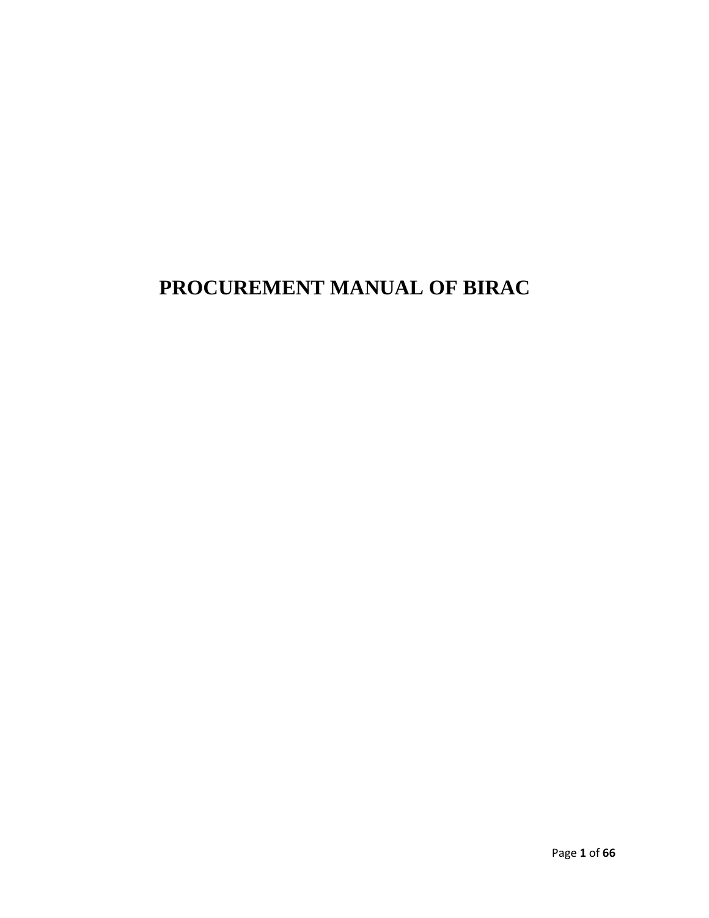# PROCUREMENT MANUAL OF BIRAC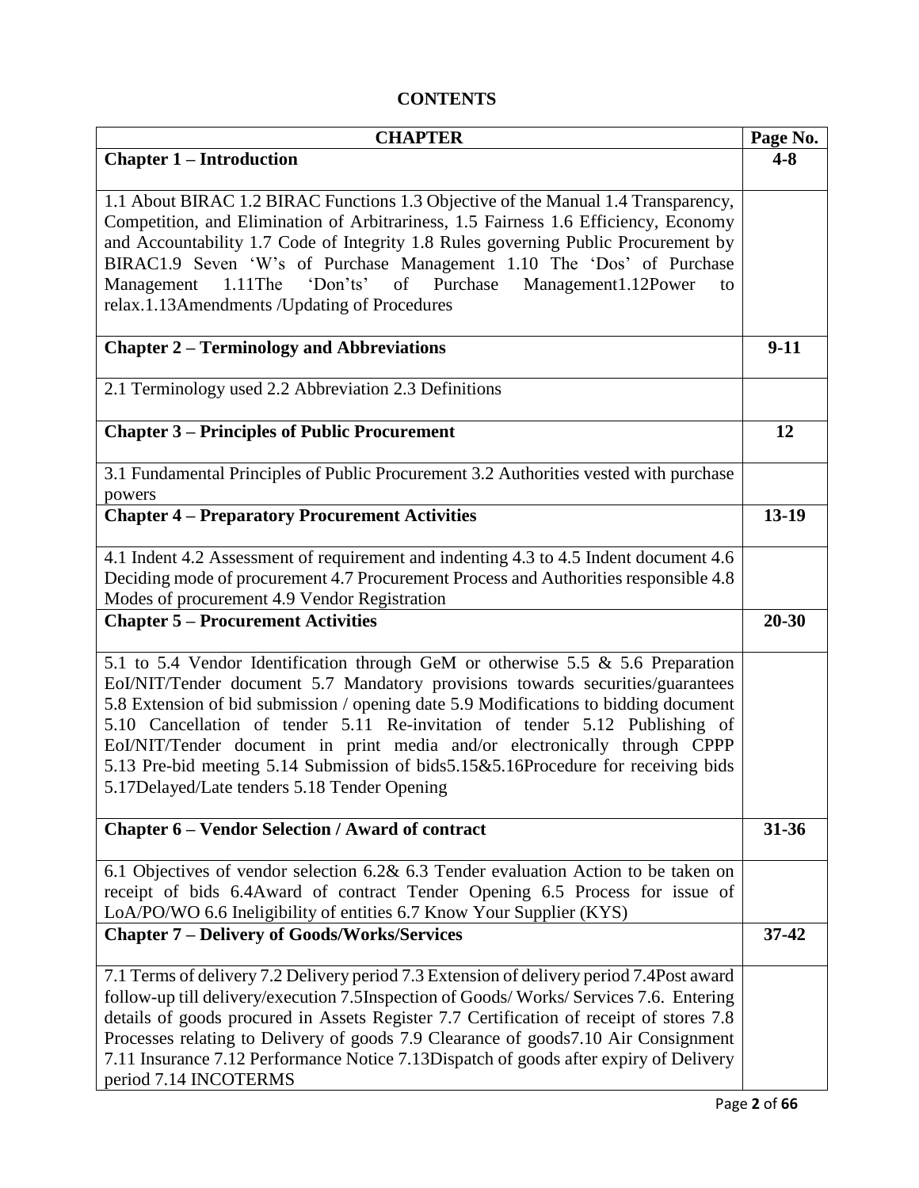# CONTENTS

| CHAPTER | Page No. |
|---|---|
| **Chapter 1 – Introduction** | **4-8** |
| 1.1 About BIRAC 1.2 BIRAC Functions 1.3 Objective of the Manual 1.4 Transparency, Competition, and Elimination of Arbitrariness, 1.5 Fairness 1.6 Efficiency, Economy and Accountability 1.7 Code of Integrity 1.8 Rules governing Public Procurement by BIRAC1.9 Seven 'W's of Purchase Management 1.10 The 'Dos' of Purchase Management 1.11The 'Don'ts' of Purchase Management1.12Power to relax.1.13Amendments /Updating of Procedures | |
| **Chapter 2 – Terminology and Abbreviations** | **9-11** |
| 2.1 Terminology used 2.2 Abbreviation 2.3 Definitions | |
| **Chapter 3 – Principles of Public Procurement** | **12** |
| 3.1 Fundamental Principles of Public Procurement 3.2 Authorities vested with purchase powers | |
| **Chapter 4 – Preparatory Procurement Activities** | **13-19** |
| 4.1 Indent 4.2 Assessment of requirement and indenting 4.3 to 4.5 Indent document 4.6 Deciding mode of procurement 4.7 Procurement Process and Authorities responsible 4.8 Modes of procurement 4.9 Vendor Registration | |
| **Chapter 5 – Procurement Activities** | **20-30** |
| 5.1 to 5.4 Vendor Identification through GeM or otherwise 5.5 & 5.6 Preparation EoI/NIT/Tender document 5.7 Mandatory provisions towards securities/guarantees 5.8 Extension of bid submission / opening date 5.9 Modifications to bidding document 5.10 Cancellation of tender 5.11 Re-invitation of tender 5.12 Publishing of EoI/NIT/Tender document in print media and/or electronically through CPPP 5.13 Pre-bid meeting 5.14 Submission of bids5.15&5.16Procedure for receiving bids 5.17Delayed/Late tenders 5.18 Tender Opening | |
| **Chapter 6 – Vendor Selection / Award of contract** | **31-36** |
| 6.1 Objectives of vendor selection 6.2& 6.3 Tender evaluation Action to be taken on receipt of bids 6.4Award of contract Tender Opening 6.5 Process for issue of LoA/PO/WO 6.6 Ineligibility of entities 6.7 Know Your Supplier (KYS) | |
| **Chapter 7 – Delivery of Goods/Works/Services** | **37-42** |
| 7.1 Terms of delivery 7.2 Delivery period 7.3 Extension of delivery period 7.4Post award follow-up till delivery/execution 7.5Inspection of Goods/ Works/ Services 7.6. Entering details of goods procured in Assets Register 7.7 Certification of receipt of stores 7.8 Processes relating to Delivery of goods 7.9 Clearance of goods7.10 Air Consignment 7.11 Insurance 7.12 Performance Notice 7.13Dispatch of goods after expiry of Delivery period 7.14 INCOTERMS | |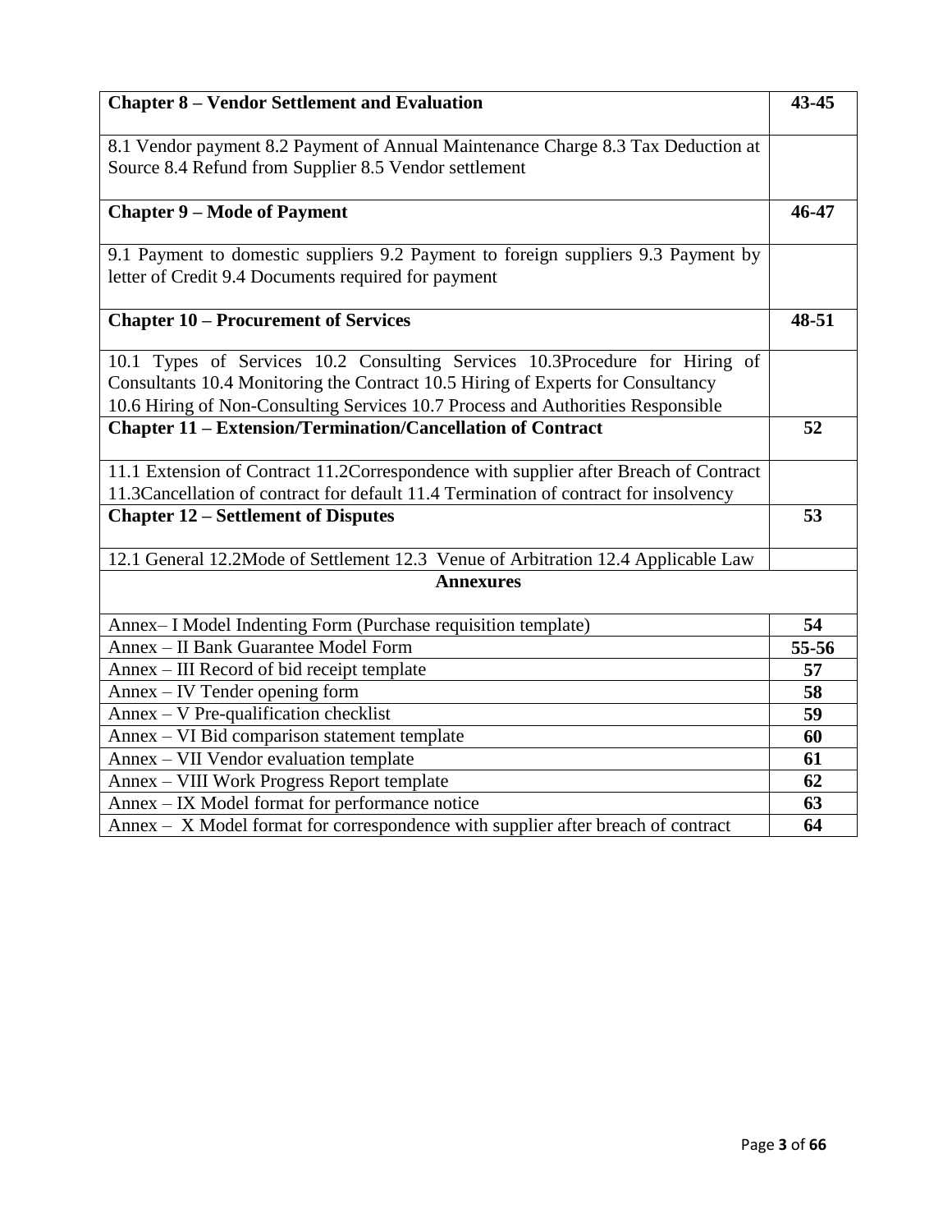| **Chapter 8 – Vendor Settlement and Evaluation** | **43-45** |
|---|---|
| 8.1 Vendor payment 8.2 Payment of Annual Maintenance Charge 8.3 Tax Deduction at Source 8.4 Refund from Supplier 8.5 Vendor settlement | |
| **Chapter 9 – Mode of Payment** | **46-47** |
| 9.1 Payment to domestic suppliers 9.2 Payment to foreign suppliers 9.3 Payment by letter of Credit 9.4 Documents required for payment | |
| **Chapter 10 – Procurement of Services** | **48-51** |
| 10.1 Types of Services 10.2 Consulting Services 10.3Procedure for Hiring of Consultants 10.4 Monitoring the Contract 10.5 Hiring of Experts for Consultancy 10.6 Hiring of Non-Consulting Services 10.7 Process and Authorities Responsible | |
| **Chapter 11 – Extension/Termination/Cancellation of Contract** | **52** |
| 11.1 Extension of Contract 11.2Correspondence with supplier after Breach of Contract 11.3Cancellation of contract for default 11.4 Termination of contract for insolvency | |
| **Chapter 12 – Settlement of Disputes** | **53** |
| 12.1 General 12.2Mode of Settlement 12.3 Venue of Arbitration 12.4 Applicable Law | |
| **Annexures** | |
| Annex– I Model Indenting Form (Purchase requisition template) | **54** |
| Annex – II Bank Guarantee Model Form | **55-56** |
| Annex – III Record of bid receipt template | **57** |
| Annex – IV Tender opening form | **58** |
| Annex – V Pre-qualification checklist | **59** |
| Annex – VI Bid comparison statement template | **60** |
| Annex – VII Vendor evaluation template | **61** |
| Annex – VIII Work Progress Report template | **62** |
| Annex – IX Model format for performance notice | **63** |
| Annex – X Model format for correspondence with supplier after breach of contract | **64** |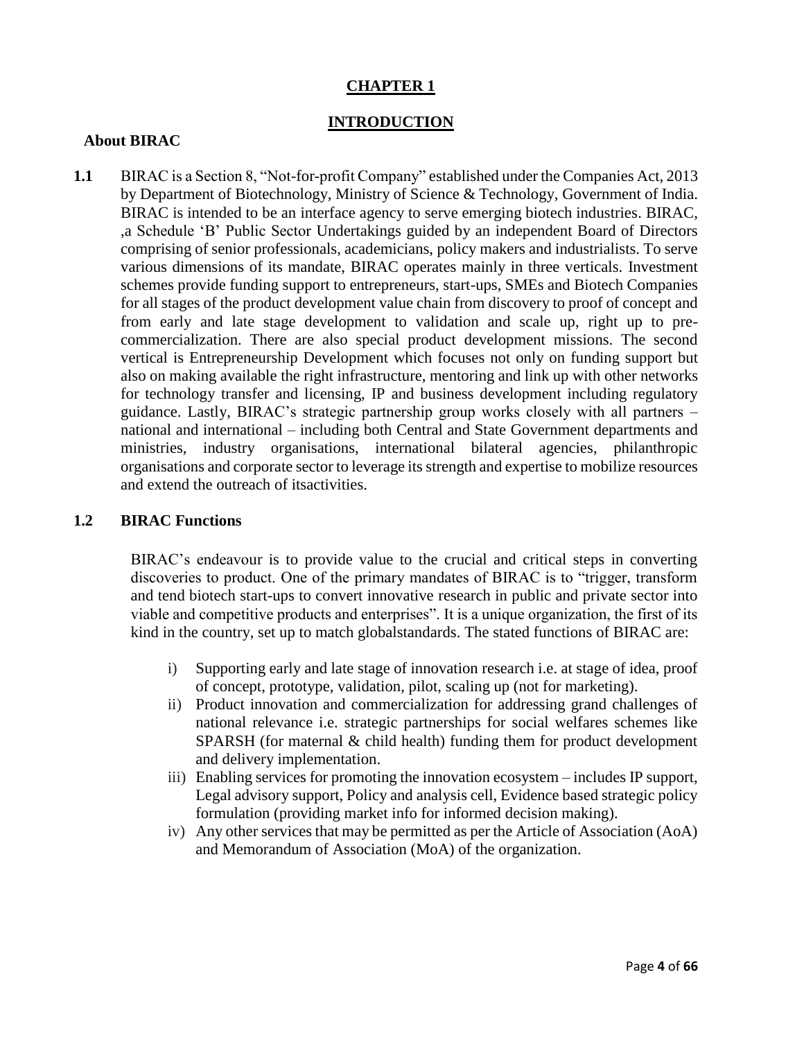## CHAPTER 1

## INTRODUCTION

### About BIRAC

**1.1** BIRAC is a Section 8, "Not-for-profit Company" established under the Companies Act, 2013 by Department of Biotechnology, Ministry of Science & Technology, Government of India. BIRAC is intended to be an interface agency to serve emerging biotech industries. BIRAC, ,a Schedule 'B' Public Sector Undertakings guided by an independent Board of Directors comprising of senior professionals, academicians, policy makers and industrialists. To serve various dimensions of its mandate, BIRAC operates mainly in three verticals. Investment schemes provide funding support to entrepreneurs, start-ups, SMEs and Biotech Companies for all stages of the product development value chain from discovery to proof of concept and from early and late stage development to validation and scale up, right up to pre-commercialization. There are also special product development missions. The second vertical is Entrepreneurship Development which focuses not only on funding support but also on making available the right infrastructure, mentoring and link up with other networks for technology transfer and licensing, IP and business development including regulatory guidance. Lastly, BIRAC's strategic partnership group works closely with all partners – national and international – including both Central and State Government departments and ministries, industry organisations, international bilateral agencies, philanthropic organisations and corporate sector to leverage its strength and expertise to mobilize resources and extend the outreach of itsactivities.

### 1.2 BIRAC Functions

BIRAC's endeavour is to provide value to the crucial and critical steps in converting discoveries to product. One of the primary mandates of BIRAC is to "trigger, transform and tend biotech start-ups to convert innovative research in public and private sector into viable and competitive products and enterprises". It is a unique organization, the first of its kind in the country, set up to match globalstandards. The stated functions of BIRAC are:

i) Supporting early and late stage of innovation research i.e. at stage of idea, proof of concept, prototype, validation, pilot, scaling up (not for marketing).
ii) Product innovation and commercialization for addressing grand challenges of national relevance i.e. strategic partnerships for social welfares schemes like SPARSH (for maternal & child health) funding them for product development and delivery implementation.
iii) Enabling services for promoting the innovation ecosystem – includes IP support, Legal advisory support, Policy and analysis cell, Evidence based strategic policy formulation (providing market info for informed decision making).
iv) Any other services that may be permitted as per the Article of Association (AoA) and Memorandum of Association (MoA) of the organization.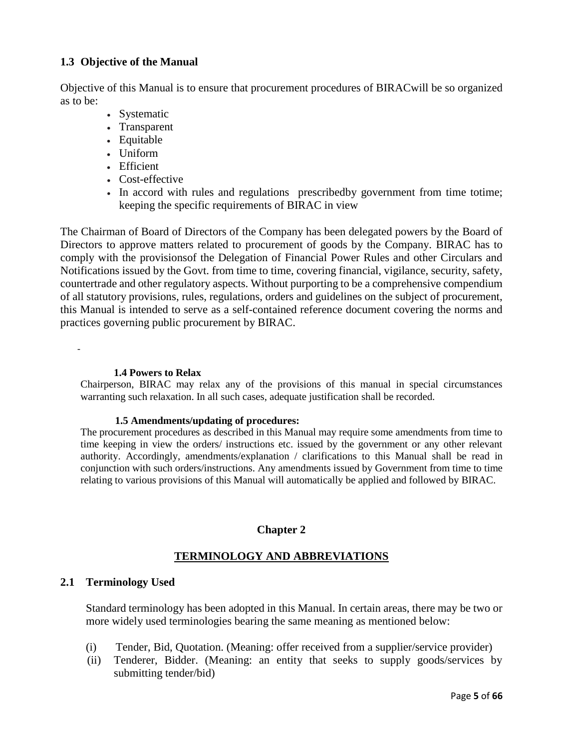### 1.3 Objective of the Manual

Objective of this Manual is to ensure that procurement procedures of BIRACwill be so organized as to be:

- Systematic
- Transparent
- Equitable
- Uniform
- Efficient
- Cost-effective
- In accord with rules and regulations prescribedby government from time totime; keeping the specific requirements of BIRAC in view

The Chairman of Board of Directors of the Company has been delegated powers by the Board of Directors to approve matters related to procurement of goods by the Company. BIRAC has to comply with the provisionsof the Delegation of Financial Power Rules and other Circulars and Notifications issued by the Govt. from time to time, covering financial, vigilance, security, safety, countertrade and other regulatory aspects. Without purporting to be a comprehensive compendium of all statutory provisions, rules, regulations, orders and guidelines on the subject of procurement, this Manual is intended to serve as a self-contained reference document covering the norms and practices governing public procurement by BIRAC.

-

### 1.4 Powers to Relax

Chairperson, BIRAC may relax any of the provisions of this manual in special circumstances warranting such relaxation. In all such cases, adequate justification shall be recorded.

### 1.5 Amendments/updating of procedures:

The procurement procedures as described in this Manual may require some amendments from time to time keeping in view the orders/ instructions etc. issued by the government or any other relevant authority. Accordingly, amendments/explanation / clarifications to this Manual shall be read in conjunction with such orders/instructions. Any amendments issued by Government from time to time relating to various provisions of this Manual will automatically be applied and followed by BIRAC.

# Chapter 2

## TERMINOLOGY AND ABBREVIATIONS

### 2.1 Terminology Used

Standard terminology has been adopted in this Manual. In certain areas, there may be two or more widely used terminologies bearing the same meaning as mentioned below:

(i) Tender, Bid, Quotation. (Meaning: offer received from a supplier/service provider)

(ii) Tenderer, Bidder. (Meaning: an entity that seeks to supply goods/services by submitting tender/bid)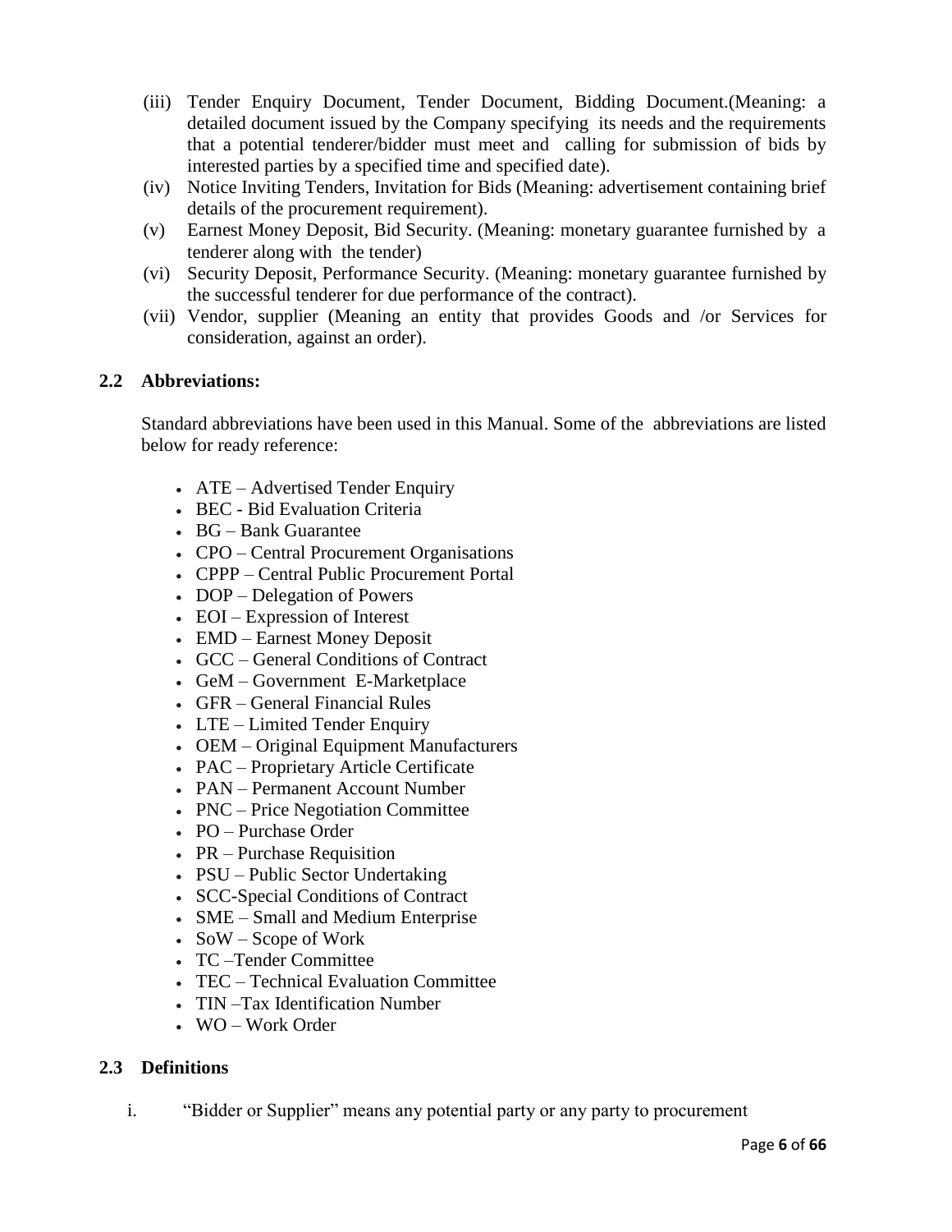(iii) Tender Enquiry Document, Tender Document, Bidding Document.(Meaning: a detailed document issued by the Company specifying its needs and the requirements that a potential tenderer/bidder must meet and calling for submission of bids by interested parties by a specified time and specified date).

(iv) Notice Inviting Tenders, Invitation for Bids (Meaning: advertisement containing brief details of the procurement requirement).

(v) Earnest Money Deposit, Bid Security. (Meaning: monetary guarantee furnished by a tenderer along with the tender)

(vi) Security Deposit, Performance Security. (Meaning: monetary guarantee furnished by the successful tenderer for due performance of the contract).

(vii) Vendor, supplier (Meaning an entity that provides Goods and /or Services for consideration, against an order).

## 2.2 Abbreviations:

Standard abbreviations have been used in this Manual. Some of the abbreviations are listed below for ready reference:

- ATE – Advertised Tender Enquiry
- BEC - Bid Evaluation Criteria
- BG – Bank Guarantee
- CPO – Central Procurement Organisations
- CPPP – Central Public Procurement Portal
- DOP – Delegation of Powers
- EOI – Expression of Interest
- EMD – Earnest Money Deposit
- GCC – General Conditions of Contract
- GeM – Government E-Marketplace
- GFR – General Financial Rules
- LTE – Limited Tender Enquiry
- OEM – Original Equipment Manufacturers
- PAC – Proprietary Article Certificate
- PAN – Permanent Account Number
- PNC – Price Negotiation Committee
- PO – Purchase Order
- PR – Purchase Requisition
- PSU – Public Sector Undertaking
- SCC-Special Conditions of Contract
- SME – Small and Medium Enterprise
- SoW – Scope of Work
- TC –Tender Committee
- TEC – Technical Evaluation Committee
- TIN –Tax Identification Number
- WO – Work Order

## 2.3 Definitions

i. "Bidder or Supplier" means any potential party or any party to procurement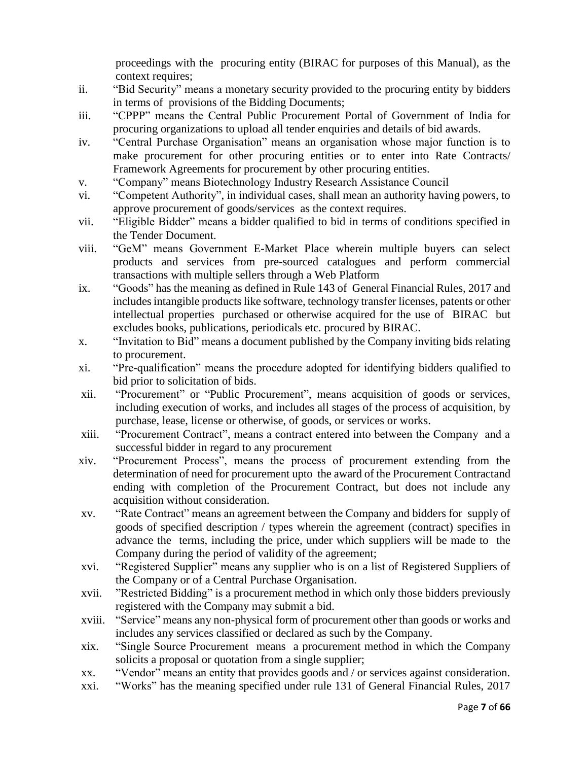proceedings with the procuring entity (BIRAC for purposes of this Manual), as the context requires;

ii. "Bid Security" means a monetary security provided to the procuring entity by bidders in terms of provisions of the Bidding Documents;

iii. "CPPP" means the Central Public Procurement Portal of Government of India for procuring organizations to upload all tender enquiries and details of bid awards.

iv. "Central Purchase Organisation" means an organisation whose major function is to make procurement for other procuring entities or to enter into Rate Contracts/ Framework Agreements for procurement by other procuring entities.

v. "Company" means Biotechnology Industry Research Assistance Council

vi. "Competent Authority", in individual cases, shall mean an authority having powers, to approve procurement of goods/services as the context requires.

vii. "Eligible Bidder" means a bidder qualified to bid in terms of conditions specified in the Tender Document.

viii. "GeM" means Government E-Market Place wherein multiple buyers can select products and services from pre-sourced catalogues and perform commercial transactions with multiple sellers through a Web Platform

ix. "Goods" has the meaning as defined in Rule 143 of General Financial Rules, 2017 and includes intangible products like software, technology transfer licenses, patents or other intellectual properties purchased or otherwise acquired for the use of BIRAC but excludes books, publications, periodicals etc. procured by BIRAC.

x. "Invitation to Bid" means a document published by the Company inviting bids relating to procurement.

xi. "Pre-qualification" means the procedure adopted for identifying bidders qualified to bid prior to solicitation of bids.

xii. "Procurement" or "Public Procurement", means acquisition of goods or services, including execution of works, and includes all stages of the process of acquisition, by purchase, lease, license or otherwise, of goods, or services or works.

xiii. "Procurement Contract", means a contract entered into between the Company and a successful bidder in regard to any procurement

xiv. "Procurement Process", means the process of procurement extending from the determination of need for procurement upto the award of the Procurement Contractand ending with completion of the Procurement Contract, but does not include any acquisition without consideration.

xv. "Rate Contract" means an agreement between the Company and bidders for supply of goods of specified description / types wherein the agreement (contract) specifies in advance the terms, including the price, under which suppliers will be made to the Company during the period of validity of the agreement;

xvi. "Registered Supplier" means any supplier who is on a list of Registered Suppliers of the Company or of a Central Purchase Organisation.

xvii. "Restricted Bidding" is a procurement method in which only those bidders previously registered with the Company may submit a bid.

xviii. "Service" means any non-physical form of procurement other than goods or works and includes any services classified or declared as such by the Company.

xix. "Single Source Procurement means a procurement method in which the Company solicits a proposal or quotation from a single supplier;

xx. "Vendor" means an entity that provides goods and / or services against consideration.

xxi. "Works" has the meaning specified under rule 131 of General Financial Rules, 2017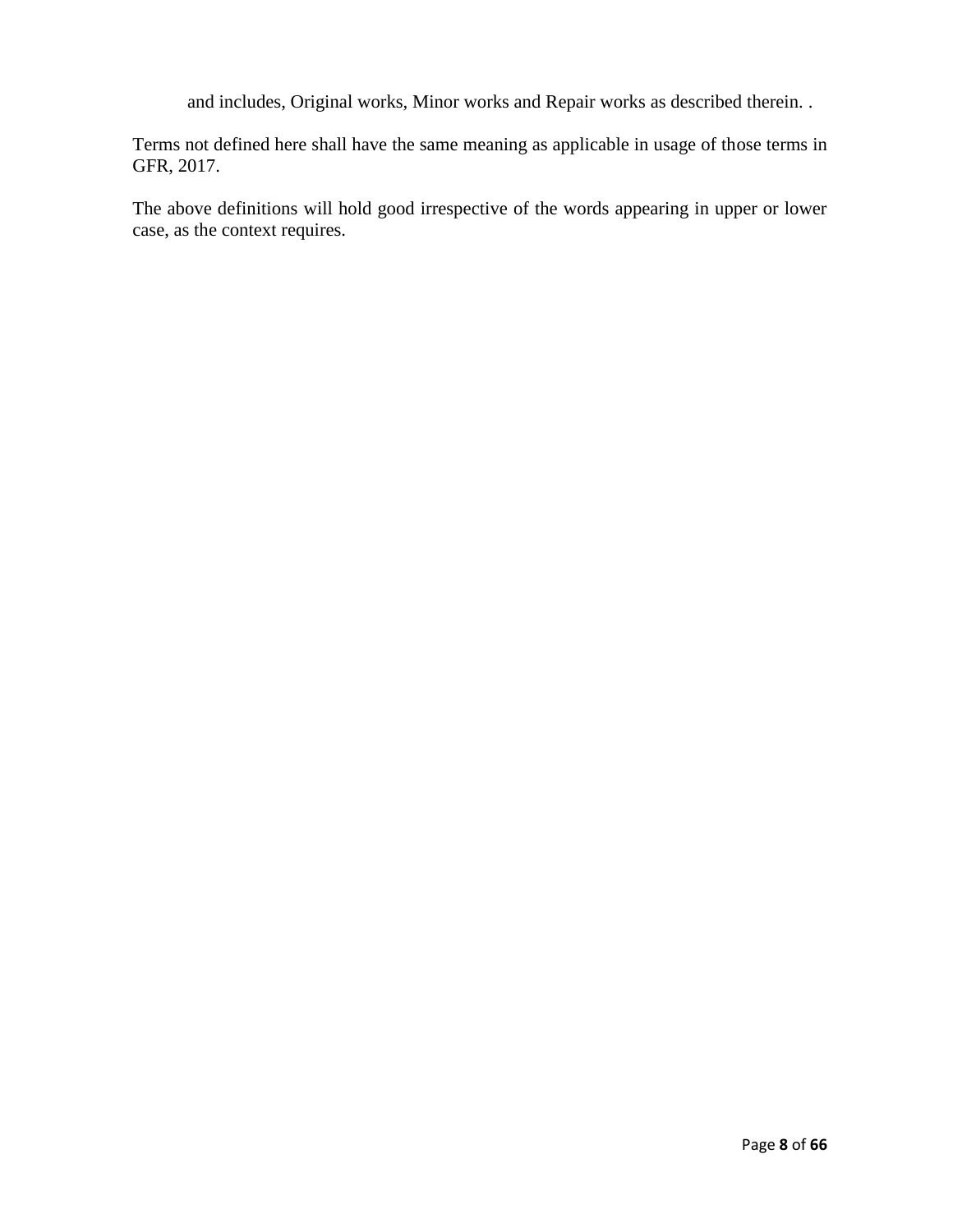and includes, Original works, Minor works and Repair works as described therein. .

Terms not defined here shall have the same meaning as applicable in usage of those terms in GFR, 2017.

The above definitions will hold good irrespective of the words appearing in upper or lower case, as the context requires.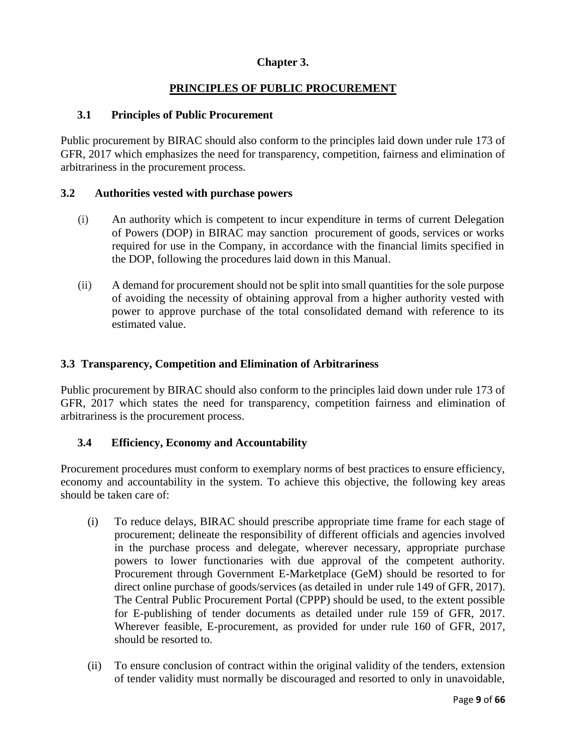# Chapter 3.

## PRINCIPLES OF PUBLIC PROCUREMENT

### 3.1 Principles of Public Procurement

Public procurement by BIRAC should also conform to the principles laid down under rule 173 of GFR, 2017 which emphasizes the need for transparency, competition, fairness and elimination of arbitrariness in the procurement process.

### 3.2 Authorities vested with purchase powers

(i) An authority which is competent to incur expenditure in terms of current Delegation of Powers (DOP) in BIRAC may sanction procurement of goods, services or works required for use in the Company, in accordance with the financial limits specified in the DOP, following the procedures laid down in this Manual.

(ii) A demand for procurement should not be split into small quantities for the sole purpose of avoiding the necessity of obtaining approval from a higher authority vested with power to approve purchase of the total consolidated demand with reference to its estimated value.

### 3.3 Transparency, Competition and Elimination of Arbitrariness

Public procurement by BIRAC should also conform to the principles laid down under rule 173 of GFR, 2017 which states the need for transparency, competition fairness and elimination of arbitrariness is the procurement process.

### 3.4 Efficiency, Economy and Accountability

Procurement procedures must conform to exemplary norms of best practices to ensure efficiency, economy and accountability in the system. To achieve this objective, the following key areas should be taken care of:

(i) To reduce delays, BIRAC should prescribe appropriate time frame for each stage of procurement; delineate the responsibility of different officials and agencies involved in the purchase process and delegate, wherever necessary, appropriate purchase powers to lower functionaries with due approval of the competent authority. Procurement through Government E-Marketplace (GeM) should be resorted to for direct online purchase of goods/services (as detailed in under rule 149 of GFR, 2017). The Central Public Procurement Portal (CPPP) should be used, to the extent possible for E-publishing of tender documents as detailed under rule 159 of GFR, 2017. Wherever feasible, E-procurement, as provided for under rule 160 of GFR, 2017, should be resorted to.

(ii) To ensure conclusion of contract within the original validity of the tenders, extension of tender validity must normally be discouraged and resorted to only in unavoidable,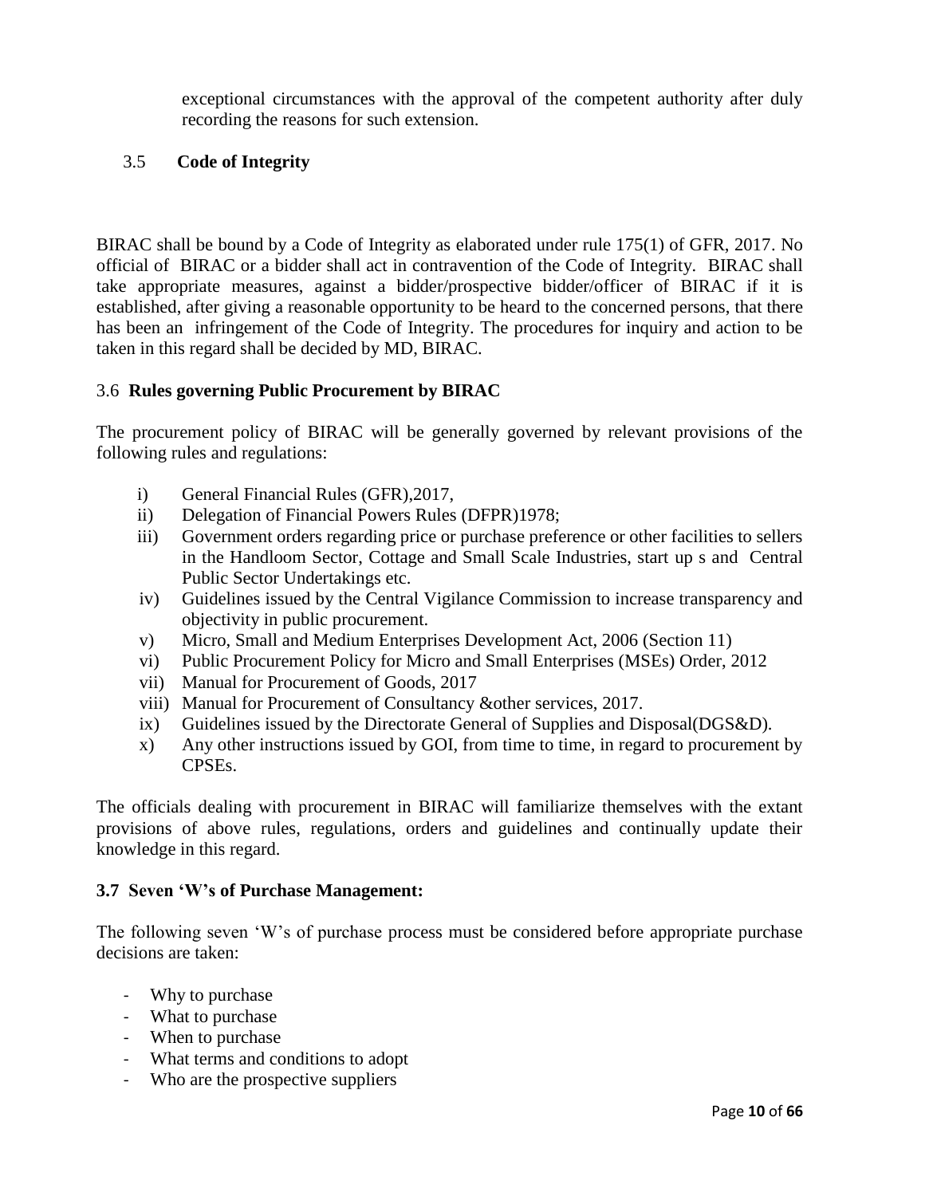exceptional circumstances with the approval of the competent authority after duly recording the reasons for such extension.

### 3.5 Code of Integrity

BIRAC shall be bound by a Code of Integrity as elaborated under rule 175(1) of GFR, 2017. No official of BIRAC or a bidder shall act in contravention of the Code of Integrity. BIRAC shall take appropriate measures, against a bidder/prospective bidder/officer of BIRAC if it is established, after giving a reasonable opportunity to be heard to the concerned persons, that there has been an infringement of the Code of Integrity. The procedures for inquiry and action to be taken in this regard shall be decided by MD, BIRAC.

### 3.6 Rules governing Public Procurement by BIRAC

The procurement policy of BIRAC will be generally governed by relevant provisions of the following rules and regulations:

i) General Financial Rules (GFR),2017,
ii) Delegation of Financial Powers Rules (DFPR)1978;
iii) Government orders regarding price or purchase preference or other facilities to sellers in the Handloom Sector, Cottage and Small Scale Industries, start up s and Central Public Sector Undertakings etc.
iv) Guidelines issued by the Central Vigilance Commission to increase transparency and objectivity in public procurement.
v) Micro, Small and Medium Enterprises Development Act, 2006 (Section 11)
vi) Public Procurement Policy for Micro and Small Enterprises (MSEs) Order, 2012
vii) Manual for Procurement of Goods, 2017
viii) Manual for Procurement of Consultancy &other services, 2017.
ix) Guidelines issued by the Directorate General of Supplies and Disposal(DGS&D).
x) Any other instructions issued by GOI, from time to time, in regard to procurement by CPSEs.

The officials dealing with procurement in BIRAC will familiarize themselves with the extant provisions of above rules, regulations, orders and guidelines and continually update their knowledge in this regard.

### 3.7 Seven 'W's of Purchase Management:

The following seven 'W's of purchase process must be considered before appropriate purchase decisions are taken:

- Why to purchase
- What to purchase
- When to purchase
- What terms and conditions to adopt
- Who are the prospective suppliers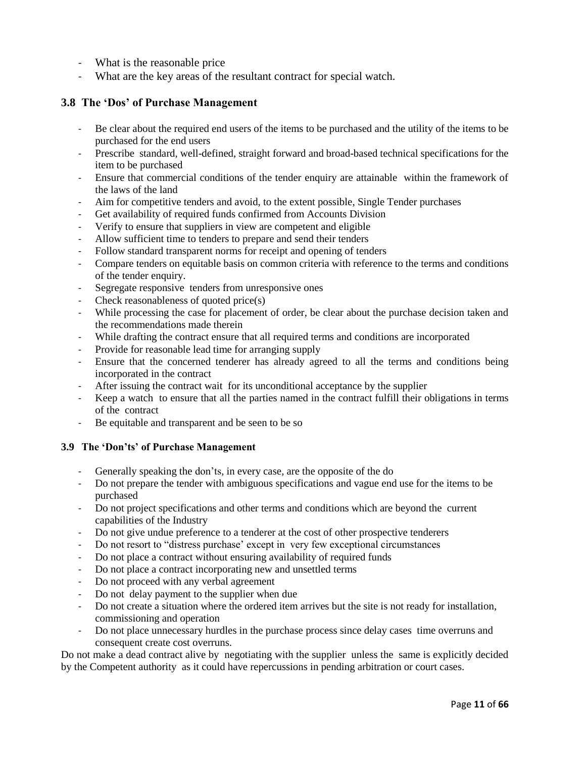- What is the reasonable price
- What are the key areas of the resultant contract for special watch.

## 3.8 The 'Dos' of Purchase Management

- Be clear about the required end users of the items to be purchased and the utility of the items to be purchased for the end users
- Prescribe standard, well-defined, straight forward and broad-based technical specifications for the item to be purchased
- Ensure that commercial conditions of the tender enquiry are attainable within the framework of the laws of the land
- Aim for competitive tenders and avoid, to the extent possible, Single Tender purchases
- Get availability of required funds confirmed from Accounts Division
- Verify to ensure that suppliers in view are competent and eligible
- Allow sufficient time to tenders to prepare and send their tenders
- Follow standard transparent norms for receipt and opening of tenders
- Compare tenders on equitable basis on common criteria with reference to the terms and conditions of the tender enquiry.
- Segregate responsive tenders from unresponsive ones
- Check reasonableness of quoted price(s)
- While processing the case for placement of order, be clear about the purchase decision taken and the recommendations made therein
- While drafting the contract ensure that all required terms and conditions are incorporated
- Provide for reasonable lead time for arranging supply
- Ensure that the concerned tenderer has already agreed to all the terms and conditions being incorporated in the contract
- After issuing the contract wait for its unconditional acceptance by the supplier
- Keep a watch to ensure that all the parties named in the contract fulfill their obligations in terms of the contract
- Be equitable and transparent and be seen to be so

### 3.9 The 'Don'ts' of Purchase Management

- Generally speaking the don'ts, in every case, are the opposite of the do
- Do not prepare the tender with ambiguous specifications and vague end use for the items to be purchased
- Do not project specifications and other terms and conditions which are beyond the current capabilities of the Industry
- Do not give undue preference to a tenderer at the cost of other prospective tenderers
- Do not resort to "distress purchase' except in very few exceptional circumstances
- Do not place a contract without ensuring availability of required funds
- Do not place a contract incorporating new and unsettled terms
- Do not proceed with any verbal agreement
- Do not delay payment to the supplier when due
- Do not create a situation where the ordered item arrives but the site is not ready for installation, commissioning and operation
- Do not place unnecessary hurdles in the purchase process since delay cases time overruns and consequent create cost overruns.

Do not make a dead contract alive by negotiating with the supplier unless the same is explicitly decided by the Competent authority as it could have repercussions in pending arbitration or court cases.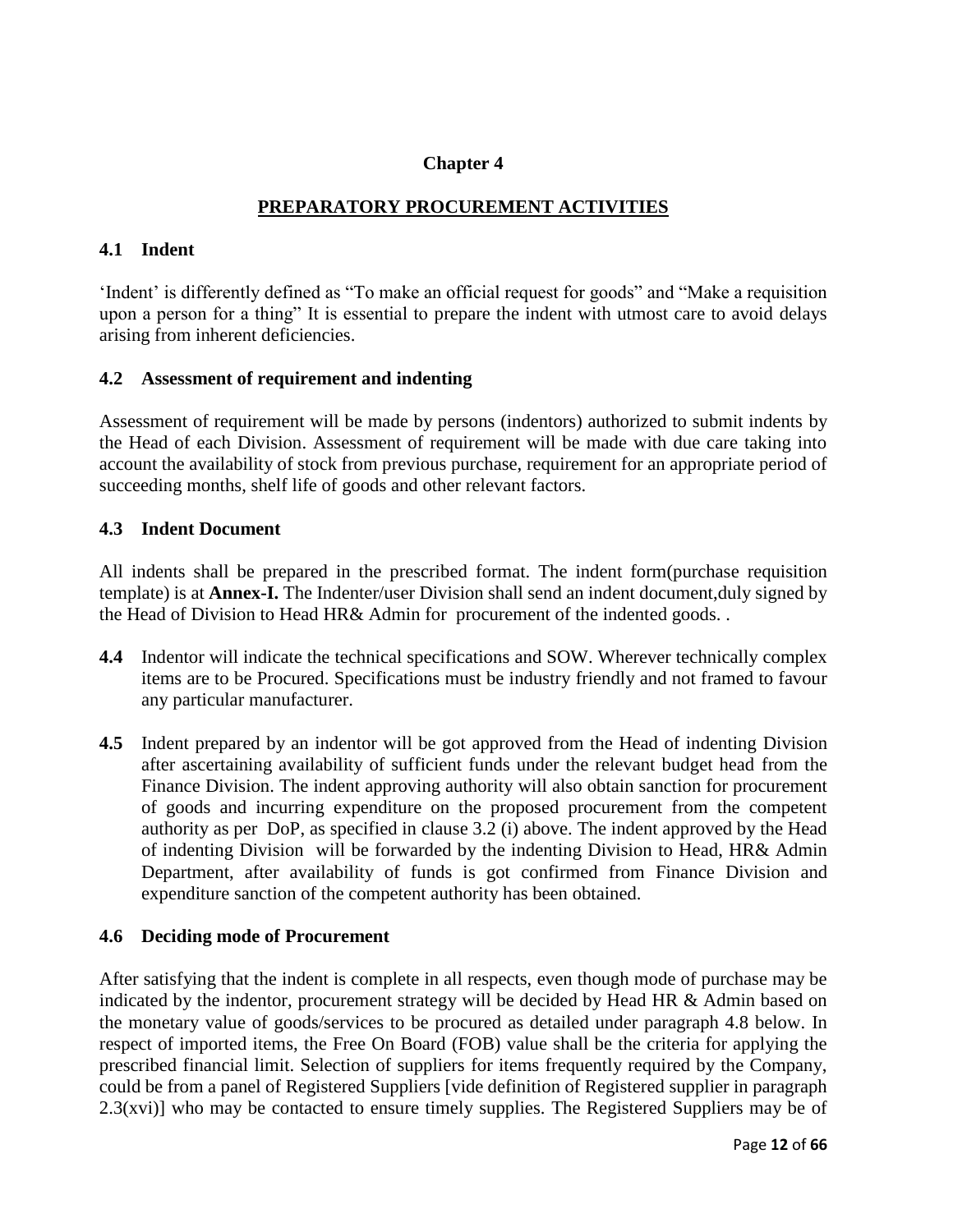# Chapter 4

## PREPARATORY PROCUREMENT ACTIVITIES

### 4.1 Indent

'Indent' is differently defined as "To make an official request for goods" and "Make a requisition upon a person for a thing" It is essential to prepare the indent with utmost care to avoid delays arising from inherent deficiencies.

### 4.2 Assessment of requirement and indenting

Assessment of requirement will be made by persons (indentors) authorized to submit indents by the Head of each Division. Assessment of requirement will be made with due care taking into account the availability of stock from previous purchase, requirement for an appropriate period of succeeding months, shelf life of goods and other relevant factors.

### 4.3 Indent Document

All indents shall be prepared in the prescribed format. The indent form(purchase requisition template) is at **Annex-I.** The Indenter/user Division shall send an indent document,duly signed by the Head of Division to Head HR& Admin for procurement of the indented goods. .

**4.4** Indentor will indicate the technical specifications and SOW. Wherever technically complex items are to be Procured. Specifications must be industry friendly and not framed to favour any particular manufacturer.

**4.5** Indent prepared by an indentor will be got approved from the Head of indenting Division after ascertaining availability of sufficient funds under the relevant budget head from the Finance Division. The indent approving authority will also obtain sanction for procurement of goods and incurring expenditure on the proposed procurement from the competent authority as per DoP, as specified in clause 3.2 (i) above. The indent approved by the Head of indenting Division will be forwarded by the indenting Division to Head, HR& Admin Department, after availability of funds is got confirmed from Finance Division and expenditure sanction of the competent authority has been obtained.

### 4.6 Deciding mode of Procurement

After satisfying that the indent is complete in all respects, even though mode of purchase may be indicated by the indentor, procurement strategy will be decided by Head HR & Admin based on the monetary value of goods/services to be procured as detailed under paragraph 4.8 below. In respect of imported items, the Free On Board (FOB) value shall be the criteria for applying the prescribed financial limit. Selection of suppliers for items frequently required by the Company, could be from a panel of Registered Suppliers [vide definition of Registered supplier in paragraph 2.3(xvi)] who may be contacted to ensure timely supplies. The Registered Suppliers may be of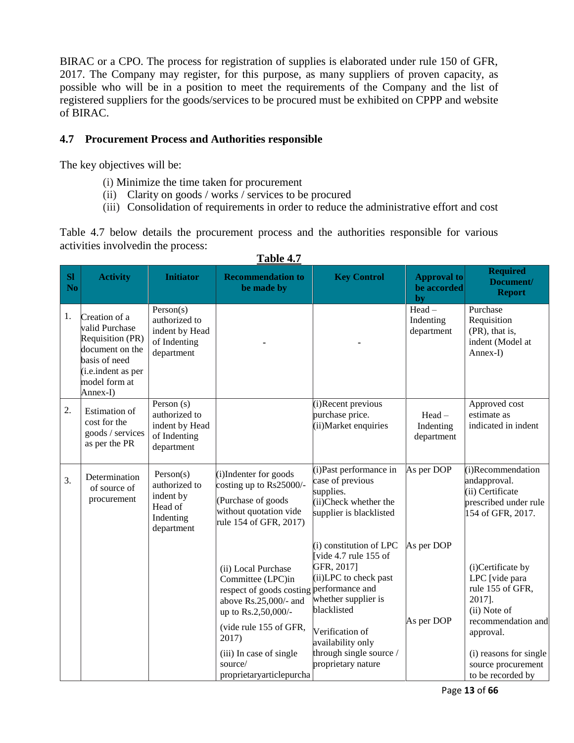BIRAC or a CPO. The process for registration of supplies is elaborated under rule 150 of GFR, 2017. The Company may register, for this purpose, as many suppliers of proven capacity, as possible who will be in a position to meet the requirements of the Company and the list of registered suppliers for the goods/services to be procured must be exhibited on CPPP and website of BIRAC.

## 4.7 Procurement Process and Authorities responsible

The key objectives will be:

(i) Minimize the time taken for procurement
(ii) Clarity on goods / works / services to be procured
(iii) Consolidation of requirements in order to reduce the administrative effort and cost

Table 4.7 below details the procurement process and the authorities responsible for various activities involvedin the process:

**Table 4.7**

| Sl No | Activity | Initiator | Recommendation to be made by | Key Control | Approval to be accorded by | Required Document/ Report |
|---|---|---|---|---|---|---|
| 1. | Creation of a valid Purchase Requisition (PR) document on the basis of need (i.e.indent as per model form at Annex-I) | Person(s) authorized to indent by Head of Indenting department | - | - | Head – Indenting department | Purchase Requisition (PR), that is, indent (Model at Annex-I) |
| 2. | Estimation of cost for the goods / services as per the PR | Person (s) authorized to indent by Head of Indenting department | | (i)Recent previous purchase price.<br>(ii)Market enquiries | Head – Indenting department | Approved cost estimate as indicated in indent |
| 3. | Determination of source of procurement | Person(s) authorized to indent by Head of Indenting department | (i)Indenter for goods costing up to Rs25000/-<br>(Purchase of goods without quotation vide rule 154 of GFR, 2017) | (i)Past performance in case of previous supplies.<br>(ii)Check whether the supplier is blacklisted | As per DOP | (i)Recommendation andapproval.<br>(ii) Certificate prescribed under rule 154 of GFR, 2017. |
| | | | (ii) Local Purchase Committee (LPC)in respect of goods costing above Rs.25,000/- and up to Rs.2,50,000/-<br>(vide rule 155 of GFR, 2017) | (i) constitution of LPC [vide 4.7 rule 155 of GFR, 2017]<br>(ii)LPC to check past performance and whether supplier is blacklisted | As per DOP | (i)Certificate by LPC [vide para rule 155 of GFR, 2017].<br>(ii) Note of recommendation and approval. |
| | | | (iii) In case of single source/ proprietaryarticlepurcha | Verification of availability only through single source / proprietary nature | As per DOP | (i) reasons for single source procurement to be recorded by |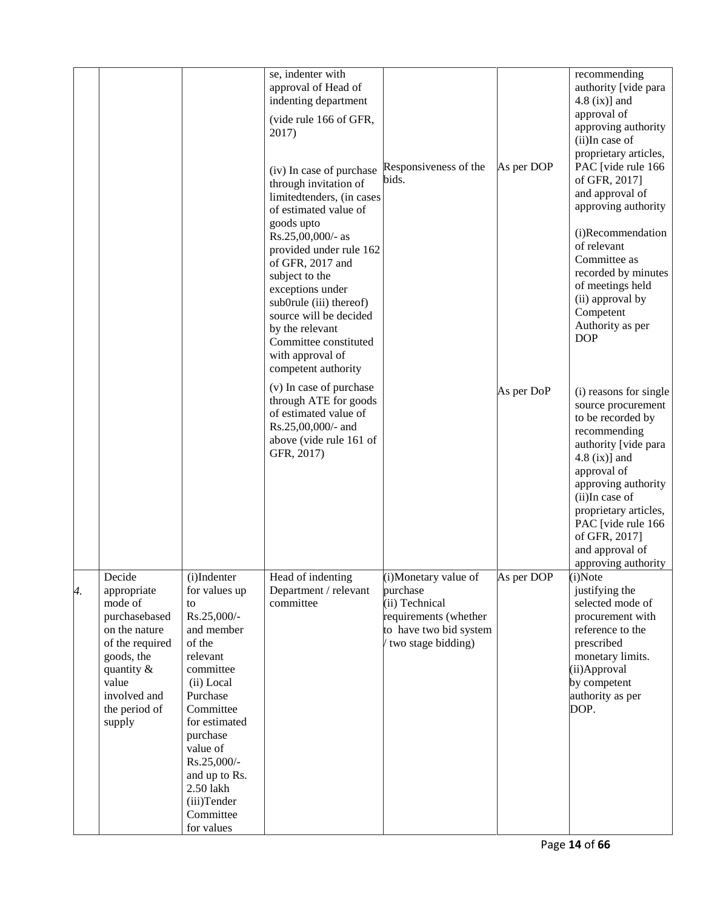| | | | | | | |
|---|---|---|---|---|---|---|
| | | | se, indenter with approval of Head of indenting department (vide rule 166 of GFR, 2017) | | | recommending authority [vide para 4.8 (ix)] and approval of approving authority (ii)In case of proprietary articles, PAC [vide rule 166 of GFR, 2017] and approval of approving authority |
| | | | (iv) In case of purchase through invitation of limitedtenders, (in cases of estimated value of goods upto Rs.25,00,000/- as provided under rule 162 of GFR, 2017 and subject to the exceptions under sub0rule (iii) thereof) source will be decided by the relevant Committee constituted with approval of competent authority | Responsiveness of the bids. | As per DOP | (i)Recommendation of relevant Committee as recorded by minutes of meetings held (ii) approval by Competent Authority as per DOP |
| | | | (v) In case of purchase through ATE for goods of estimated value of Rs.25,00,000/- and above (vide rule 161 of GFR, 2017) | | As per DoP | (i) reasons for single source procurement to be recorded by recommending authority [vide para 4.8 (ix)] and approval of approving authority (ii)In case of proprietary articles, PAC [vide rule 166 of GFR, 2017] and approval of approving authority |
| *4.* | Decide appropriate mode of purchasebased on the nature of the required goods, the quantity & value involved and the period of supply | (i)Indenter for values up to Rs.25,000/- and member of the relevant committee (ii) Local Purchase Committee for estimated purchase value of Rs.25,000/- and up to Rs. 2.50 lakh (iii)Tender Committee for values | Head of indenting Department / relevant committee | (i)Monetary value of purchase (ii) Technical requirements (whether to have two bid system / two stage bidding) | As per DOP | (i)Note justifying the selected mode of procurement with reference to the prescribed monetary limits. (ii)Approval by competent authority as per DOP. |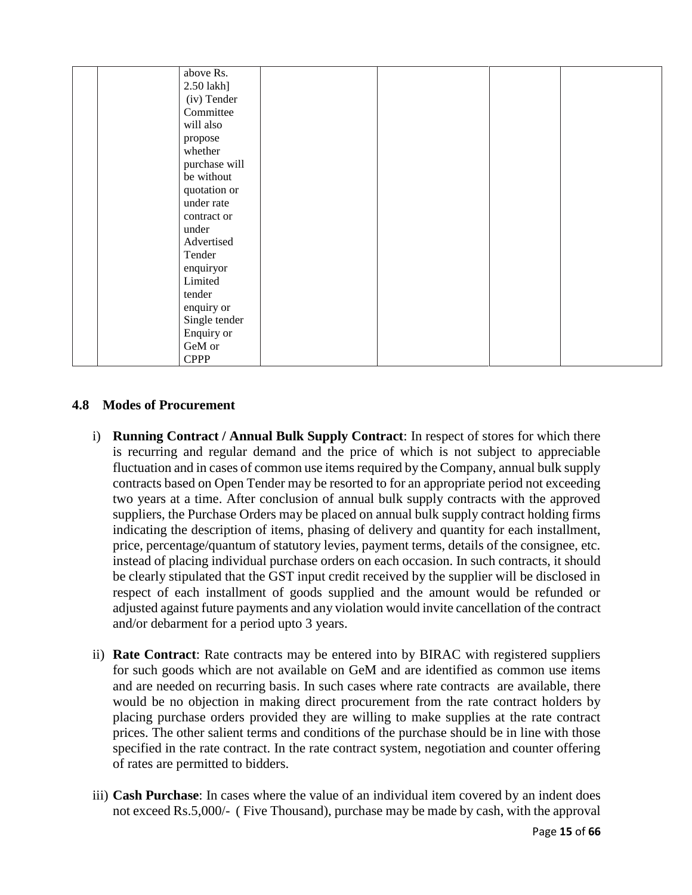|  |  | above Rs. 2.50 lakh] (iv) Tender Committee will also propose whether purchase will be without quotation or under rate contract or under Advertised Tender enquiryor Limited tender enquiry or Single tender Enquiry or GeM or CPPP |  |  |  |  |
|---|---|---|---|---|---|---|

## 4.8 Modes of Procurement

i) **Running Contract / Annual Bulk Supply Contract**: In respect of stores for which there is recurring and regular demand and the price of which is not subject to appreciable fluctuation and in cases of common use items required by the Company, annual bulk supply contracts based on Open Tender may be resorted to for an appropriate period not exceeding two years at a time. After conclusion of annual bulk supply contracts with the approved suppliers, the Purchase Orders may be placed on annual bulk supply contract holding firms indicating the description of items, phasing of delivery and quantity for each installment, price, percentage/quantum of statutory levies, payment terms, details of the consignee, etc. instead of placing individual purchase orders on each occasion. In such contracts, it should be clearly stipulated that the GST input credit received by the supplier will be disclosed in respect of each installment of goods supplied and the amount would be refunded or adjusted against future payments and any violation would invite cancellation of the contract and/or debarment for a period upto 3 years.

ii) **Rate Contract**: Rate contracts may be entered into by BIRAC with registered suppliers for such goods which are not available on GeM and are identified as common use items and are needed on recurring basis. In such cases where rate contracts are available, there would be no objection in making direct procurement from the rate contract holders by placing purchase orders provided they are willing to make supplies at the rate contract prices. The other salient terms and conditions of the purchase should be in line with those specified in the rate contract. In the rate contract system, negotiation and counter offering of rates are permitted to bidders.

iii) **Cash Purchase**: In cases where the value of an individual item covered by an indent does not exceed Rs.5,000/- ( Five Thousand), purchase may be made by cash, with the approval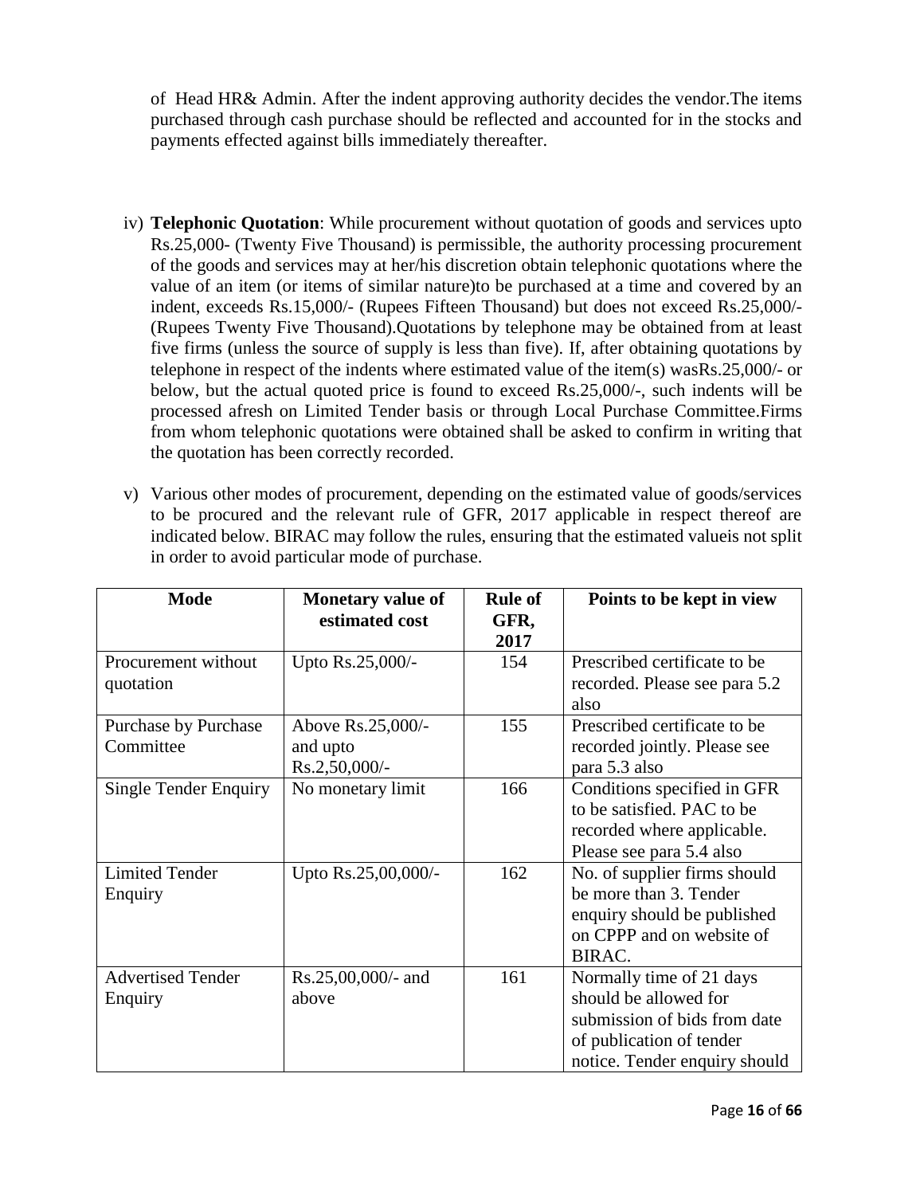of Head HR& Admin. After the indent approving authority decides the vendor.The items purchased through cash purchase should be reflected and accounted for in the stocks and payments effected against bills immediately thereafter.

iv) **Telephonic Quotation**: While procurement without quotation of goods and services upto Rs.25,000- (Twenty Five Thousand) is permissible, the authority processing procurement of the goods and services may at her/his discretion obtain telephonic quotations where the value of an item (or items of similar nature)to be purchased at a time and covered by an indent, exceeds Rs.15,000/- (Rupees Fifteen Thousand) but does not exceed Rs.25,000/- (Rupees Twenty Five Thousand).Quotations by telephone may be obtained from at least five firms (unless the source of supply is less than five). If, after obtaining quotations by telephone in respect of the indents where estimated value of the item(s) wasRs.25,000/- or below, but the actual quoted price is found to exceed Rs.25,000/-, such indents will be processed afresh on Limited Tender basis or through Local Purchase Committee.Firms from whom telephonic quotations were obtained shall be asked to confirm in writing that the quotation has been correctly recorded.

v) Various other modes of procurement, depending on the estimated value of goods/services to be procured and the relevant rule of GFR, 2017 applicable in respect thereof are indicated below. BIRAC may follow the rules, ensuring that the estimated valueis not split in order to avoid particular mode of purchase.

| Mode | Monetary value of estimated cost | Rule of GFR, 2017 | Points to be kept in view |
|---|---|---|---|
| Procurement without quotation | Upto Rs.25,000/- | 154 | Prescribed certificate to be recorded. Please see para 5.2 also |
| Purchase by Purchase Committee | Above Rs.25,000/- and upto Rs.2,50,000/- | 155 | Prescribed certificate to be recorded jointly. Please see para 5.3 also |
| Single Tender Enquiry | No monetary limit | 166 | Conditions specified in GFR to be satisfied. PAC to be recorded where applicable. Please see para 5.4 also |
| Limited Tender Enquiry | Upto Rs.25,00,000/- | 162 | No. of supplier firms should be more than 3. Tender enquiry should be published on CPPP and on website of BIRAC. |
| Advertised Tender Enquiry | Rs.25,00,000/- and above | 161 | Normally time of 21 days should be allowed for submission of bids from date of publication of tender notice. Tender enquiry should |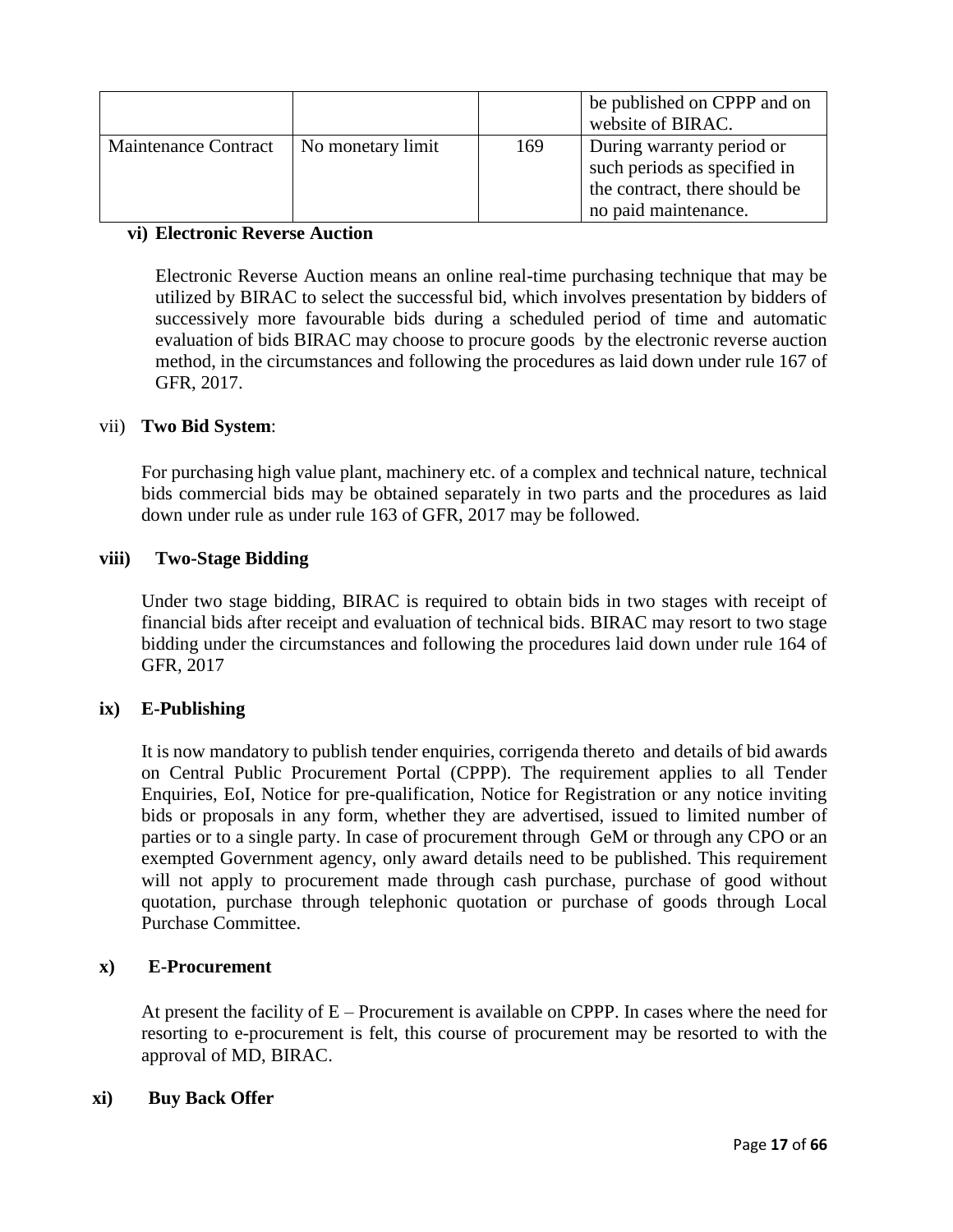| | | | |
|---|---|---|---|
| | | | be published on CPPP and on website of BIRAC. |
| Maintenance Contract | No monetary limit | 169 | During warranty period or such periods as specified in the contract, there should be no paid maintenance. |

**vi) Electronic Reverse Auction**

Electronic Reverse Auction means an online real-time purchasing technique that may be utilized by BIRAC to select the successful bid, which involves presentation by bidders of successively more favourable bids during a scheduled period of time and automatic evaluation of bids BIRAC may choose to procure goods by the electronic reverse auction method, in the circumstances and following the procedures as laid down under rule 167 of GFR, 2017.

vii) **Two Bid System**:

For purchasing high value plant, machinery etc. of a complex and technical nature, technical bids commercial bids may be obtained separately in two parts and the procedures as laid down under rule as under rule 163 of GFR, 2017 may be followed.

**viii) Two-Stage Bidding**

Under two stage bidding, BIRAC is required to obtain bids in two stages with receipt of financial bids after receipt and evaluation of technical bids. BIRAC may resort to two stage bidding under the circumstances and following the procedures laid down under rule 164 of GFR, 2017

**ix) E-Publishing**

It is now mandatory to publish tender enquiries, corrigenda thereto and details of bid awards on Central Public Procurement Portal (CPPP). The requirement applies to all Tender Enquiries, EoI, Notice for pre-qualification, Notice for Registration or any notice inviting bids or proposals in any form, whether they are advertised, issued to limited number of parties or to a single party. In case of procurement through GeM or through any CPO or an exempted Government agency, only award details need to be published. This requirement will not apply to procurement made through cash purchase, purchase of good without quotation, purchase through telephonic quotation or purchase of goods through Local Purchase Committee.

**x) E-Procurement**

At present the facility of E – Procurement is available on CPPP. In cases where the need for resorting to e-procurement is felt, this course of procurement may be resorted to with the approval of MD, BIRAC.

**xi) Buy Back Offer**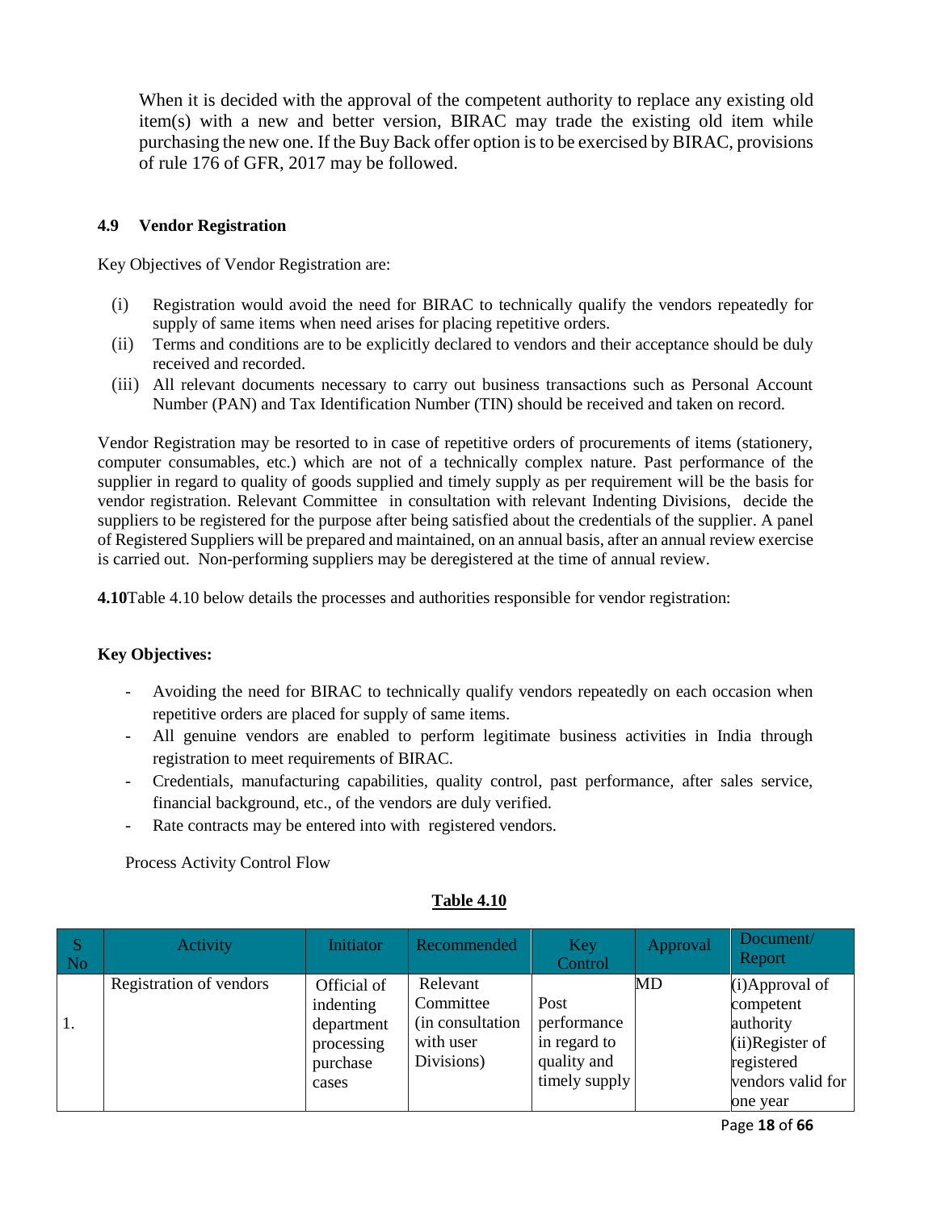When it is decided with the approval of the competent authority to replace any existing old item(s) with a new and better version, BIRAC may trade the existing old item while purchasing the new one. If the Buy Back offer option is to be exercised by BIRAC, provisions of rule 176 of GFR, 2017 may be followed.

### 4.9 Vendor Registration

Key Objectives of Vendor Registration are:

(i) Registration would avoid the need for BIRAC to technically qualify the vendors repeatedly for supply of same items when need arises for placing repetitive orders.

(ii) Terms and conditions are to be explicitly declared to vendors and their acceptance should be duly received and recorded.

(iii) All relevant documents necessary to carry out business transactions such as Personal Account Number (PAN) and Tax Identification Number (TIN) should be received and taken on record.

Vendor Registration may be resorted to in case of repetitive orders of procurements of items (stationery, computer consumables, etc.) which are not of a technically complex nature. Past performance of the supplier in regard to quality of goods supplied and timely supply as per requirement will be the basis for vendor registration. Relevant Committee in consultation with relevant Indenting Divisions, decide the suppliers to be registered for the purpose after being satisfied about the credentials of the supplier. A panel of Registered Suppliers will be prepared and maintained, on an annual basis, after an annual review exercise is carried out. Non-performing suppliers may be deregistered at the time of annual review.

**4.10**Table 4.10 below details the processes and authorities responsible for vendor registration:

**Key Objectives:**

- Avoiding the need for BIRAC to technically qualify vendors repeatedly on each occasion when repetitive orders are placed for supply of same items.
- All genuine vendors are enabled to perform legitimate business activities in India through registration to meet requirements of BIRAC.
- Credentials, manufacturing capabilities, quality control, past performance, after sales service, financial background, etc., of the vendors are duly verified.
- Rate contracts may be entered into with registered vendors.

Process Activity Control Flow

**Table 4.10**

| S No | Activity | Initiator | Recommended | Key Control | Approval | Document/ Report |
|---|---|---|---|---|---|---|
| 1. | Registration of vendors | Official of indenting department processing purchase cases | Relevant Committee (in consultation with user Divisions) | Post performance in regard to quality and timely supply | MD | (i)Approval of competent authority (ii)Register of registered vendors valid for one year |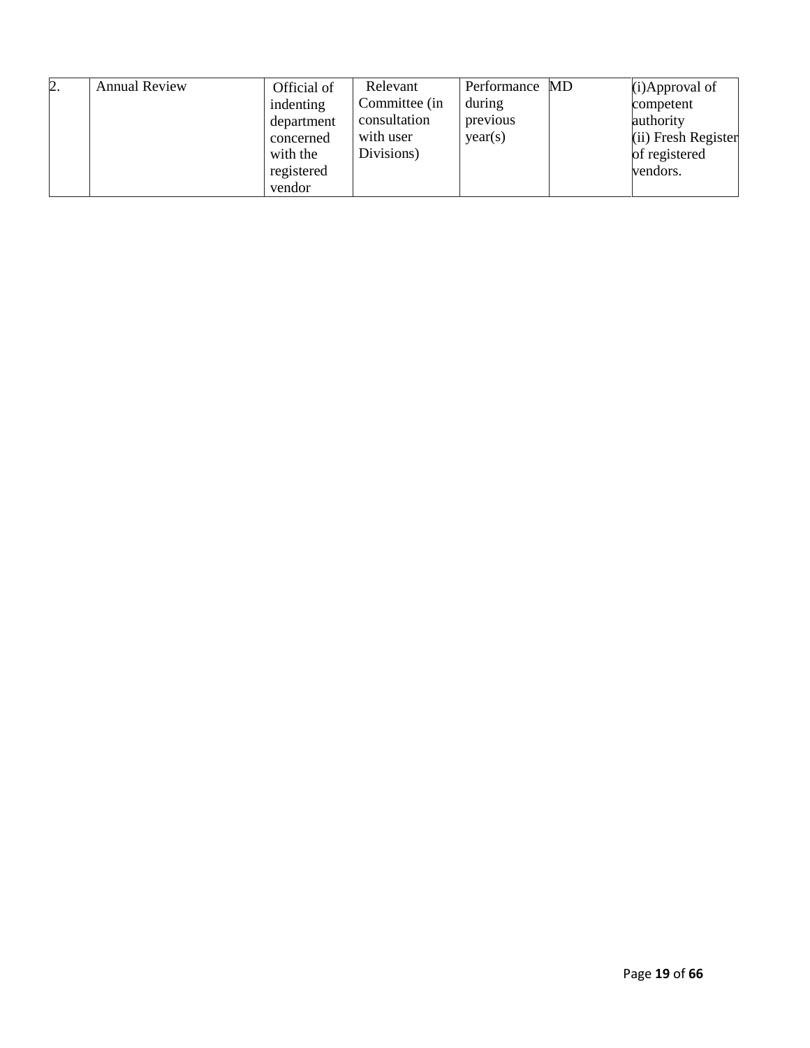| 2. | Annual Review | Official of indenting department concerned with the registered vendor | Relevant Committee (in consultation with user Divisions) | Performance during previous year(s) | MD | (i)Approval of competent authority (ii) Fresh Register of registered vendors. |
|---|---|---|---|---|---|---|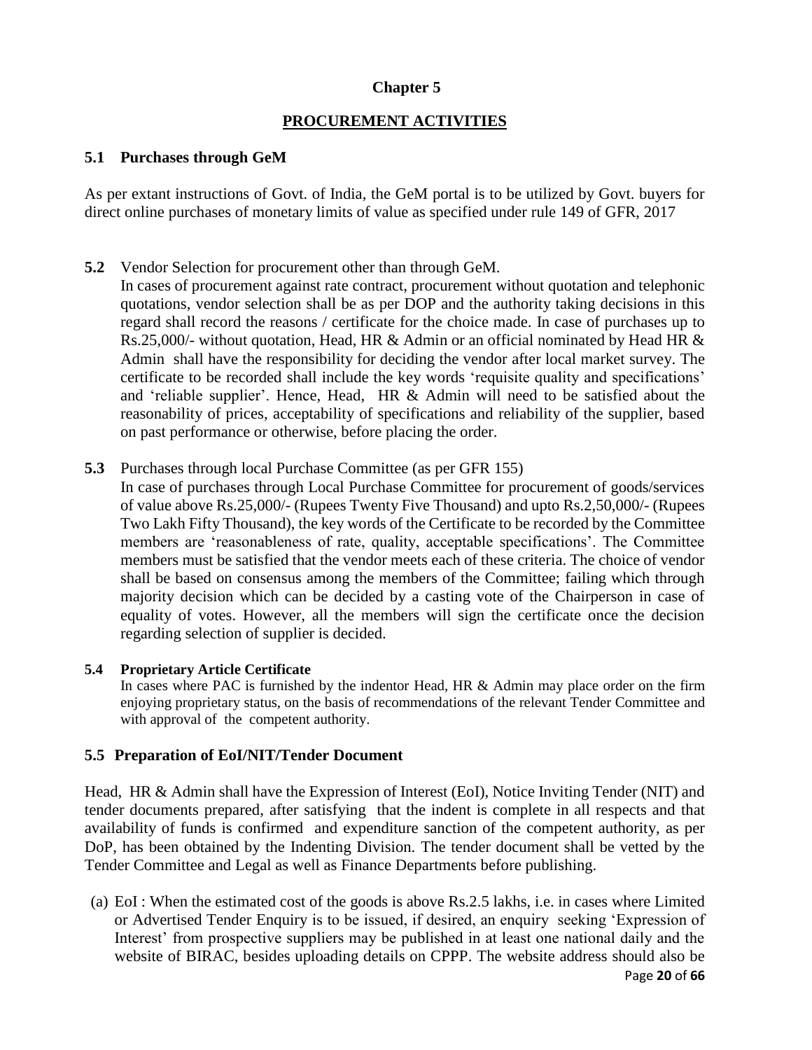# Chapter 5

## PROCUREMENT ACTIVITIES

### 5.1 Purchases through GeM

As per extant instructions of Govt. of India, the GeM portal is to be utilized by Govt. buyers for direct online purchases of monetary limits of value as specified under rule 149 of GFR, 2017

**5.2** Vendor Selection for procurement other than through GeM.

In cases of procurement against rate contract, procurement without quotation and telephonic quotations, vendor selection shall be as per DOP and the authority taking decisions in this regard shall record the reasons / certificate for the choice made. In case of purchases up to Rs.25,000/- without quotation, Head, HR & Admin or an official nominated by Head HR & Admin shall have the responsibility for deciding the vendor after local market survey. The certificate to be recorded shall include the key words 'requisite quality and specifications' and 'reliable supplier'. Hence, Head, HR & Admin will need to be satisfied about the reasonability of prices, acceptability of specifications and reliability of the supplier, based on past performance or otherwise, before placing the order.

**5.3** Purchases through local Purchase Committee (as per GFR 155)

In case of purchases through Local Purchase Committee for procurement of goods/services of value above Rs.25,000/- (Rupees Twenty Five Thousand) and upto Rs.2,50,000/- (Rupees Two Lakh Fifty Thousand), the key words of the Certificate to be recorded by the Committee members are 'reasonableness of rate, quality, acceptable specifications'. The Committee members must be satisfied that the vendor meets each of these criteria. The choice of vendor shall be based on consensus among the members of the Committee; failing which through majority decision which can be decided by a casting vote of the Chairperson in case of equality of votes. However, all the members will sign the certificate once the decision regarding selection of supplier is decided.

**5.4 Proprietary Article Certificate**

In cases where PAC is furnished by the indentor Head, HR & Admin may place order on the firm enjoying proprietary status, on the basis of recommendations of the relevant Tender Committee and with approval of the competent authority.

### 5.5 Preparation of EoI/NIT/Tender Document

Head, HR & Admin shall have the Expression of Interest (EoI), Notice Inviting Tender (NIT) and tender documents prepared, after satisfying that the indent is complete in all respects and that availability of funds is confirmed and expenditure sanction of the competent authority, as per DoP, has been obtained by the Indenting Division. The tender document shall be vetted by the Tender Committee and Legal as well as Finance Departments before publishing.

(a) EoI : When the estimated cost of the goods is above Rs.2.5 lakhs, i.e. in cases where Limited or Advertised Tender Enquiry is to be issued, if desired, an enquiry seeking 'Expression of Interest' from prospective suppliers may be published in at least one national daily and the website of BIRAC, besides uploading details on CPPP. The website address should also be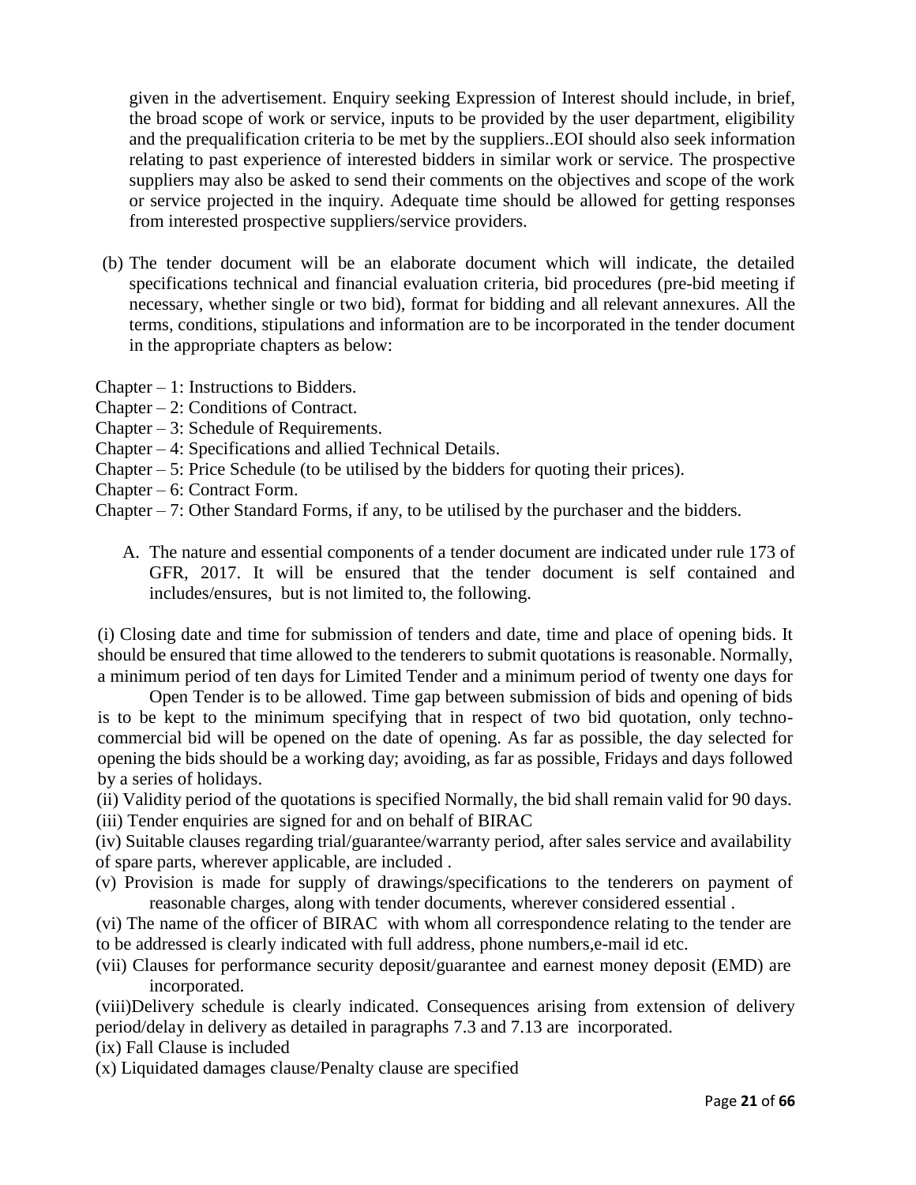given in the advertisement. Enquiry seeking Expression of Interest should include, in brief, the broad scope of work or service, inputs to be provided by the user department, eligibility and the prequalification criteria to be met by the suppliers..EOI should also seek information relating to past experience of interested bidders in similar work or service. The prospective suppliers may also be asked to send their comments on the objectives and scope of the work or service projected in the inquiry. Adequate time should be allowed for getting responses from interested prospective suppliers/service providers.

(b) The tender document will be an elaborate document which will indicate, the detailed specifications technical and financial evaluation criteria, bid procedures (pre-bid meeting if necessary, whether single or two bid), format for bidding and all relevant annexures. All the terms, conditions, stipulations and information are to be incorporated in the tender document in the appropriate chapters as below:

Chapter – 1: Instructions to Bidders.
Chapter – 2: Conditions of Contract.
Chapter – 3: Schedule of Requirements.
Chapter – 4: Specifications and allied Technical Details.
Chapter – 5: Price Schedule (to be utilised by the bidders for quoting their prices).
Chapter – 6: Contract Form.
Chapter – 7: Other Standard Forms, if any, to be utilised by the purchaser and the bidders.

A. The nature and essential components of a tender document are indicated under rule 173 of GFR, 2017. It will be ensured that the tender document is self contained and includes/ensures, but is not limited to, the following.

(i) Closing date and time for submission of tenders and date, time and place of opening bids. It should be ensured that time allowed to the tenderers to submit quotations is reasonable. Normally, a minimum period of ten days for Limited Tender and a minimum period of twenty one days for Open Tender is to be allowed. Time gap between submission of bids and opening of bids is to be kept to the minimum specifying that in respect of two bid quotation, only techno-commercial bid will be opened on the date of opening. As far as possible, the day selected for opening the bids should be a working day; avoiding, as far as possible, Fridays and days followed by a series of holidays.

(ii) Validity period of the quotations is specified Normally, the bid shall remain valid for 90 days.

(iii) Tender enquiries are signed for and on behalf of BIRAC

(iv) Suitable clauses regarding trial/guarantee/warranty period, after sales service and availability of spare parts, wherever applicable, are included .

(v) Provision is made for supply of drawings/specifications to the tenderers on payment of reasonable charges, along with tender documents, wherever considered essential .

(vi) The name of the officer of BIRAC with whom all correspondence relating to the tender are to be addressed is clearly indicated with full address, phone numbers,e-mail id etc.

(vii) Clauses for performance security deposit/guarantee and earnest money deposit (EMD) are incorporated.

(viii)Delivery schedule is clearly indicated. Consequences arising from extension of delivery period/delay in delivery as detailed in paragraphs 7.3 and 7.13 are incorporated.

(ix) Fall Clause is included

(x) Liquidated damages clause/Penalty clause are specified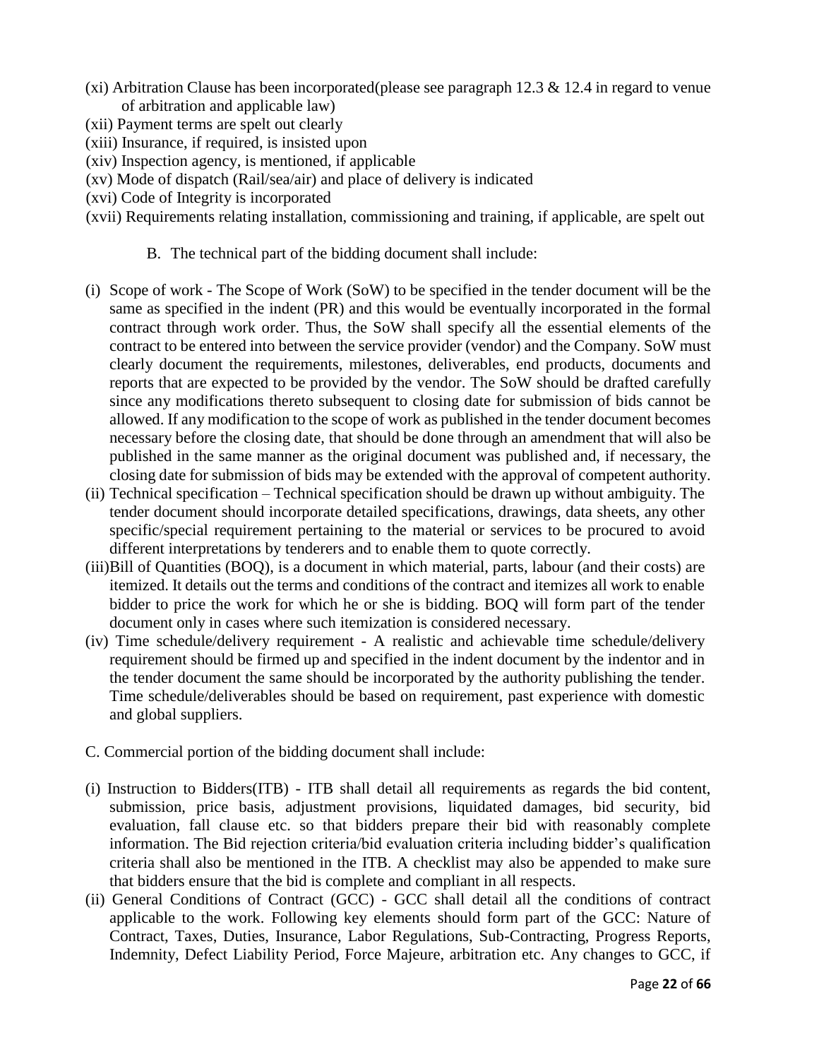(xi) Arbitration Clause has been incorporated(please see paragraph 12.3 & 12.4 in regard to venue of arbitration and applicable law)

(xii) Payment terms are spelt out clearly

(xiii) Insurance, if required, is insisted upon

(xiv) Inspection agency, is mentioned, if applicable

(xv) Mode of dispatch (Rail/sea/air) and place of delivery is indicated

(xvi) Code of Integrity is incorporated

(xvii) Requirements relating installation, commissioning and training, if applicable, are spelt out

B. The technical part of the bidding document shall include:

(i) Scope of work - The Scope of Work (SoW) to be specified in the tender document will be the same as specified in the indent (PR) and this would be eventually incorporated in the formal contract through work order. Thus, the SoW shall specify all the essential elements of the contract to be entered into between the service provider (vendor) and the Company. SoW must clearly document the requirements, milestones, deliverables, end products, documents and reports that are expected to be provided by the vendor. The SoW should be drafted carefully since any modifications thereto subsequent to closing date for submission of bids cannot be allowed. If any modification to the scope of work as published in the tender document becomes necessary before the closing date, that should be done through an amendment that will also be published in the same manner as the original document was published and, if necessary, the closing date for submission of bids may be extended with the approval of competent authority.

(ii) Technical specification – Technical specification should be drawn up without ambiguity. The tender document should incorporate detailed specifications, drawings, data sheets, any other specific/special requirement pertaining to the material or services to be procured to avoid different interpretations by tenderers and to enable them to quote correctly.

(iii)Bill of Quantities (BOQ), is a document in which material, parts, labour (and their costs) are itemized. It details out the terms and conditions of the contract and itemizes all work to enable bidder to price the work for which he or she is bidding. BOQ will form part of the tender document only in cases where such itemization is considered necessary.

(iv) Time schedule/delivery requirement - A realistic and achievable time schedule/delivery requirement should be firmed up and specified in the indent document by the indentor and in the tender document the same should be incorporated by the authority publishing the tender. Time schedule/deliverables should be based on requirement, past experience with domestic and global suppliers.

C. Commercial portion of the bidding document shall include:

(i) Instruction to Bidders(ITB) - ITB shall detail all requirements as regards the bid content, submission, price basis, adjustment provisions, liquidated damages, bid security, bid evaluation, fall clause etc. so that bidders prepare their bid with reasonably complete information. The Bid rejection criteria/bid evaluation criteria including bidder's qualification criteria shall also be mentioned in the ITB. A checklist may also be appended to make sure that bidders ensure that the bid is complete and compliant in all respects.

(ii) General Conditions of Contract (GCC) - GCC shall detail all the conditions of contract applicable to the work. Following key elements should form part of the GCC: Nature of Contract, Taxes, Duties, Insurance, Labor Regulations, Sub-Contracting, Progress Reports, Indemnity, Defect Liability Period, Force Majeure, arbitration etc. Any changes to GCC, if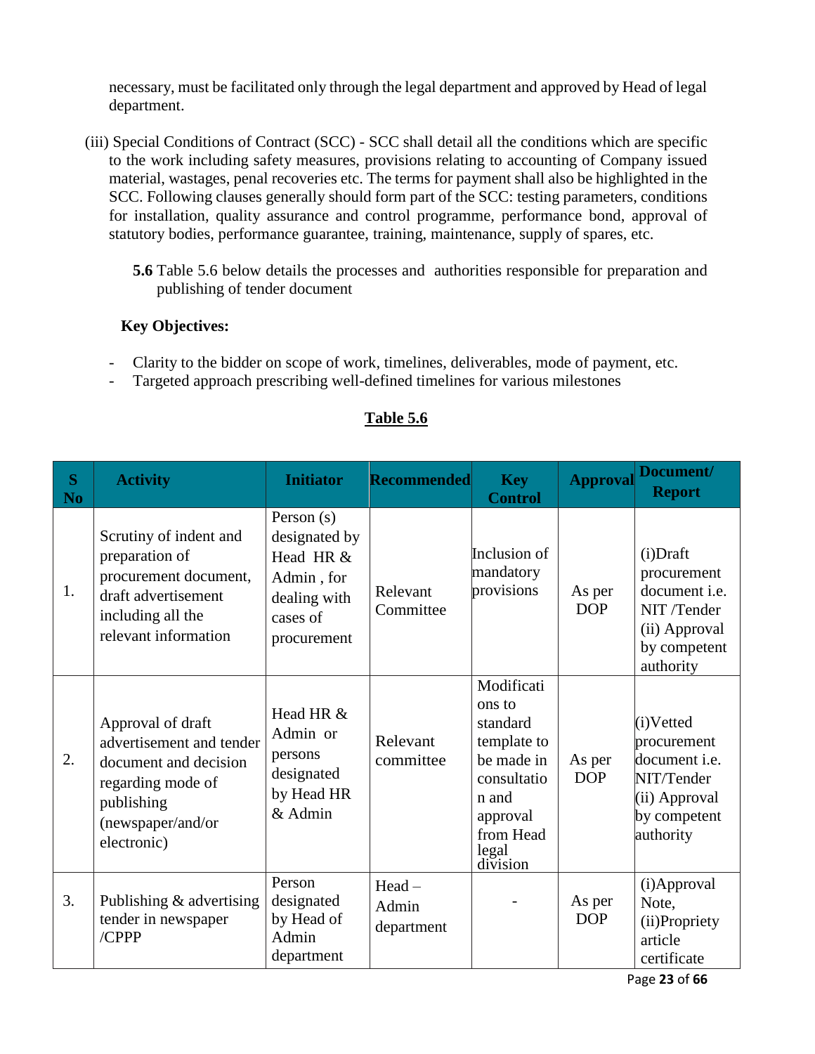necessary, must be facilitated only through the legal department and approved by Head of legal department.

(iii) Special Conditions of Contract (SCC) - SCC shall detail all the conditions which are specific to the work including safety measures, provisions relating to accounting of Company issued material, wastages, penal recoveries etc. The terms for payment shall also be highlighted in the SCC. Following clauses generally should form part of the SCC: testing parameters, conditions for installation, quality assurance and control programme, performance bond, approval of statutory bodies, performance guarantee, training, maintenance, supply of spares, etc.

**5.6** Table 5.6 below details the processes and authorities responsible for preparation and publishing of tender document

**Key Objectives:**

- Clarity to the bidder on scope of work, timelines, deliverables, mode of payment, etc.
- Targeted approach prescribing well-defined timelines for various milestones

**Table 5.6**

| S No | Activity | Initiator | Recommended | Key Control | Approval | Document/ Report |
|---|---|---|---|---|---|---|
| 1. | Scrutiny of indent and preparation of procurement document, draft advertisement including all the relevant information | Person (s) designated by Head HR & Admin , for dealing with cases of procurement | Relevant Committee | Inclusion of mandatory provisions | As per DOP | (i)Draft procurement document i.e. NIT /Tender (ii) Approval by competent authority |
| 2. | Approval of draft advertisement and tender document and decision regarding mode of publishing (newspaper/and/or electronic) | Head HR & Admin or persons designated by Head HR & Admin | Relevant committee | Modifications to standard template to be made in consultation and approval from Head legal division | As per DOP | (i)Vetted procurement document i.e. NIT/Tender (ii) Approval by competent authority |
| 3. | Publishing & advertising tender in newspaper /CPPP | Person designated by Head of Admin department | Head – Admin department | - | As per DOP | (i)Approval Note, (ii)Propriety article certificate |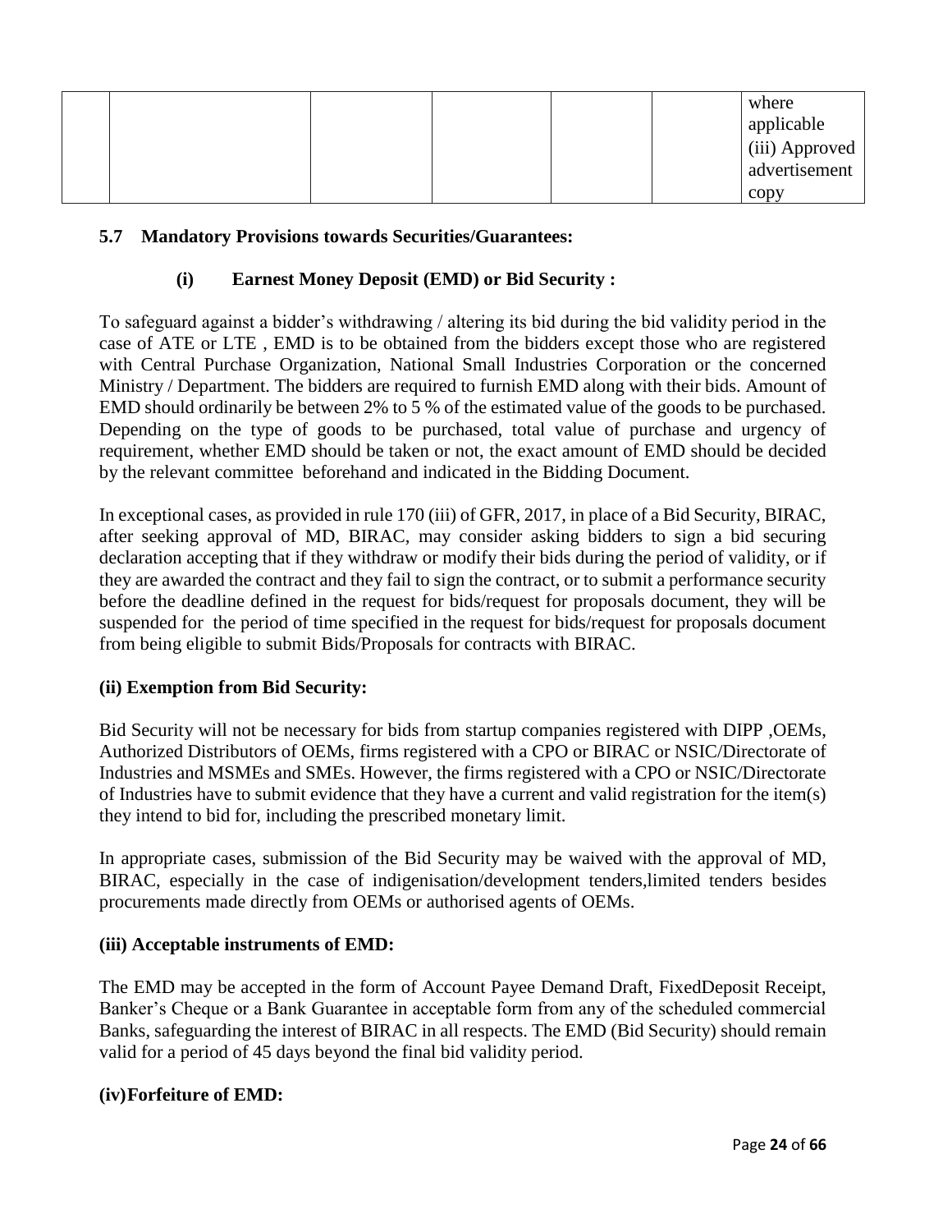|  |  |  |  |  |  | where applicable (iii) Approved advertisement copy |
|---|---|---|---|---|---|---|

### 5.7 Mandatory Provisions towards Securities/Guarantees:

#### (i) Earnest Money Deposit (EMD) or Bid Security :

To safeguard against a bidder's withdrawing / altering its bid during the bid validity period in the case of ATE or LTE , EMD is to be obtained from the bidders except those who are registered with Central Purchase Organization, National Small Industries Corporation or the concerned Ministry / Department. The bidders are required to furnish EMD along with their bids. Amount of EMD should ordinarily be between 2% to 5 % of the estimated value of the goods to be purchased. Depending on the type of goods to be purchased, total value of purchase and urgency of requirement, whether EMD should be taken or not, the exact amount of EMD should be decided by the relevant committee beforehand and indicated in the Bidding Document.

In exceptional cases, as provided in rule 170 (iii) of GFR, 2017, in place of a Bid Security, BIRAC, after seeking approval of MD, BIRAC, may consider asking bidders to sign a bid securing declaration accepting that if they withdraw or modify their bids during the period of validity, or if they are awarded the contract and they fail to sign the contract, or to submit a performance security before the deadline defined in the request for bids/request for proposals document, they will be suspended for the period of time specified in the request for bids/request for proposals document from being eligible to submit Bids/Proposals for contracts with BIRAC.

#### (ii) Exemption from Bid Security:

Bid Security will not be necessary for bids from startup companies registered with DIPP ,OEMs, Authorized Distributors of OEMs, firms registered with a CPO or BIRAC or NSIC/Directorate of Industries and MSMEs and SMEs. However, the firms registered with a CPO or NSIC/Directorate of Industries have to submit evidence that they have a current and valid registration for the item(s) they intend to bid for, including the prescribed monetary limit.

In appropriate cases, submission of the Bid Security may be waived with the approval of MD, BIRAC, especially in the case of indigenisation/development tenders,limited tenders besides procurements made directly from OEMs or authorised agents of OEMs.

#### (iii) Acceptable instruments of EMD:

The EMD may be accepted in the form of Account Payee Demand Draft, FixedDeposit Receipt, Banker's Cheque or a Bank Guarantee in acceptable form from any of the scheduled commercial Banks, safeguarding the interest of BIRAC in all respects. The EMD (Bid Security) should remain valid for a period of 45 days beyond the final bid validity period.

#### (iv)Forfeiture of EMD: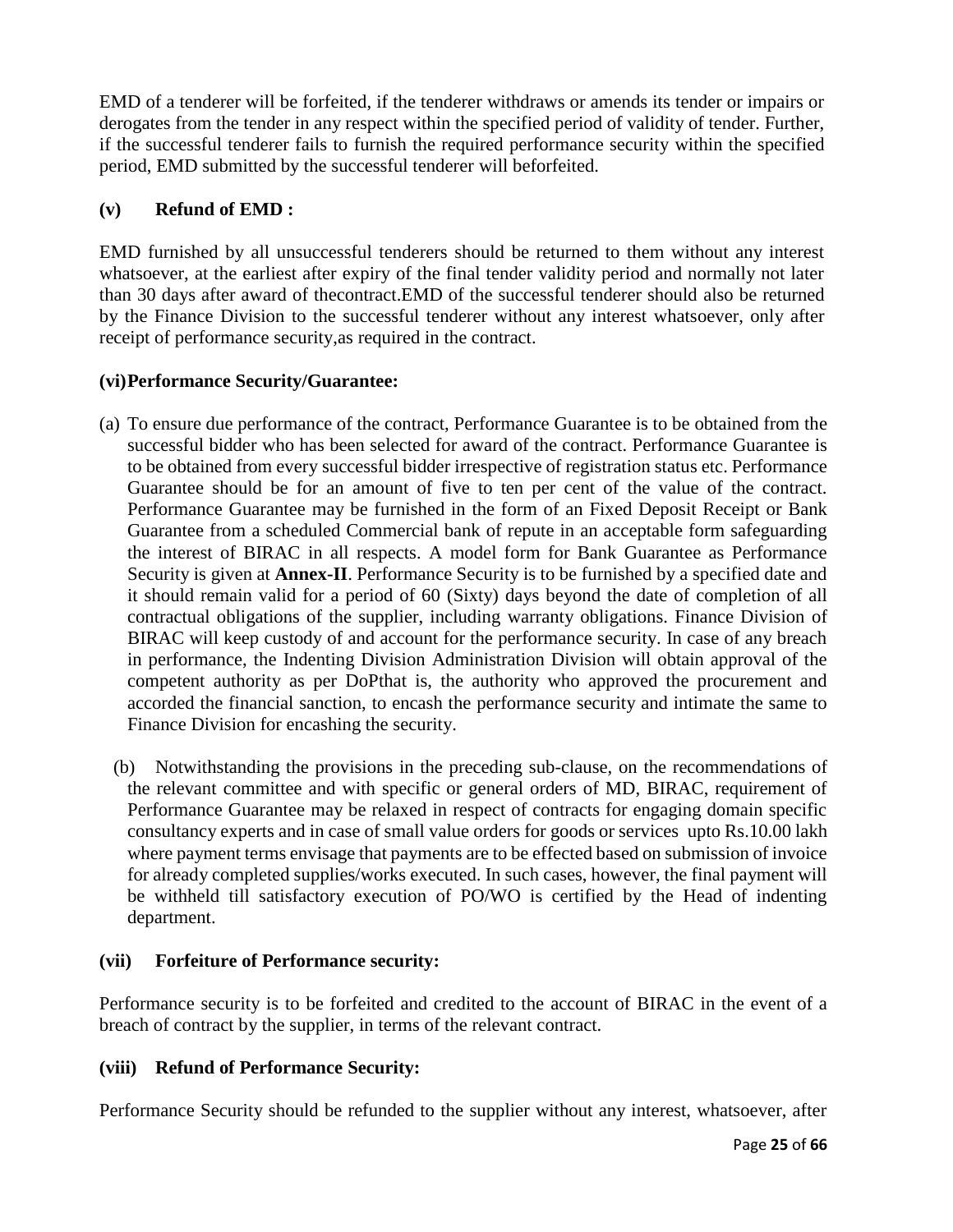EMD of a tenderer will be forfeited, if the tenderer withdraws or amends its tender or impairs or derogates from the tender in any respect within the specified period of validity of tender. Further, if the successful tenderer fails to furnish the required performance security within the specified period, EMD submitted by the successful tenderer will beforfeited.

**(v) Refund of EMD :**

EMD furnished by all unsuccessful tenderers should be returned to them without any interest whatsoever, at the earliest after expiry of the final tender validity period and normally not later than 30 days after award of thecontract.EMD of the successful tenderer should also be returned by the Finance Division to the successful tenderer without any interest whatsoever, only after receipt of performance security,as required in the contract.

**(vi)Performance Security/Guarantee:**

(a) To ensure due performance of the contract, Performance Guarantee is to be obtained from the successful bidder who has been selected for award of the contract. Performance Guarantee is to be obtained from every successful bidder irrespective of registration status etc. Performance Guarantee should be for an amount of five to ten per cent of the value of the contract. Performance Guarantee may be furnished in the form of an Fixed Deposit Receipt or Bank Guarantee from a scheduled Commercial bank of repute in an acceptable form safeguarding the interest of BIRAC in all respects. A model form for Bank Guarantee as Performance Security is given at **Annex-II**. Performance Security is to be furnished by a specified date and it should remain valid for a period of 60 (Sixty) days beyond the date of completion of all contractual obligations of the supplier, including warranty obligations. Finance Division of BIRAC will keep custody of and account for the performance security. In case of any breach in performance, the Indenting Division Administration Division will obtain approval of the competent authority as per DoPthat is, the authority who approved the procurement and accorded the financial sanction, to encash the performance security and intimate the same to Finance Division for encashing the security.

(b) Notwithstanding the provisions in the preceding sub-clause, on the recommendations of the relevant committee and with specific or general orders of MD, BIRAC, requirement of Performance Guarantee may be relaxed in respect of contracts for engaging domain specific consultancy experts and in case of small value orders for goods or services upto Rs.10.00 lakh where payment terms envisage that payments are to be effected based on submission of invoice for already completed supplies/works executed. In such cases, however, the final payment will be withheld till satisfactory execution of PO/WO is certified by the Head of indenting department.

**(vii) Forfeiture of Performance security:**

Performance security is to be forfeited and credited to the account of BIRAC in the event of a breach of contract by the supplier, in terms of the relevant contract.

**(viii) Refund of Performance Security:**

Performance Security should be refunded to the supplier without any interest, whatsoever, after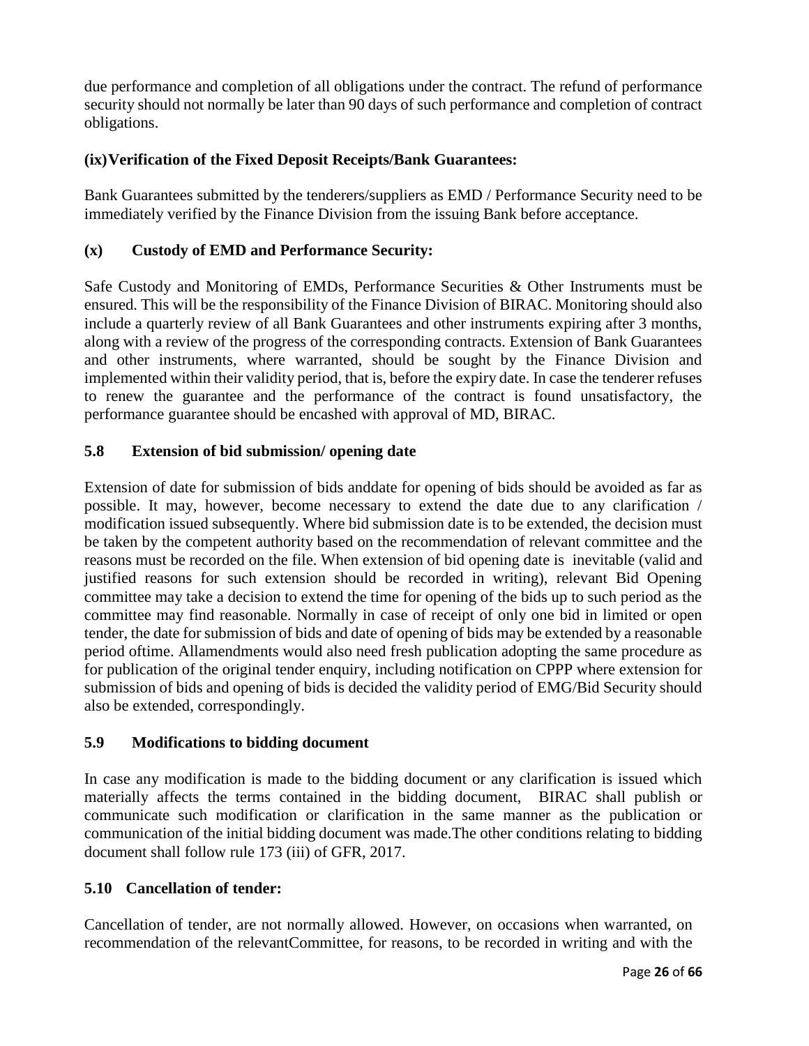due performance and completion of all obligations under the contract. The refund of performance security should not normally be later than 90 days of such performance and completion of contract obligations.

**(ix) Verification of the Fixed Deposit Receipts/Bank Guarantees:**

Bank Guarantees submitted by the tenderers/suppliers as EMD / Performance Security need to be immediately verified by the Finance Division from the issuing Bank before acceptance.

**(x) Custody of EMD and Performance Security:**

Safe Custody and Monitoring of EMDs, Performance Securities & Other Instruments must be ensured. This will be the responsibility of the Finance Division of BIRAC. Monitoring should also include a quarterly review of all Bank Guarantees and other instruments expiring after 3 months, along with a review of the progress of the corresponding contracts. Extension of Bank Guarantees and other instruments, where warranted, should be sought by the Finance Division and implemented within their validity period, that is, before the expiry date. In case the tenderer refuses to renew the guarantee and the performance of the contract is found unsatisfactory, the performance guarantee should be encashed with approval of MD, BIRAC.

### 5.8 Extension of bid submission/ opening date

Extension of date for submission of bids anddate for opening of bids should be avoided as far as possible. It may, however, become necessary to extend the date due to any clarification / modification issued subsequently. Where bid submission date is to be extended, the decision must be taken by the competent authority based on the recommendation of relevant committee and the reasons must be recorded on the file. When extension of bid opening date is inevitable (valid and justified reasons for such extension should be recorded in writing), relevant Bid Opening committee may take a decision to extend the time for opening of the bids up to such period as the committee may find reasonable. Normally in case of receipt of only one bid in limited or open tender, the date for submission of bids and date of opening of bids may be extended by a reasonable period oftime. Allamendments would also need fresh publication adopting the same procedure as for publication of the original tender enquiry, including notification on CPPP where extension for submission of bids and opening of bids is decided the validity period of EMG/Bid Security should also be extended, correspondingly.

### 5.9 Modifications to bidding document

In case any modification is made to the bidding document or any clarification is issued which materially affects the terms contained in the bidding document, BIRAC shall publish or communicate such modification or clarification in the same manner as the publication or communication of the initial bidding document was made.The other conditions relating to bidding document shall follow rule 173 (iii) of GFR, 2017.

### 5.10 Cancellation of tender:

Cancellation of tender, are not normally allowed. However, on occasions when warranted, on recommendation of the relevantCommittee, for reasons, to be recorded in writing and with the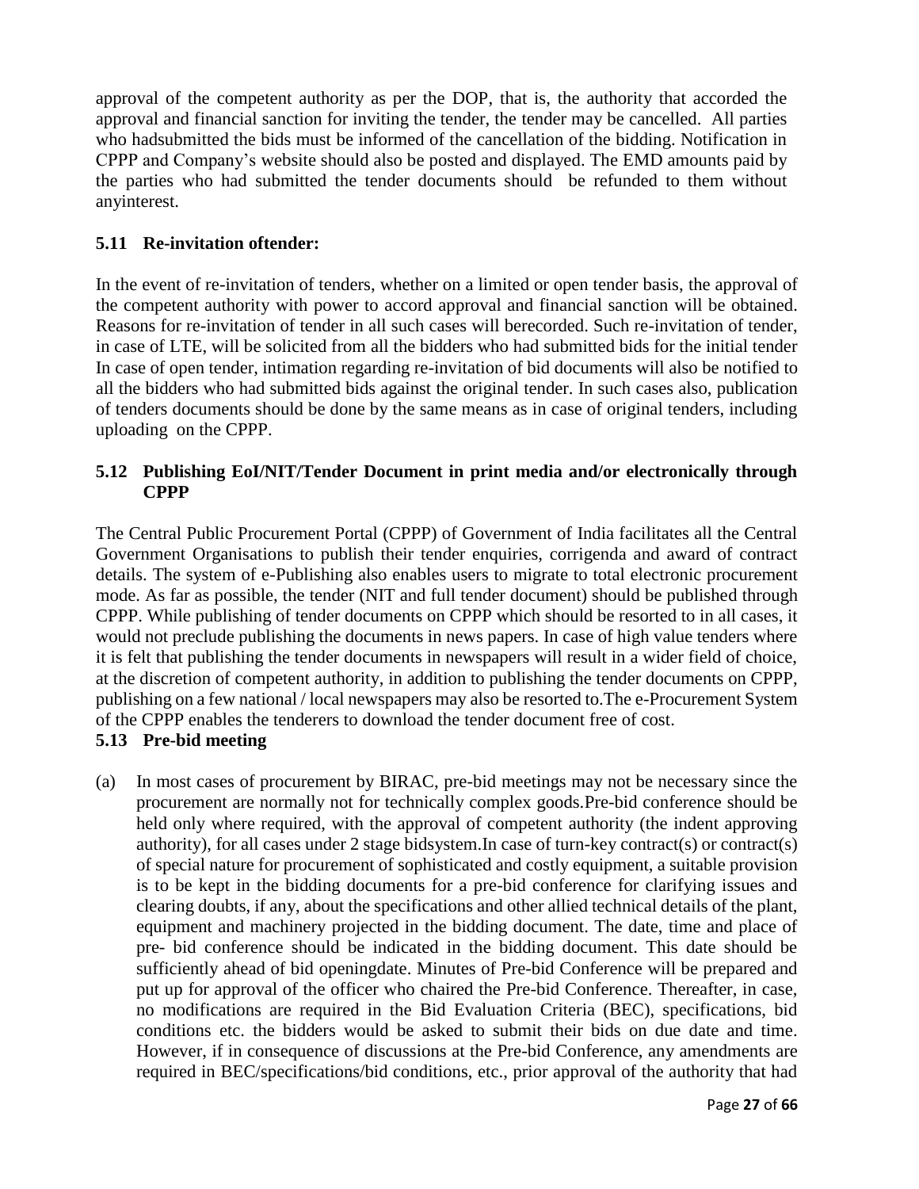approval of the competent authority as per the DOP, that is, the authority that accorded the approval and financial sanction for inviting the tender, the tender may be cancelled. All parties who hadsubmitted the bids must be informed of the cancellation of the bidding. Notification in CPPP and Company's website should also be posted and displayed. The EMD amounts paid by the parties who had submitted the tender documents should be refunded to them without anyinterest.

### 5.11 Re-invitation oftender:

In the event of re-invitation of tenders, whether on a limited or open tender basis, the approval of the competent authority with power to accord approval and financial sanction will be obtained. Reasons for re-invitation of tender in all such cases will berecorded. Such re-invitation of tender, in case of LTE, will be solicited from all the bidders who had submitted bids for the initial tender In case of open tender, intimation regarding re-invitation of bid documents will also be notified to all the bidders who had submitted bids against the original tender. In such cases also, publication of tenders documents should be done by the same means as in case of original tenders, including uploading on the CPPP.

### 5.12 Publishing EoI/NIT/Tender Document in print media and/or electronically through CPPP

The Central Public Procurement Portal (CPPP) of Government of India facilitates all the Central Government Organisations to publish their tender enquiries, corrigenda and award of contract details. The system of e-Publishing also enables users to migrate to total electronic procurement mode. As far as possible, the tender (NIT and full tender document) should be published through CPPP. While publishing of tender documents on CPPP which should be resorted to in all cases, it would not preclude publishing the documents in news papers. In case of high value tenders where it is felt that publishing the tender documents in newspapers will result in a wider field of choice, at the discretion of competent authority, in addition to publishing the tender documents on CPPP, publishing on a few national / local newspapers may also be resorted to.The e-Procurement System of the CPPP enables the tenderers to download the tender document free of cost.

### 5.13 Pre-bid meeting

(a) In most cases of procurement by BIRAC, pre-bid meetings may not be necessary since the procurement are normally not for technically complex goods.Pre-bid conference should be held only where required, with the approval of competent authority (the indent approving authority), for all cases under 2 stage bidsystem.In case of turn-key contract(s) or contract(s) of special nature for procurement of sophisticated and costly equipment, a suitable provision is to be kept in the bidding documents for a pre-bid conference for clarifying issues and clearing doubts, if any, about the specifications and other allied technical details of the plant, equipment and machinery projected in the bidding document. The date, time and place of pre- bid conference should be indicated in the bidding document. This date should be sufficiently ahead of bid openingdate. Minutes of Pre-bid Conference will be prepared and put up for approval of the officer who chaired the Pre-bid Conference. Thereafter, in case, no modifications are required in the Bid Evaluation Criteria (BEC), specifications, bid conditions etc. the bidders would be asked to submit their bids on due date and time. However, if in consequence of discussions at the Pre-bid Conference, any amendments are required in BEC/specifications/bid conditions, etc., prior approval of the authority that had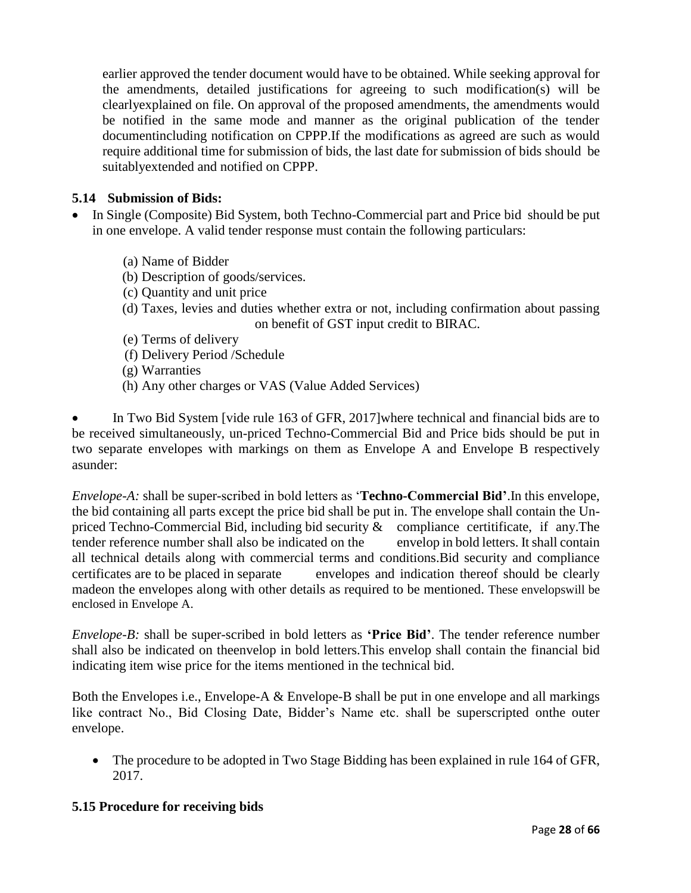earlier approved the tender document would have to be obtained. While seeking approval for the amendments, detailed justifications for agreeing to such modification(s) will be clearlyexplained on file. On approval of the proposed amendments, the amendments would be notified in the same mode and manner as the original publication of the tender documentincluding notification on CPPP.If the modifications as agreed are such as would require additional time for submission of bids, the last date for submission of bids should be suitablyextended and notified on CPPP.

### 5.14 Submission of Bids:

- In Single (Composite) Bid System, both Techno-Commercial part and Price bid should be put in one envelope. A valid tender response must contain the following particulars:

    (a) Name of Bidder
    (b) Description of goods/services.
    (c) Quantity and unit price
    (d) Taxes, levies and duties whether extra or not, including confirmation about passing on benefit of GST input credit to BIRAC.
    (e) Terms of delivery
    (f) Delivery Period /Schedule
    (g) Warranties
    (h) Any other charges or VAS (Value Added Services)

- In Two Bid System [vide rule 163 of GFR, 2017]where technical and financial bids are to be received simultaneously, un-priced Techno-Commercial Bid and Price bids should be put in two separate envelopes with markings on them as Envelope A and Envelope B respectively asunder:

*Envelope-A:* shall be super-scribed in bold letters as '**Techno-Commercial Bid'**.In this envelope, the bid containing all parts except the price bid shall be put in. The envelope shall contain the Un-priced Techno-Commercial Bid, including bid security & compliance certitificate, if any.The tender reference number shall also be indicated on the envelop in bold letters. It shall contain all technical details along with commercial terms and conditions.Bid security and compliance certificates are to be placed in separate envelopes and indication thereof should be clearly madeon the envelopes along with other details as required to be mentioned. These envelopswill be enclosed in Envelope A.

*Envelope-B:* shall be super-scribed in bold letters as **'Price Bid'**. The tender reference number shall also be indicated on theenvelop in bold letters.This envelop shall contain the financial bid indicating item wise price for the items mentioned in the technical bid.

Both the Envelopes i.e., Envelope-A & Envelope-B shall be put in one envelope and all markings like contract No., Bid Closing Date, Bidder's Name etc. shall be superscripted onthe outer envelope.

- The procedure to be adopted in Two Stage Bidding has been explained in rule 164 of GFR, 2017.

### 5.15 Procedure for receiving bids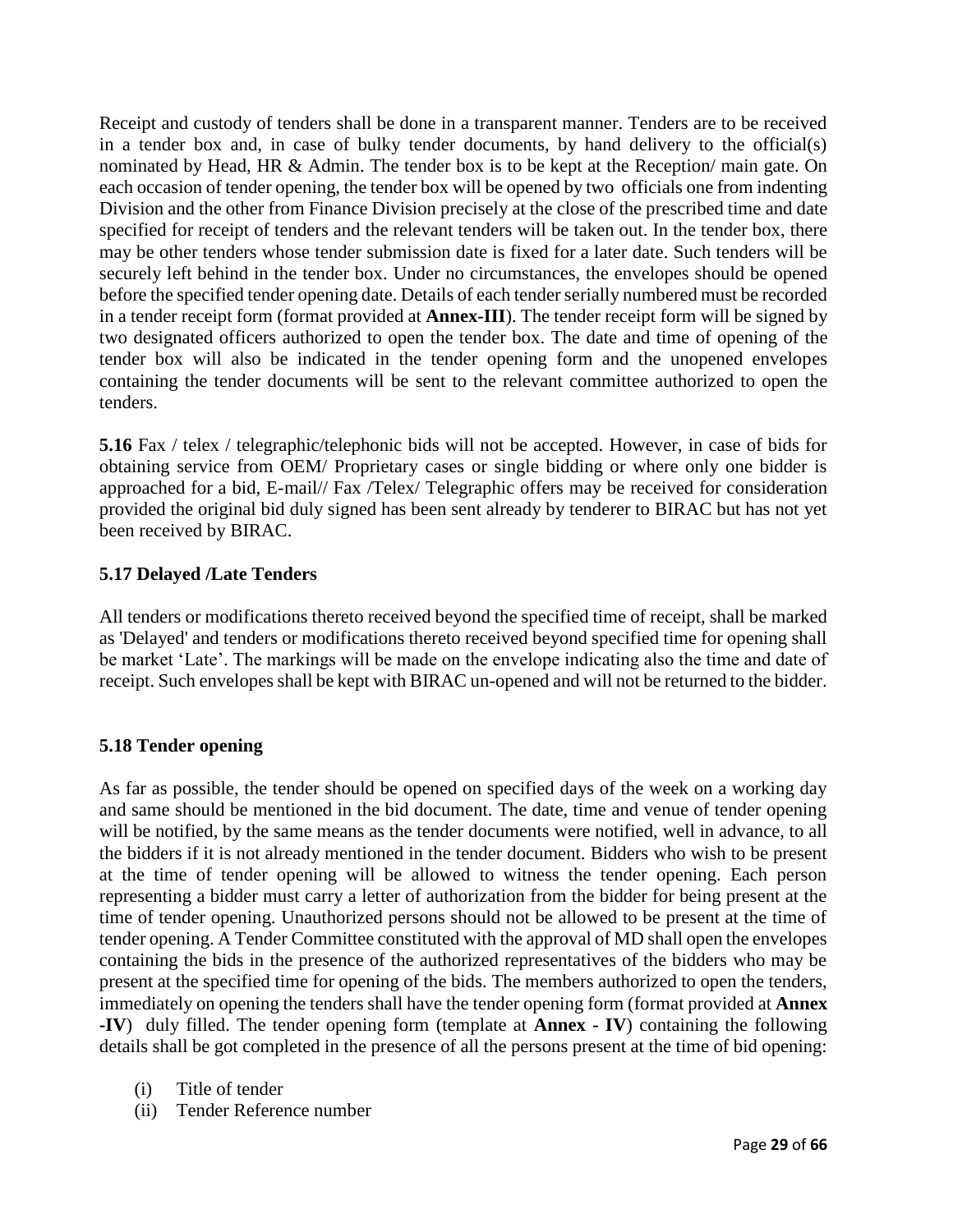Receipt and custody of tenders shall be done in a transparent manner. Tenders are to be received in a tender box and, in case of bulky tender documents, by hand delivery to the official(s) nominated by Head, HR & Admin. The tender box is to be kept at the Reception/ main gate. On each occasion of tender opening, the tender box will be opened by two officials one from indenting Division and the other from Finance Division precisely at the close of the prescribed time and date specified for receipt of tenders and the relevant tenders will be taken out. In the tender box, there may be other tenders whose tender submission date is fixed for a later date. Such tenders will be securely left behind in the tender box. Under no circumstances, the envelopes should be opened before the specified tender opening date. Details of each tender serially numbered must be recorded in a tender receipt form (format provided at **Annex-III**). The tender receipt form will be signed by two designated officers authorized to open the tender box. The date and time of opening of the tender box will also be indicated in the tender opening form and the unopened envelopes containing the tender documents will be sent to the relevant committee authorized to open the tenders.

**5.16** Fax / telex / telegraphic/telephonic bids will not be accepted. However, in case of bids for obtaining service from OEM/ Proprietary cases or single bidding or where only one bidder is approached for a bid, E-mail// Fax /Telex/ Telegraphic offers may be received for consideration provided the original bid duly signed has been sent already by tenderer to BIRAC but has not yet been received by BIRAC.

### 5.17 Delayed /Late Tenders

All tenders or modifications thereto received beyond the specified time of receipt, shall be marked as 'Delayed' and tenders or modifications thereto received beyond specified time for opening shall be market 'Late'. The markings will be made on the envelope indicating also the time and date of receipt. Such envelopes shall be kept with BIRAC un-opened and will not be returned to the bidder.

### 5.18 Tender opening

As far as possible, the tender should be opened on specified days of the week on a working day and same should be mentioned in the bid document. The date, time and venue of tender opening will be notified, by the same means as the tender documents were notified, well in advance, to all the bidders if it is not already mentioned in the tender document. Bidders who wish to be present at the time of tender opening will be allowed to witness the tender opening. Each person representing a bidder must carry a letter of authorization from the bidder for being present at the time of tender opening. Unauthorized persons should not be allowed to be present at the time of tender opening. A Tender Committee constituted with the approval of MD shall open the envelopes containing the bids in the presence of the authorized representatives of the bidders who may be present at the specified time for opening of the bids. The members authorized to open the tenders, immediately on opening the tenders shall have the tender opening form (format provided at **Annex -IV**) duly filled. The tender opening form (template at **Annex - IV**) containing the following details shall be got completed in the presence of all the persons present at the time of bid opening:

(i) Title of tender
(ii) Tender Reference number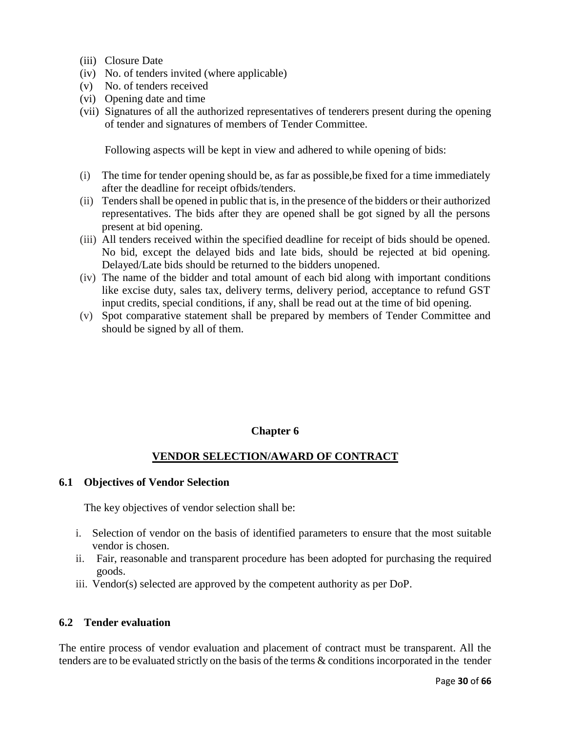(iii) Closure Date
(iv) No. of tenders invited (where applicable)
(v) No. of tenders received
(vi) Opening date and time
(vii) Signatures of all the authorized representatives of tenderers present during the opening of tender and signatures of members of Tender Committee.

Following aspects will be kept in view and adhered to while opening of bids:

(i) The time for tender opening should be, as far as possible,be fixed for a time immediately after the deadline for receipt ofbids/tenders.
(ii) Tenders shall be opened in public that is, in the presence of the bidders or their authorized representatives. The bids after they are opened shall be got signed by all the persons present at bid opening.
(iii) All tenders received within the specified deadline for receipt of bids should be opened. No bid, except the delayed bids and late bids, should be rejected at bid opening. Delayed/Late bids should be returned to the bidders unopened.
(iv) The name of the bidder and total amount of each bid along with important conditions like excise duty, sales tax, delivery terms, delivery period, acceptance to refund GST input credits, special conditions, if any, shall be read out at the time of bid opening.
(v) Spot comparative statement shall be prepared by members of Tender Committee and should be signed by all of them.

# Chapter 6

## VENDOR SELECTION/AWARD OF CONTRACT

### 6.1 Objectives of Vendor Selection

The key objectives of vendor selection shall be:

i. Selection of vendor on the basis of identified parameters to ensure that the most suitable vendor is chosen.
ii. Fair, reasonable and transparent procedure has been adopted for purchasing the required goods.
iii. Vendor(s) selected are approved by the competent authority as per DoP.

### 6.2 Tender evaluation

The entire process of vendor evaluation and placement of contract must be transparent. All the tenders are to be evaluated strictly on the basis of the terms & conditions incorporated in the tender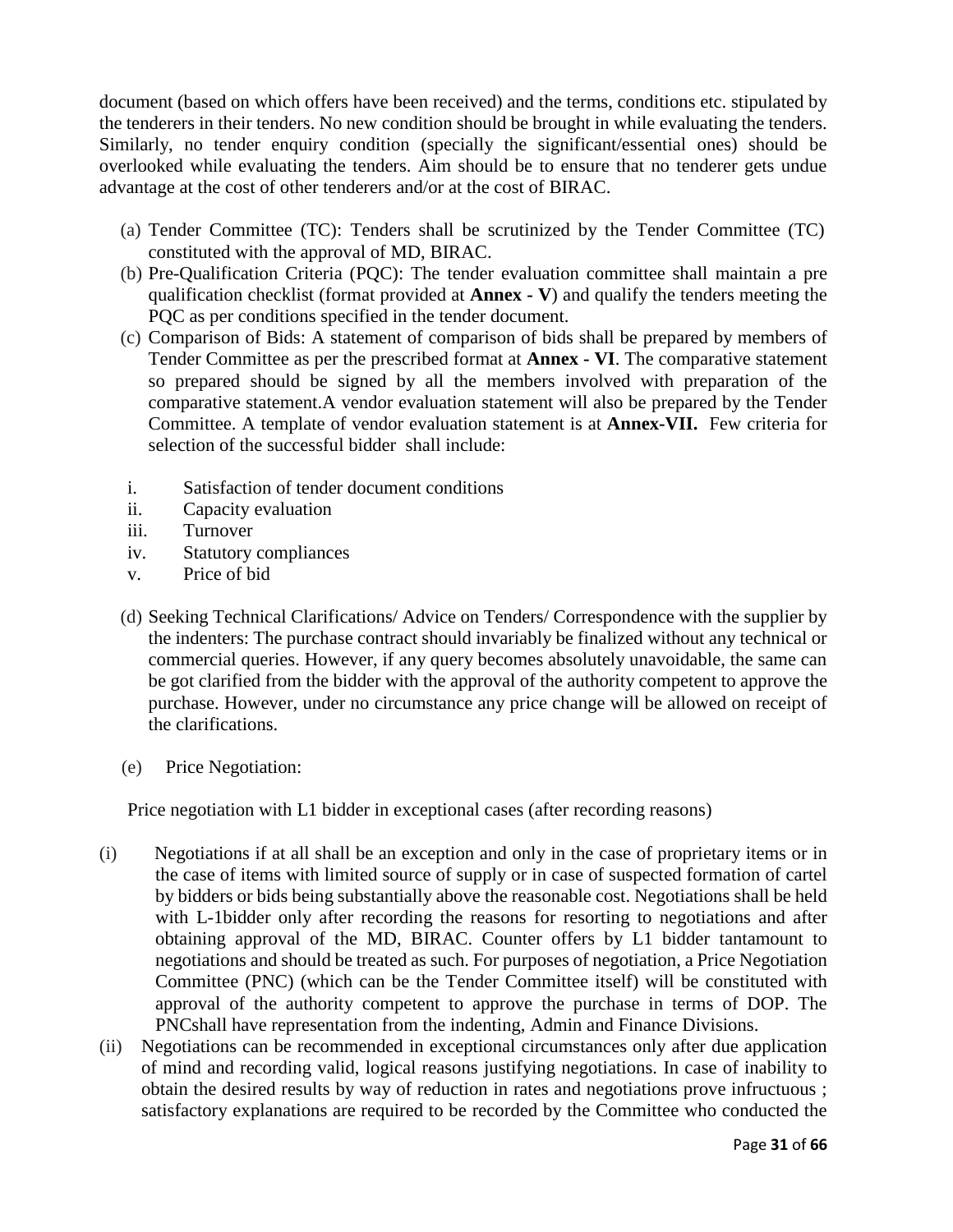document (based on which offers have been received) and the terms, conditions etc. stipulated by the tenderers in their tenders. No new condition should be brought in while evaluating the tenders. Similarly, no tender enquiry condition (specially the significant/essential ones) should be overlooked while evaluating the tenders. Aim should be to ensure that no tenderer gets undue advantage at the cost of other tenderers and/or at the cost of BIRAC.

(a) Tender Committee (TC): Tenders shall be scrutinized by the Tender Committee (TC) constituted with the approval of MD, BIRAC.

(b) Pre-Qualification Criteria (PQC): The tender evaluation committee shall maintain a pre qualification checklist (format provided at **Annex - V**) and qualify the tenders meeting the PQC as per conditions specified in the tender document.

(c) Comparison of Bids: A statement of comparison of bids shall be prepared by members of Tender Committee as per the prescribed format at **Annex - VI**. The comparative statement so prepared should be signed by all the members involved with preparation of the comparative statement.A vendor evaluation statement will also be prepared by the Tender Committee. A template of vendor evaluation statement is at **Annex-VII.** Few criteria for selection of the successful bidder shall include:

i. Satisfaction of tender document conditions
ii. Capacity evaluation
iii. Turnover
iv. Statutory compliances
v. Price of bid

(d) Seeking Technical Clarifications/ Advice on Tenders/ Correspondence with the supplier by the indenters: The purchase contract should invariably be finalized without any technical or commercial queries. However, if any query becomes absolutely unavoidable, the same can be got clarified from the bidder with the approval of the authority competent to approve the purchase. However, under no circumstance any price change will be allowed on receipt of the clarifications.

(e) Price Negotiation:

Price negotiation with L1 bidder in exceptional cases (after recording reasons)

(i) Negotiations if at all shall be an exception and only in the case of proprietary items or in the case of items with limited source of supply or in case of suspected formation of cartel by bidders or bids being substantially above the reasonable cost. Negotiations shall be held with L-1bidder only after recording the reasons for resorting to negotiations and after obtaining approval of the MD, BIRAC. Counter offers by L1 bidder tantamount to negotiations and should be treated as such. For purposes of negotiation, a Price Negotiation Committee (PNC) (which can be the Tender Committee itself) will be constituted with approval of the authority competent to approve the purchase in terms of DOP. The PNCshall have representation from the indenting, Admin and Finance Divisions.

(ii) Negotiations can be recommended in exceptional circumstances only after due application of mind and recording valid, logical reasons justifying negotiations. In case of inability to obtain the desired results by way of reduction in rates and negotiations prove infructuous ; satisfactory explanations are required to be recorded by the Committee who conducted the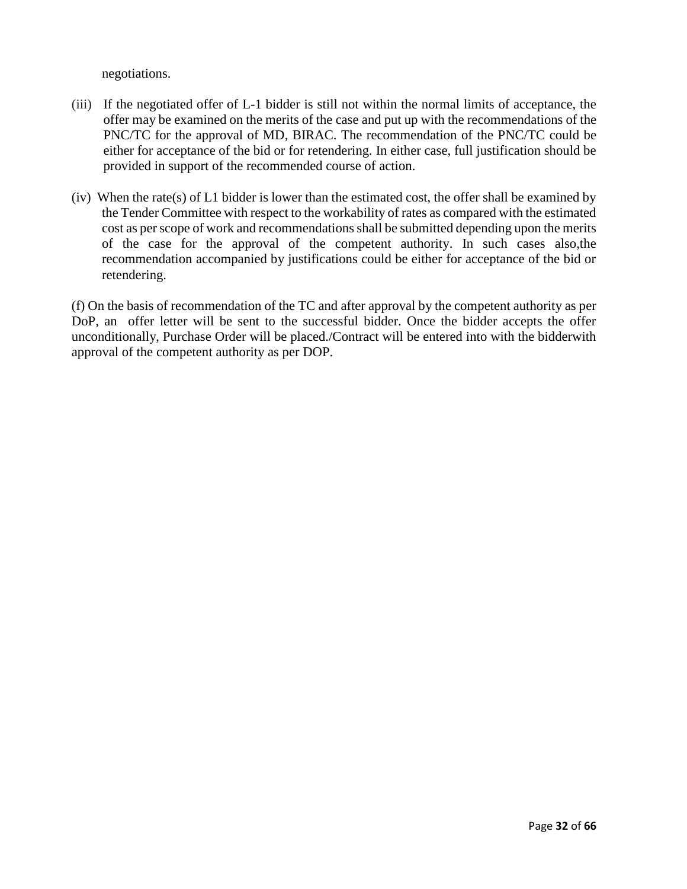negotiations.

(iii) If the negotiated offer of L-1 bidder is still not within the normal limits of acceptance, the offer may be examined on the merits of the case and put up with the recommendations of the PNC/TC for the approval of MD, BIRAC. The recommendation of the PNC/TC could be either for acceptance of the bid or for retendering. In either case, full justification should be provided in support of the recommended course of action.

(iv) When the rate(s) of L1 bidder is lower than the estimated cost, the offer shall be examined by the Tender Committee with respect to the workability of rates as compared with the estimated cost as per scope of work and recommendations shall be submitted depending upon the merits of the case for the approval of the competent authority. In such cases also,the recommendation accompanied by justifications could be either for acceptance of the bid or retendering.

(f) On the basis of recommendation of the TC and after approval by the competent authority as per DoP, an offer letter will be sent to the successful bidder. Once the bidder accepts the offer unconditionally, Purchase Order will be placed./Contract will be entered into with the bidderwith approval of the competent authority as per DOP.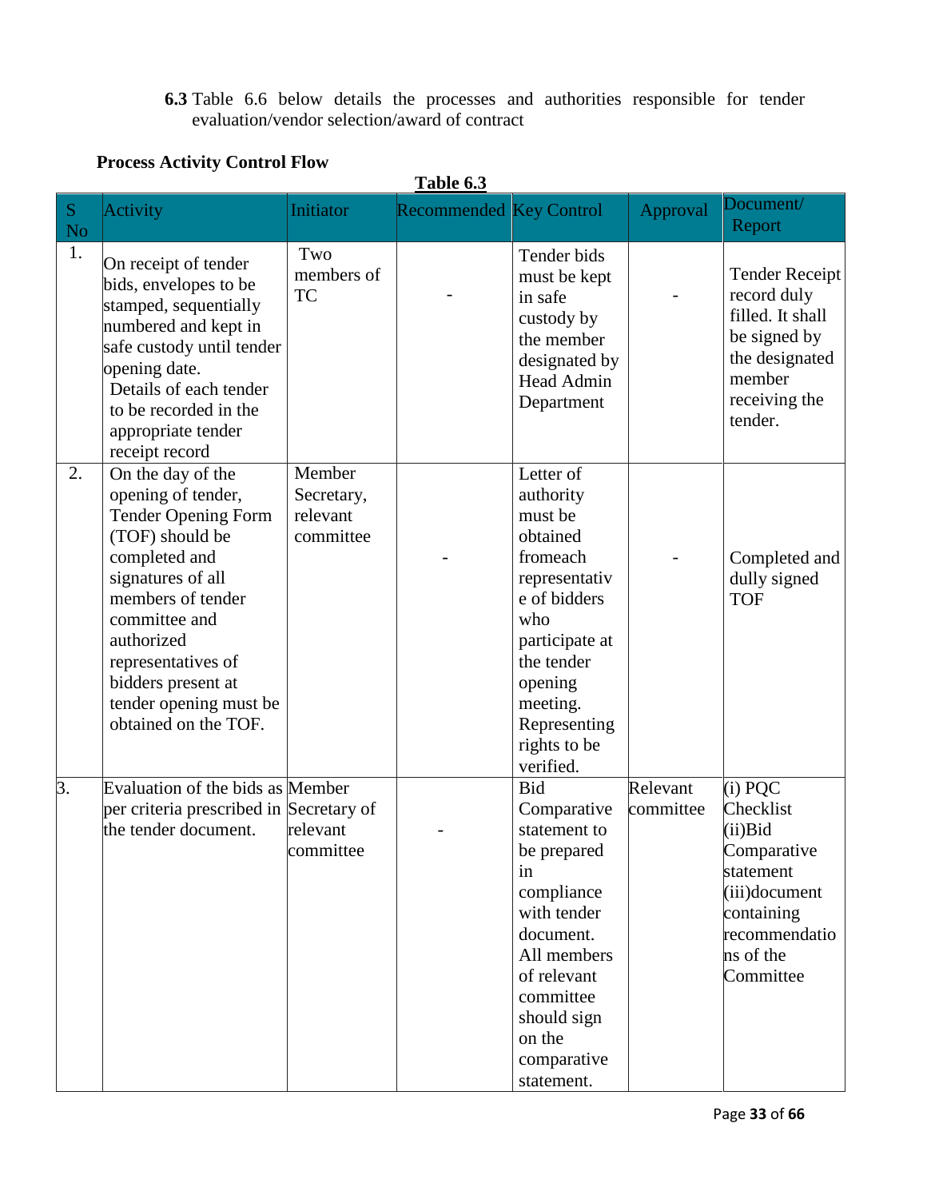**6.3** Table 6.6 below details the processes and authorities responsible for tender evaluation/vendor selection/award of contract

**Process Activity Control Flow**

**Table 6.3**

| S No | Activity | Initiator | Recommended | Key Control | Approval | Document/ Report |
|---|---|---|---|---|---|---|
| 1. | On receipt of tender bids, envelopes to be stamped, sequentially numbered and kept in safe custody until tender opening date. Details of each tender to be recorded in the appropriate tender receipt record | Two members of TC | - | Tender bids must be kept in safe custody by the member designated by Head Admin Department | - | Tender Receipt record duly filled. It shall be signed by the designated member receiving the tender. |
| 2. | On the day of the opening of tender, Tender Opening Form (TOF) should be completed and signatures of all members of tender committee and authorized representatives of bidders present at tender opening must be obtained on the TOF. | Member Secretary, relevant committee | - | Letter of authority must be obtained fromeach representative of bidders who participate at the tender opening meeting. Representing rights to be verified. | - | Completed and dully signed TOF |
| 3. | Evaluation of the bids as per criteria prescribed in the tender document. | Member Secretary of relevant committee | - | Bid Comparative statement to be prepared in compliance with tender document. All members of relevant committee should sign on the comparative statement. | Relevant committee | (i) PQC Checklist (ii)Bid Comparative statement (iii)document containing recommendations of the Committee |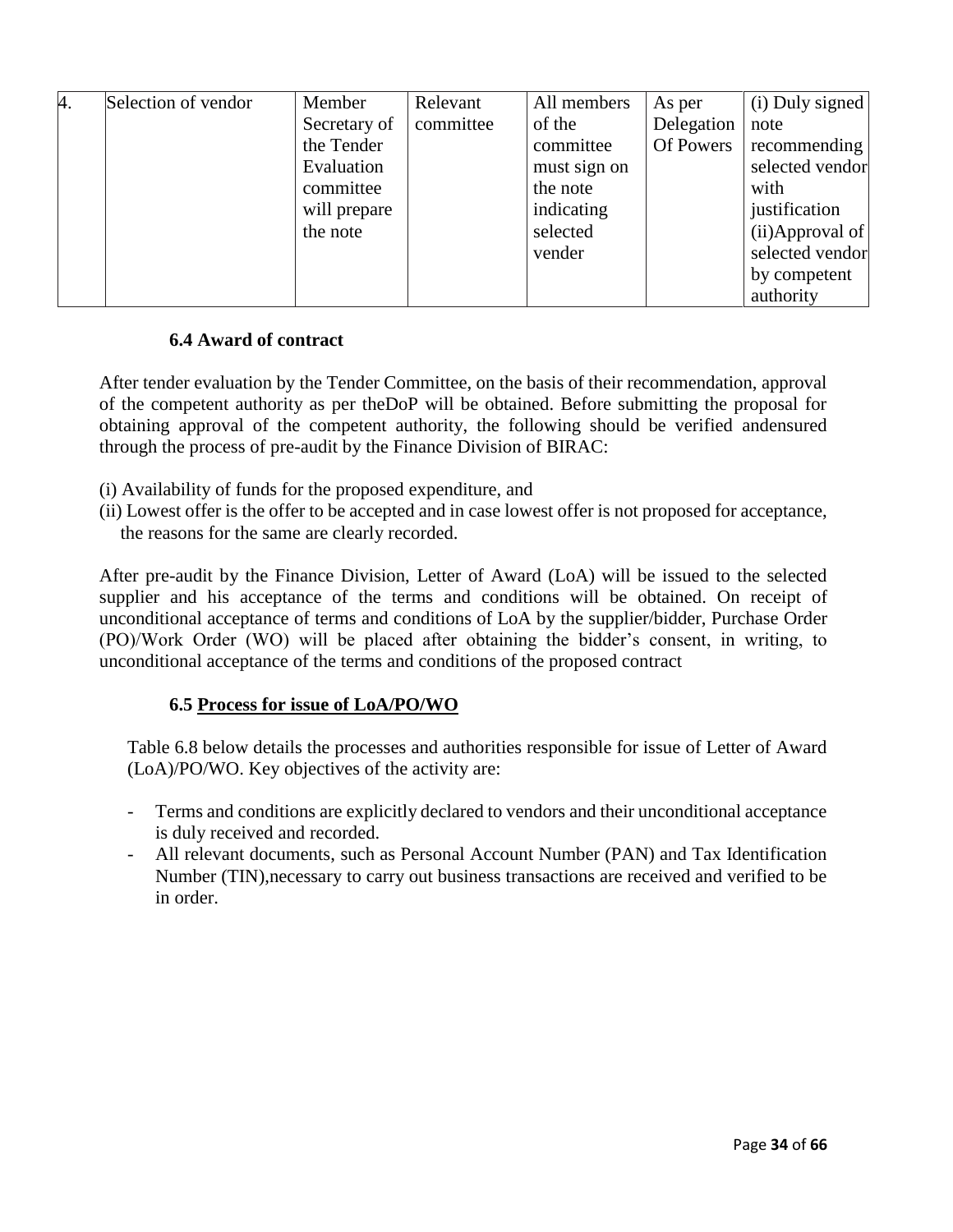| 4. | Selection of vendor | Member Secretary of the Tender Evaluation committee will prepare the note | Relevant committee | All members of the committee must sign on the note indicating selected vender | As per Delegation Of Powers | (i) Duly signed note recommending selected vendor with justification (ii)Approval of selected vendor by competent authority |
|---|---|---|---|---|---|---|

### 6.4 Award of contract

After tender evaluation by the Tender Committee, on the basis of their recommendation, approval of the competent authority as per theDoP will be obtained. Before submitting the proposal for obtaining approval of the competent authority, the following should be verified andensured through the process of pre-audit by the Finance Division of BIRAC:

(i) Availability of funds for the proposed expenditure, and
(ii) Lowest offer is the offer to be accepted and in case lowest offer is not proposed for acceptance, the reasons for the same are clearly recorded.

After pre-audit by the Finance Division, Letter of Award (LoA) will be issued to the selected supplier and his acceptance of the terms and conditions will be obtained. On receipt of unconditional acceptance of terms and conditions of LoA by the supplier/bidder, Purchase Order (PO)/Work Order (WO) will be placed after obtaining the bidder's consent, in writing, to unconditional acceptance of the terms and conditions of the proposed contract

### 6.5 Process for issue of LoA/PO/WO

Table 6.8 below details the processes and authorities responsible for issue of Letter of Award (LoA)/PO/WO. Key objectives of the activity are:

- Terms and conditions are explicitly declared to vendors and their unconditional acceptance is duly received and recorded.
- All relevant documents, such as Personal Account Number (PAN) and Tax Identification Number (TIN),necessary to carry out business transactions are received and verified to be in order.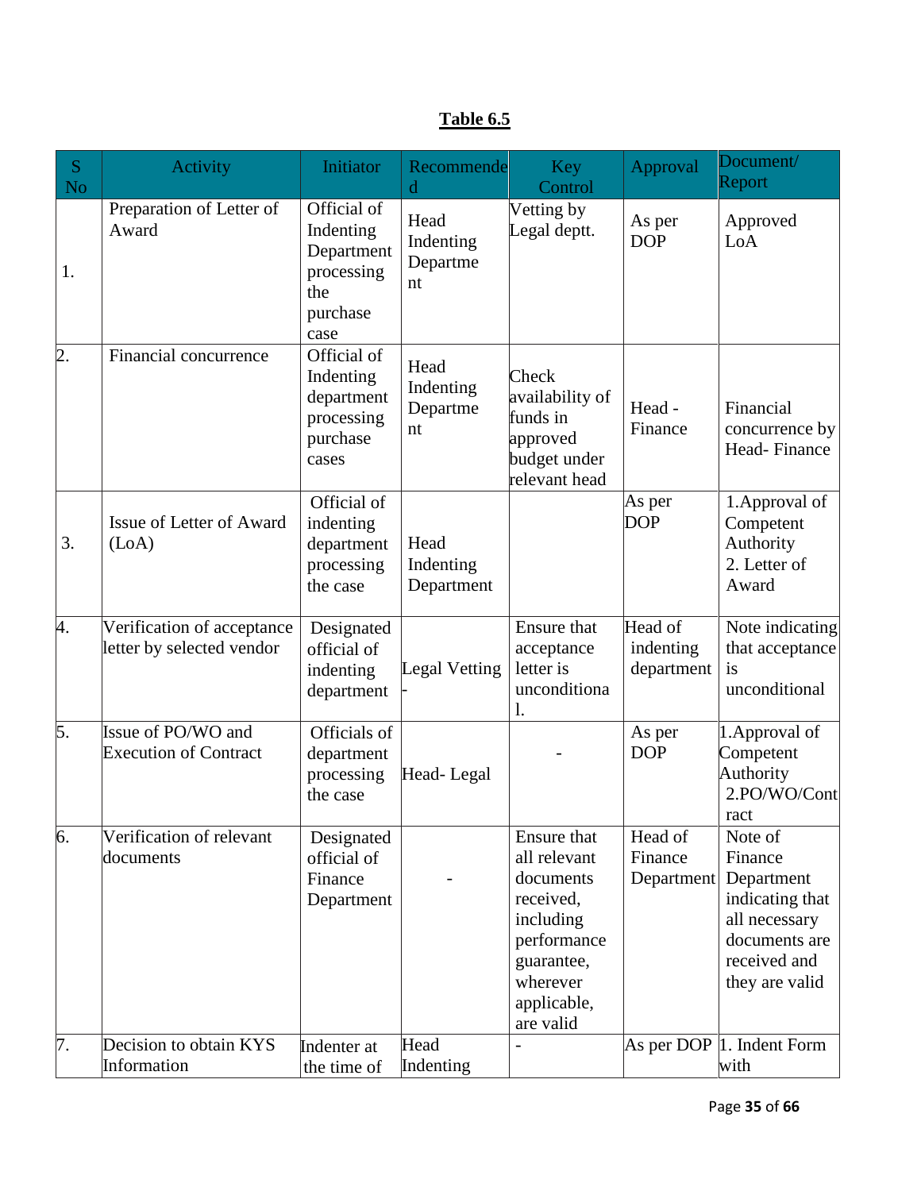**Table 6.5**

| S No | Activity | Initiator | Recommended | Key Control | Approval | Document/ Report |
|---|---|---|---|---|---|---|
| 1. | Preparation of Letter of Award | Official of Indenting Department processing the purchase case | Head Indenting Department | Vetting by Legal deptt. | As per DOP | Approved LoA |
| 2. | Financial concurrence | Official of Indenting department processing purchase cases | Head Indenting Department | Check availability of funds in approved budget under relevant head | Head - Finance | Financial concurrence by Head- Finance |
| 3. | Issue of Letter of Award (LoA) | Official of indenting department processing the case | Head Indenting Department | | As per DOP | 1.Approval of Competent Authority 2. Letter of Award |
| 4. | Verification of acceptance letter by selected vendor | Designated official of indenting department | Legal Vetting - | Ensure that acceptance letter is unconditional. | Head of indenting department | Note indicating that acceptance is unconditional |
| 5. | Issue of PO/WO and Execution of Contract | Officials of department processing the case | Head- Legal | - | As per DOP | 1.Approval of Competent Authority 2.PO/WO/Contract |
| 6. | Verification of relevant documents | Designated official of Finance Department | - | Ensure that all relevant documents received, including performance guarantee, wherever applicable, are valid | Head of Finance Department | Note of Finance Department indicating that all necessary documents are received and they are valid |
| 7. | Decision to obtain KYS Information | Indenter at the time of | Head Indenting | - | As per DOP | 1. Indent Form with |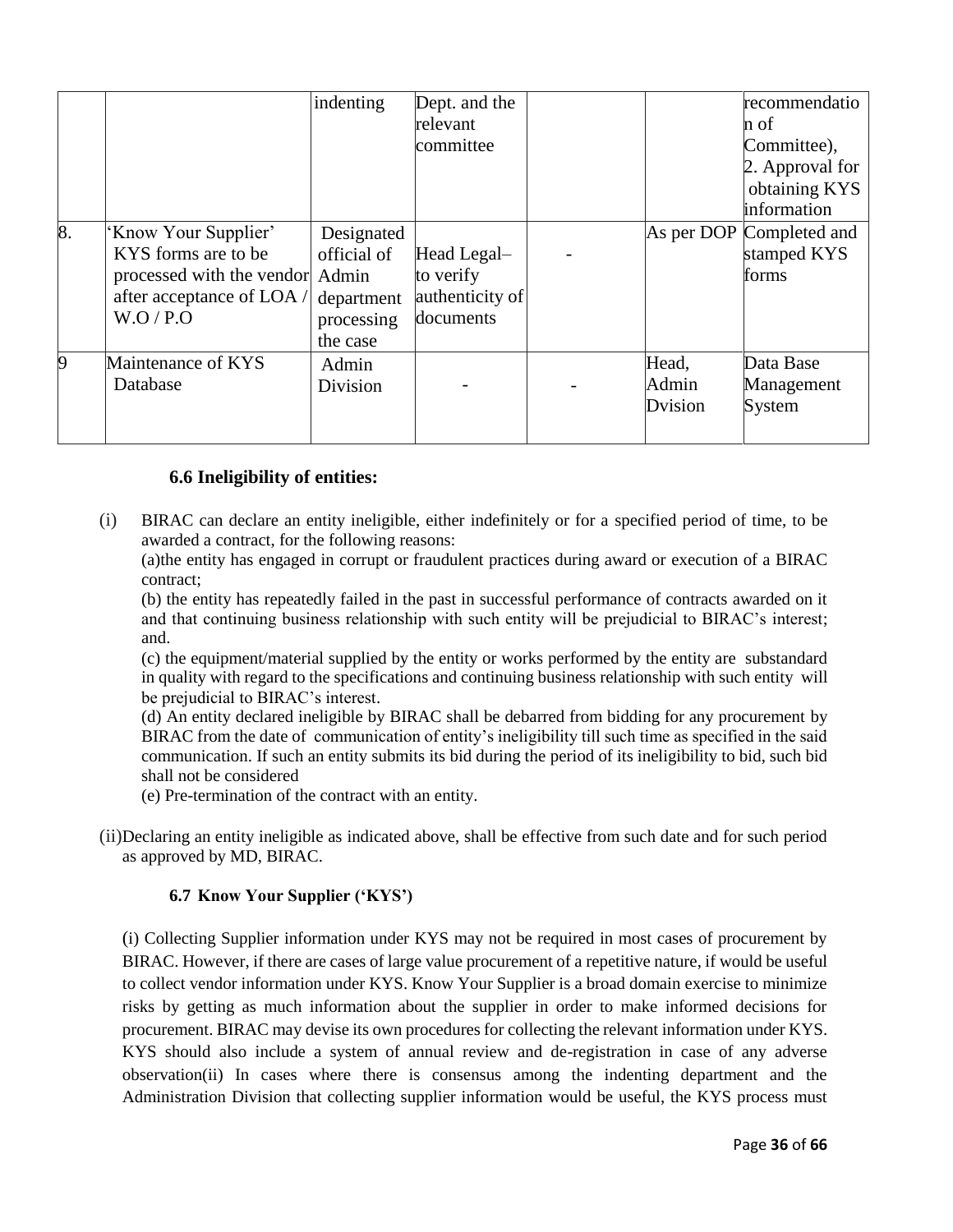| | | indenting | Dept. and the relevant committee | | | recommendation of Committee), 2. Approval for obtaining KYS information |
|---|---|---|---|---|---|---|
| 8. | 'Know Your Supplier' KYS forms are to be processed with the vendor after acceptance of LOA / W.O / P.O | Designated official of Admin department processing the case | Head Legal– to verify authenticity of documents | - | As per DOP | Completed and stamped KYS forms |
| 9 | Maintenance of KYS Database | Admin Division | - | - | Head, Admin Dvision | Data Base Management System |

### 6.6 Ineligibility of entities:

(i) BIRAC can declare an entity ineligible, either indefinitely or for a specified period of time, to be awarded a contract, for the following reasons:

(a)the entity has engaged in corrupt or fraudulent practices during award or execution of a BIRAC contract;

(b) the entity has repeatedly failed in the past in successful performance of contracts awarded on it and that continuing business relationship with such entity will be prejudicial to BIRAC's interest; and.

(c) the equipment/material supplied by the entity or works performed by the entity are substandard in quality with regard to the specifications and continuing business relationship with such entity will be prejudicial to BIRAC's interest.

(d) An entity declared ineligible by BIRAC shall be debarred from bidding for any procurement by BIRAC from the date of communication of entity's ineligibility till such time as specified in the said communication. If such an entity submits its bid during the period of its ineligibility to bid, such bid shall not be considered

(e) Pre-termination of the contract with an entity.

(ii)Declaring an entity ineligible as indicated above, shall be effective from such date and for such period as approved by MD, BIRAC.

### 6.7 Know Your Supplier ('KYS')

(i) Collecting Supplier information under KYS may not be required in most cases of procurement by BIRAC. However, if there are cases of large value procurement of a repetitive nature, if would be useful to collect vendor information under KYS. Know Your Supplier is a broad domain exercise to minimize risks by getting as much information about the supplier in order to make informed decisions for procurement. BIRAC may devise its own procedures for collecting the relevant information under KYS. KYS should also include a system of annual review and de-registration in case of any adverse observation(ii) In cases where there is consensus among the indenting department and the Administration Division that collecting supplier information would be useful, the KYS process must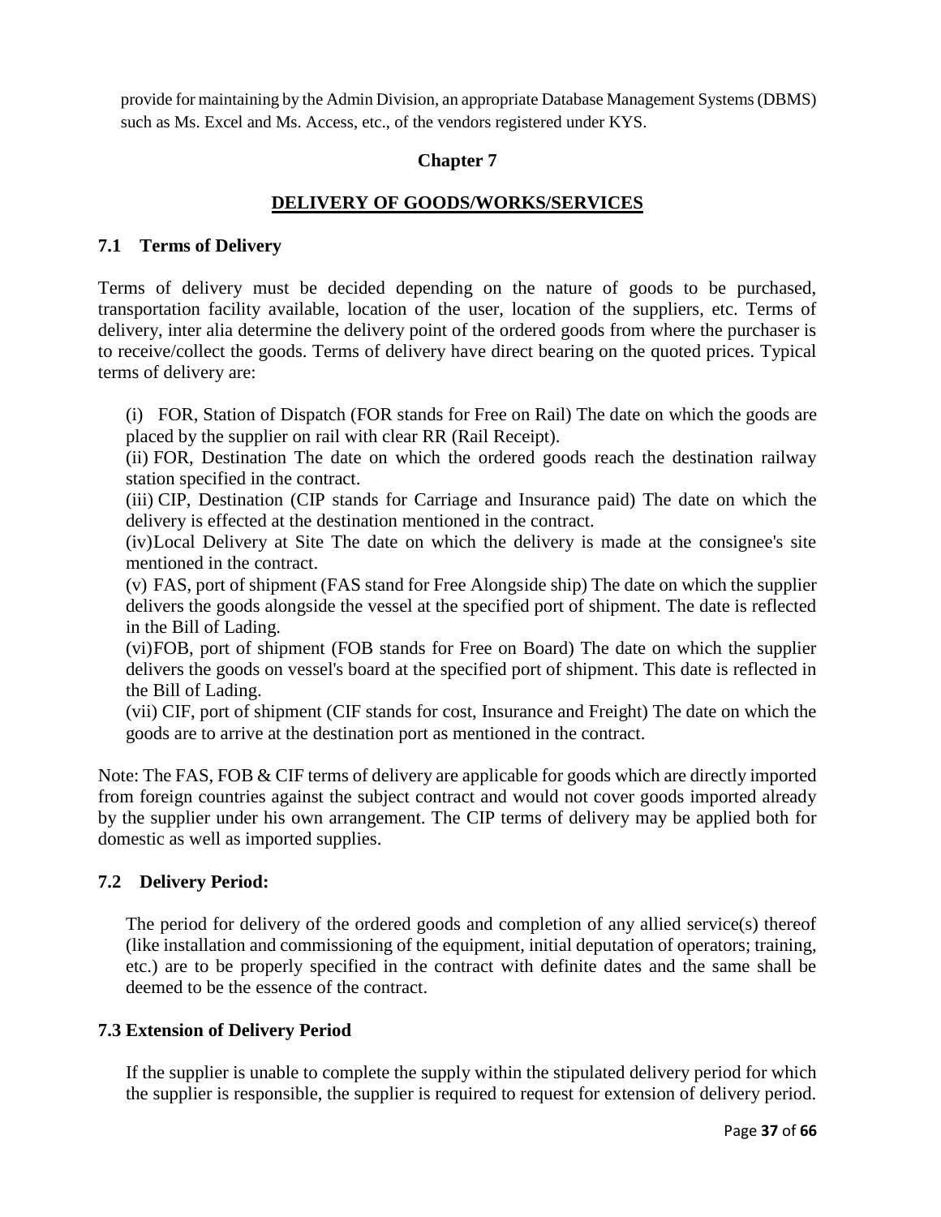provide for maintaining by the Admin Division, an appropriate Database Management Systems (DBMS) such as Ms. Excel and Ms. Access, etc., of the vendors registered under KYS.

## Chapter 7

## DELIVERY OF GOODS/WORKS/SERVICES

### 7.1 Terms of Delivery

Terms of delivery must be decided depending on the nature of goods to be purchased, transportation facility available, location of the user, location of the suppliers, etc. Terms of delivery, inter alia determine the delivery point of the ordered goods from where the purchaser is to receive/collect the goods. Terms of delivery have direct bearing on the quoted prices. Typical terms of delivery are:

(i) FOR, Station of Dispatch (FOR stands for Free on Rail) The date on which the goods are placed by the supplier on rail with clear RR (Rail Receipt).

(ii) FOR, Destination The date on which the ordered goods reach the destination railway station specified in the contract.

(iii) CIP, Destination (CIP stands for Carriage and Insurance paid) The date on which the delivery is effected at the destination mentioned in the contract.

(iv) Local Delivery at Site The date on which the delivery is made at the consignee's site mentioned in the contract.

(v) FAS, port of shipment (FAS stand for Free Alongside ship) The date on which the supplier delivers the goods alongside the vessel at the specified port of shipment. The date is reflected in the Bill of Lading.

(vi) FOB, port of shipment (FOB stands for Free on Board) The date on which the supplier delivers the goods on vessel's board at the specified port of shipment. This date is reflected in the Bill of Lading.

(vii) CIF, port of shipment (CIF stands for cost, Insurance and Freight) The date on which the goods are to arrive at the destination port as mentioned in the contract.

Note: The FAS, FOB & CIF terms of delivery are applicable for goods which are directly imported from foreign countries against the subject contract and would not cover goods imported already by the supplier under his own arrangement. The CIP terms of delivery may be applied both for domestic as well as imported supplies.

### 7.2 Delivery Period:

The period for delivery of the ordered goods and completion of any allied service(s) thereof (like installation and commissioning of the equipment, initial deputation of operators; training, etc.) are to be properly specified in the contract with definite dates and the same shall be deemed to be the essence of the contract.

### 7.3 Extension of Delivery Period

If the supplier is unable to complete the supply within the stipulated delivery period for which the supplier is responsible, the supplier is required to request for extension of delivery period.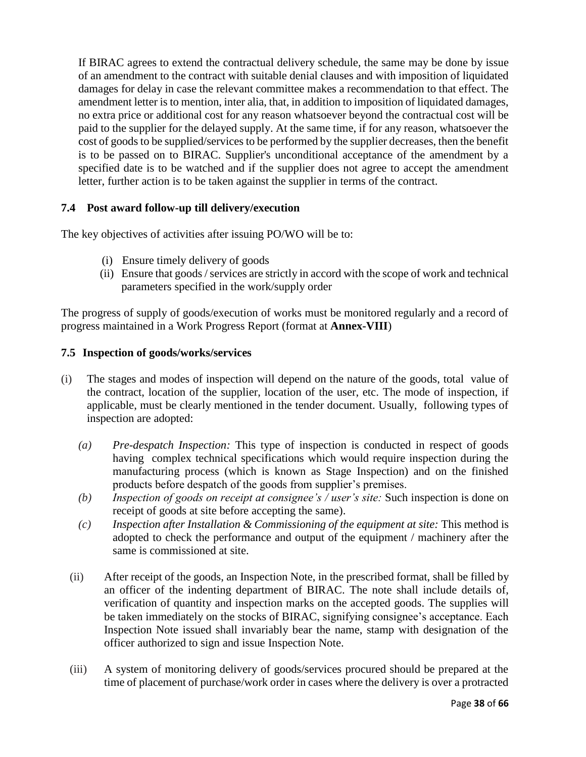If BIRAC agrees to extend the contractual delivery schedule, the same may be done by issue of an amendment to the contract with suitable denial clauses and with imposition of liquidated damages for delay in case the relevant committee makes a recommendation to that effect. The amendment letter is to mention, inter alia, that, in addition to imposition of liquidated damages, no extra price or additional cost for any reason whatsoever beyond the contractual cost will be paid to the supplier for the delayed supply. At the same time, if for any reason, whatsoever the cost of goods to be supplied/services to be performed by the supplier decreases, then the benefit is to be passed on to BIRAC. Supplier's unconditional acceptance of the amendment by a specified date is to be watched and if the supplier does not agree to accept the amendment letter, further action is to be taken against the supplier in terms of the contract.

### 7.4 Post award follow-up till delivery/execution

The key objectives of activities after issuing PO/WO will be to:

(i) Ensure timely delivery of goods
(ii) Ensure that goods / services are strictly in accord with the scope of work and technical parameters specified in the work/supply order

The progress of supply of goods/execution of works must be monitored regularly and a record of progress maintained in a Work Progress Report (format at **Annex-VIII**)

### 7.5 Inspection of goods/works/services

(i) The stages and modes of inspection will depend on the nature of the goods, total value of the contract, location of the supplier, location of the user, etc. The mode of inspection, if applicable, must be clearly mentioned in the tender document. Usually, following types of inspection are adopted:

*(a)* *Pre-despatch Inspection:* This type of inspection is conducted in respect of goods having complex technical specifications which would require inspection during the manufacturing process (which is known as Stage Inspection) and on the finished products before despatch of the goods from supplier's premises.

*(b)* *Inspection of goods on receipt at consignee's / user's site:* Such inspection is done on receipt of goods at site before accepting the same).

*(c)* *Inspection after Installation & Commissioning of the equipment at site:* This method is adopted to check the performance and output of the equipment / machinery after the same is commissioned at site.

(ii) After receipt of the goods, an Inspection Note, in the prescribed format, shall be filled by an officer of the indenting department of BIRAC. The note shall include details of, verification of quantity and inspection marks on the accepted goods. The supplies will be taken immediately on the stocks of BIRAC, signifying consignee's acceptance. Each Inspection Note issued shall invariably bear the name, stamp with designation of the officer authorized to sign and issue Inspection Note.

(iii) A system of monitoring delivery of goods/services procured should be prepared at the time of placement of purchase/work order in cases where the delivery is over a protracted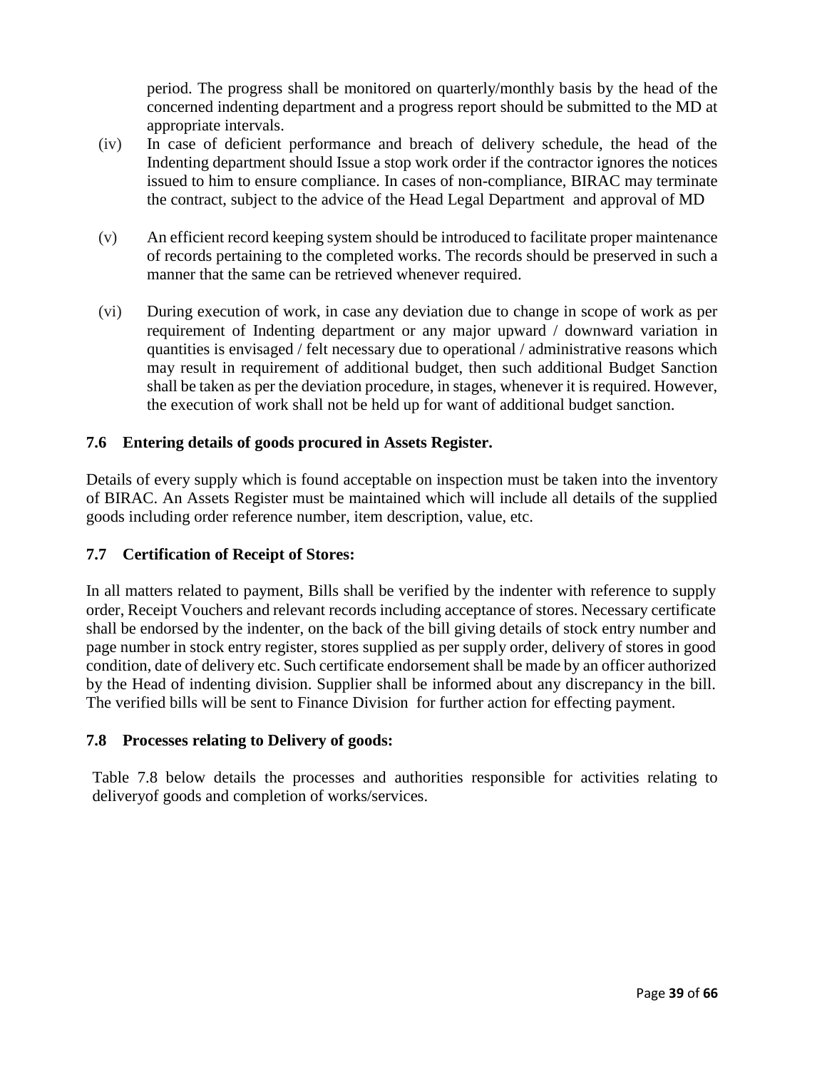period. The progress shall be monitored on quarterly/monthly basis by the head of the concerned indenting department and a progress report should be submitted to the MD at appropriate intervals.

(iv) In case of deficient performance and breach of delivery schedule, the head of the Indenting department should Issue a stop work order if the contractor ignores the notices issued to him to ensure compliance. In cases of non-compliance, BIRAC may terminate the contract, subject to the advice of the Head Legal Department and approval of MD

(v) An efficient record keeping system should be introduced to facilitate proper maintenance of records pertaining to the completed works. The records should be preserved in such a manner that the same can be retrieved whenever required.

(vi) During execution of work, in case any deviation due to change in scope of work as per requirement of Indenting department or any major upward / downward variation in quantities is envisaged / felt necessary due to operational / administrative reasons which may result in requirement of additional budget, then such additional Budget Sanction shall be taken as per the deviation procedure, in stages, whenever it is required. However, the execution of work shall not be held up for want of additional budget sanction.

### 7.6 Entering details of goods procured in Assets Register.

Details of every supply which is found acceptable on inspection must be taken into the inventory of BIRAC. An Assets Register must be maintained which will include all details of the supplied goods including order reference number, item description, value, etc.

### 7.7 Certification of Receipt of Stores:

In all matters related to payment, Bills shall be verified by the indenter with reference to supply order, Receipt Vouchers and relevant records including acceptance of stores. Necessary certificate shall be endorsed by the indenter, on the back of the bill giving details of stock entry number and page number in stock entry register, stores supplied as per supply order, delivery of stores in good condition, date of delivery etc. Such certificate endorsement shall be made by an officer authorized by the Head of indenting division. Supplier shall be informed about any discrepancy in the bill. The verified bills will be sent to Finance Division for further action for effecting payment.

### 7.8 Processes relating to Delivery of goods:

Table 7.8 below details the processes and authorities responsible for activities relating to deliveryof goods and completion of works/services.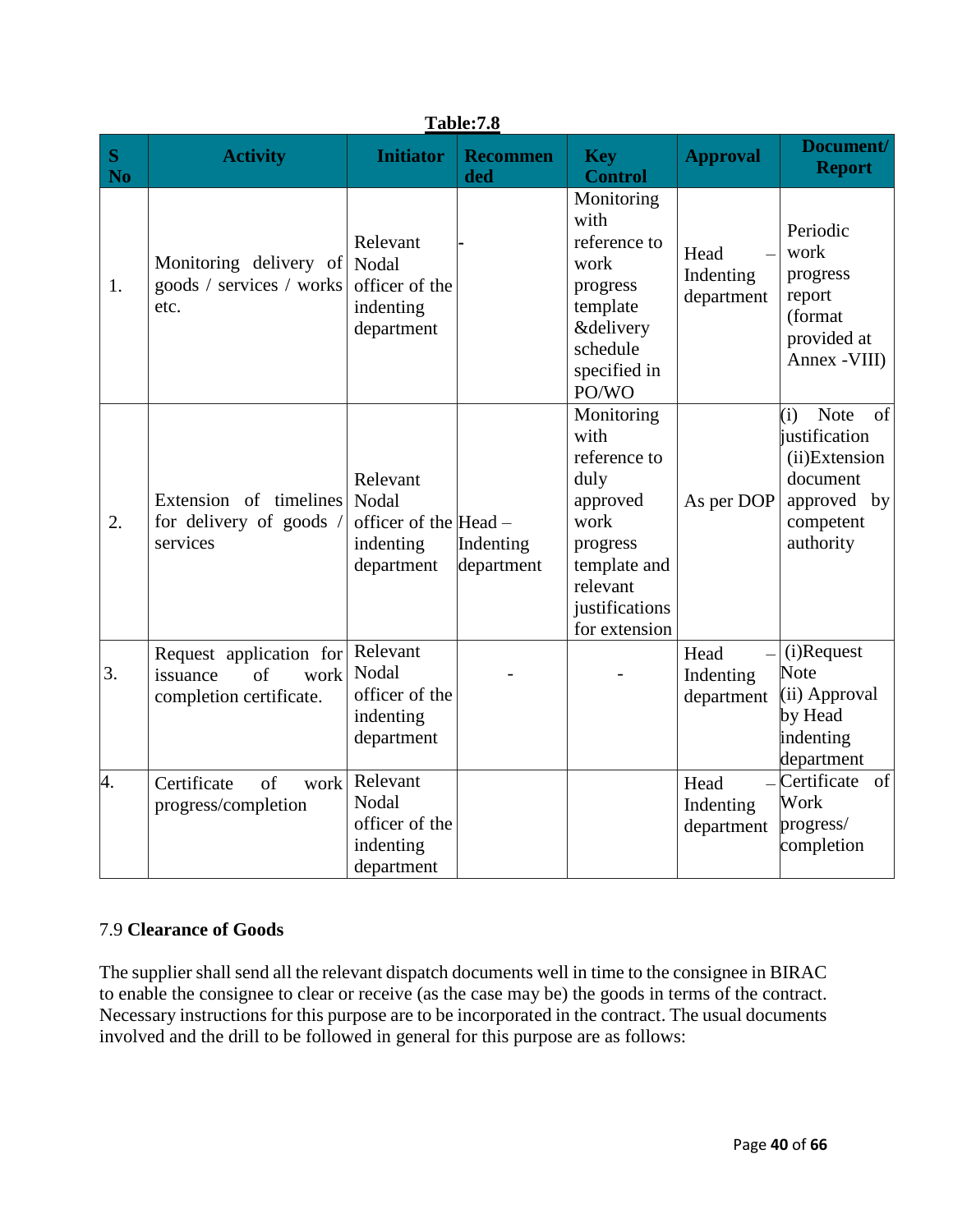**Table:7.8**

| S No | Activity | Initiator | Recommended | Key Control | Approval | Document/ Report |
|---|---|---|---|---|---|---|
| 1. | Monitoring delivery of goods / services / works etc. | Relevant Nodal officer of the indenting department | - | Monitoring with reference to work progress template &delivery schedule specified in PO/WO | Head – Indenting department | Periodic work progress report (format provided at Annex -VIII) |
| 2. | Extension of timelines for delivery of goods / services | Relevant Nodal officer of the indenting department | Head – Indenting department | Monitoring with reference to duly approved work progress template and relevant justifications for extension | As per DOP | (i) Note of justification (ii)Extension document approved by competent authority |
| 3. | Request application for issuance of work completion certificate. | Relevant Nodal officer of the indenting department | - | - | Head – Indenting department | (i)Request Note (ii) Approval by Head indenting department |
| 4. | Certificate of work progress/completion | Relevant Nodal officer of the indenting department | | | Head – Indenting department | Certificate of Work progress/ completion |

7.9 **Clearance of Goods**

The supplier shall send all the relevant dispatch documents well in time to the consignee in BIRAC to enable the consignee to clear or receive (as the case may be) the goods in terms of the contract. Necessary instructions for this purpose are to be incorporated in the contract. The usual documents involved and the drill to be followed in general for this purpose are as follows: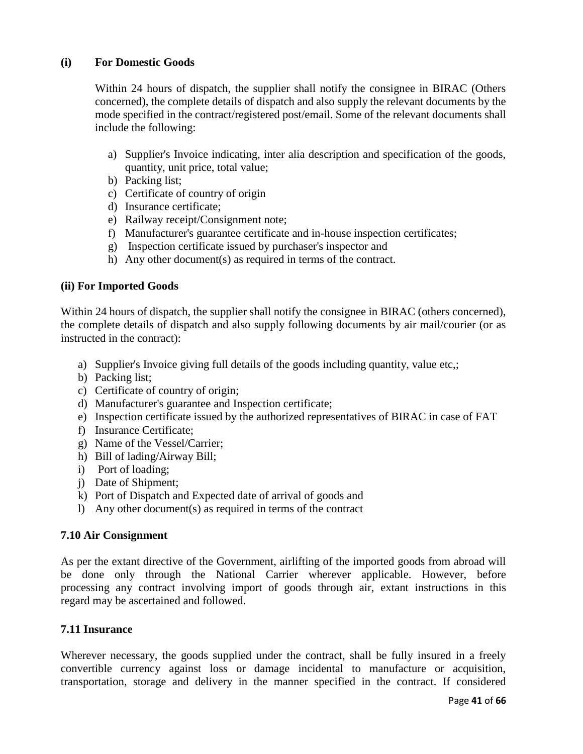**(i) For Domestic Goods**

Within 24 hours of dispatch, the supplier shall notify the consignee in BIRAC (Others concerned), the complete details of dispatch and also supply the relevant documents by the mode specified in the contract/registered post/email. Some of the relevant documents shall include the following:

a) Supplier's Invoice indicating, inter alia description and specification of the goods, quantity, unit price, total value;
b) Packing list;
c) Certificate of country of origin
d) Insurance certificate;
e) Railway receipt/Consignment note;
f) Manufacturer's guarantee certificate and in-house inspection certificates;
g) Inspection certificate issued by purchaser's inspector and
h) Any other document(s) as required in terms of the contract.

**(ii) For Imported Goods**

Within 24 hours of dispatch, the supplier shall notify the consignee in BIRAC (others concerned), the complete details of dispatch and also supply following documents by air mail/courier (or as instructed in the contract):

a) Supplier's Invoice giving full details of the goods including quantity, value etc,;
b) Packing list;
c) Certificate of country of origin;
d) Manufacturer's guarantee and Inspection certificate;
e) Inspection certificate issued by the authorized representatives of BIRAC in case of FAT
f) Insurance Certificate;
g) Name of the Vessel/Carrier;
h) Bill of lading/Airway Bill;
i) Port of loading;
j) Date of Shipment;
k) Port of Dispatch and Expected date of arrival of goods and
l) Any other document(s) as required in terms of the contract

### 7.10 Air Consignment

As per the extant directive of the Government, airlifting of the imported goods from abroad will be done only through the National Carrier wherever applicable. However, before processing any contract involving import of goods through air, extant instructions in this regard may be ascertained and followed.

### 7.11 Insurance

Wherever necessary, the goods supplied under the contract, shall be fully insured in a freely convertible currency against loss or damage incidental to manufacture or acquisition, transportation, storage and delivery in the manner specified in the contract. If considered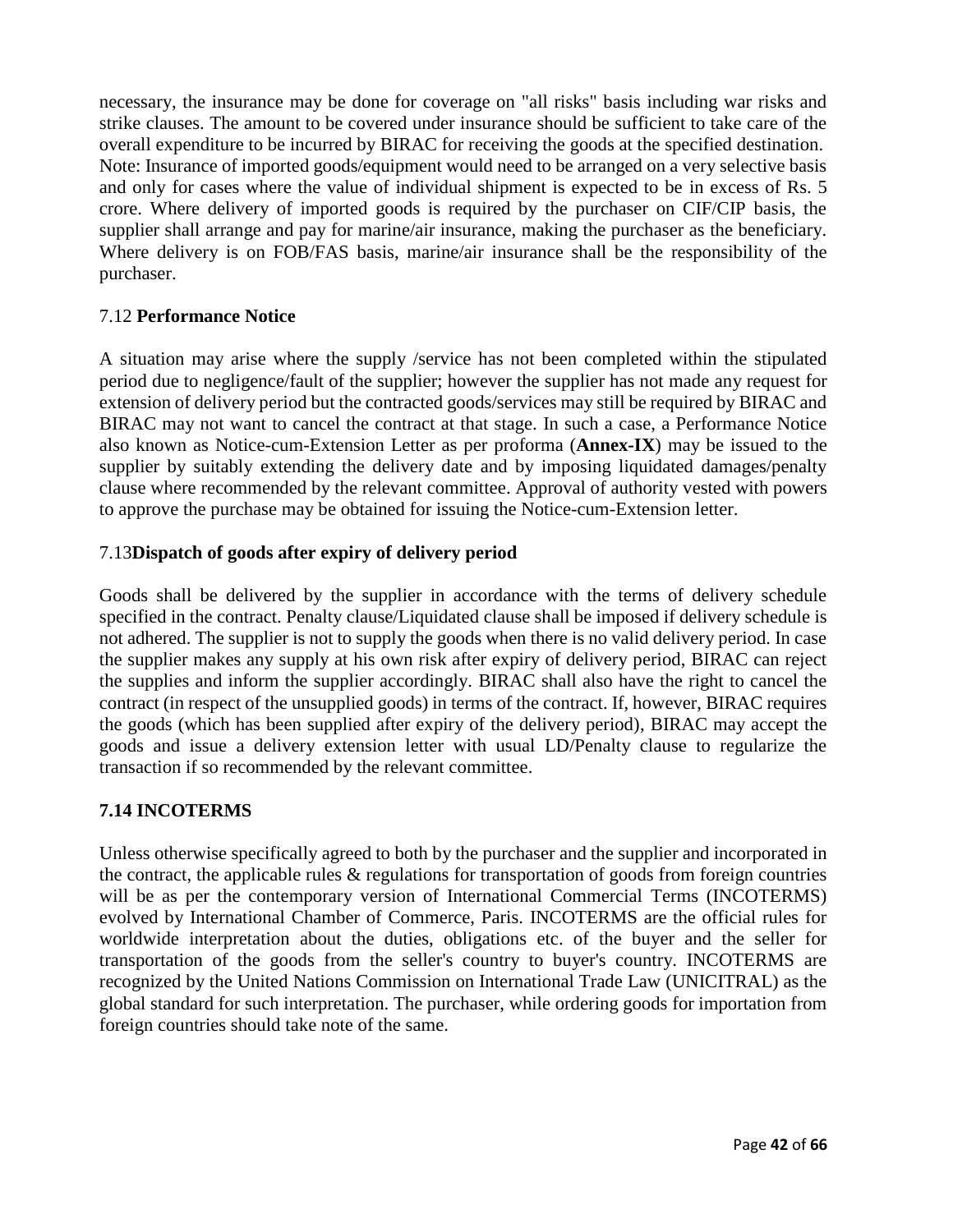necessary, the insurance may be done for coverage on "all risks" basis including war risks and strike clauses. The amount to be covered under insurance should be sufficient to take care of the overall expenditure to be incurred by BIRAC for receiving the goods at the specified destination.
Note: Insurance of imported goods/equipment would need to be arranged on a very selective basis and only for cases where the value of individual shipment is expected to be in excess of Rs. 5 crore. Where delivery of imported goods is required by the purchaser on CIF/CIP basis, the supplier shall arrange and pay for marine/air insurance, making the purchaser as the beneficiary. Where delivery is on FOB/FAS basis, marine/air insurance shall be the responsibility of the purchaser.

### 7.12 **Performance Notice**

A situation may arise where the supply /service has not been completed within the stipulated period due to negligence/fault of the supplier; however the supplier has not made any request for extension of delivery period but the contracted goods/services may still be required by BIRAC and BIRAC may not want to cancel the contract at that stage. In such a case, a Performance Notice also known as Notice-cum-Extension Letter as per proforma (**Annex-IX**) may be issued to the supplier by suitably extending the delivery date and by imposing liquidated damages/penalty clause where recommended by the relevant committee. Approval of authority vested with powers to approve the purchase may be obtained for issuing the Notice-cum-Extension letter.

### 7.13**Dispatch of goods after expiry of delivery period**

Goods shall be delivered by the supplier in accordance with the terms of delivery schedule specified in the contract. Penalty clause/Liquidated clause shall be imposed if delivery schedule is not adhered. The supplier is not to supply the goods when there is no valid delivery period. In case the supplier makes any supply at his own risk after expiry of delivery period, BIRAC can reject the supplies and inform the supplier accordingly. BIRAC shall also have the right to cancel the contract (in respect of the unsupplied goods) in terms of the contract. If, however, BIRAC requires the goods (which has been supplied after expiry of the delivery period), BIRAC may accept the goods and issue a delivery extension letter with usual LD/Penalty clause to regularize the transaction if so recommended by the relevant committee.

### **7.14 INCOTERMS**

Unless otherwise specifically agreed to both by the purchaser and the supplier and incorporated in the contract, the applicable rules & regulations for transportation of goods from foreign countries will be as per the contemporary version of International Commercial Terms (INCOTERMS) evolved by International Chamber of Commerce, Paris. INCOTERMS are the official rules for worldwide interpretation about the duties, obligations etc. of the buyer and the seller for transportation of the goods from the seller's country to buyer's country. INCOTERMS are recognized by the United Nations Commission on International Trade Law (UNICITRAL) as the global standard for such interpretation. The purchaser, while ordering goods for importation from foreign countries should take note of the same.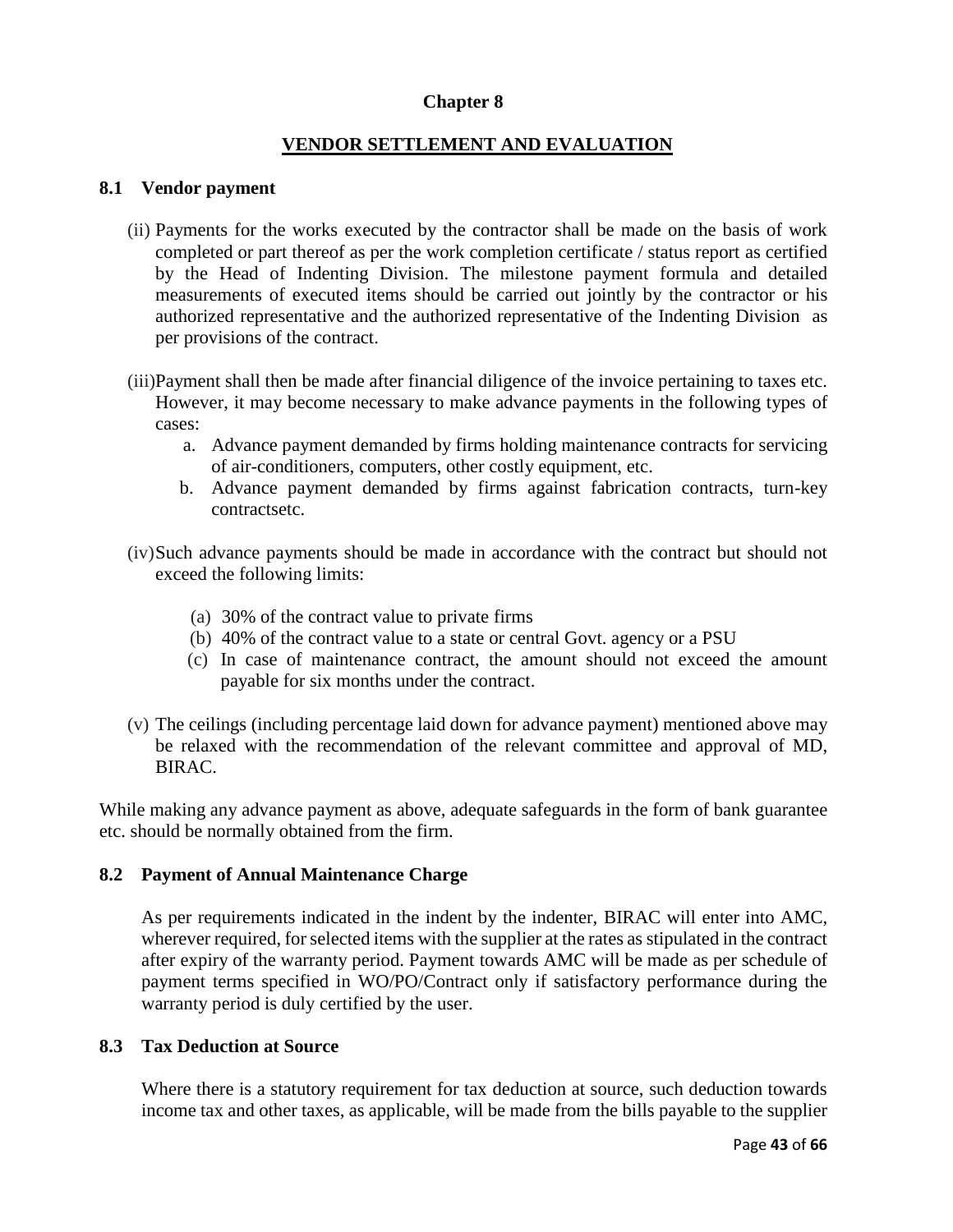# Chapter 8

## VENDOR SETTLEMENT AND EVALUATION

### 8.1 Vendor payment

(ii) Payments for the works executed by the contractor shall be made on the basis of work completed or part thereof as per the work completion certificate / status report as certified by the Head of Indenting Division. The milestone payment formula and detailed measurements of executed items should be carried out jointly by the contractor or his authorized representative and the authorized representative of the Indenting Division as per provisions of the contract.

(iii) Payment shall then be made after financial diligence of the invoice pertaining to taxes etc. However, it may become necessary to make advance payments in the following types of cases:

a. Advance payment demanded by firms holding maintenance contracts for servicing of air-conditioners, computers, other costly equipment, etc.
b. Advance payment demanded by firms against fabrication contracts, turn-key contractsetc.

(iv) Such advance payments should be made in accordance with the contract but should not exceed the following limits:

(a) 30% of the contract value to private firms
(b) 40% of the contract value to a state or central Govt. agency or a PSU
(c) In case of maintenance contract, the amount should not exceed the amount payable for six months under the contract.

(v) The ceilings (including percentage laid down for advance payment) mentioned above may be relaxed with the recommendation of the relevant committee and approval of MD, BIRAC.

While making any advance payment as above, adequate safeguards in the form of bank guarantee etc. should be normally obtained from the firm.

### 8.2 Payment of Annual Maintenance Charge

As per requirements indicated in the indent by the indenter, BIRAC will enter into AMC, wherever required, for selected items with the supplier at the rates as stipulated in the contract after expiry of the warranty period. Payment towards AMC will be made as per schedule of payment terms specified in WO/PO/Contract only if satisfactory performance during the warranty period is duly certified by the user.

### 8.3 Tax Deduction at Source

Where there is a statutory requirement for tax deduction at source, such deduction towards income tax and other taxes, as applicable, will be made from the bills payable to the supplier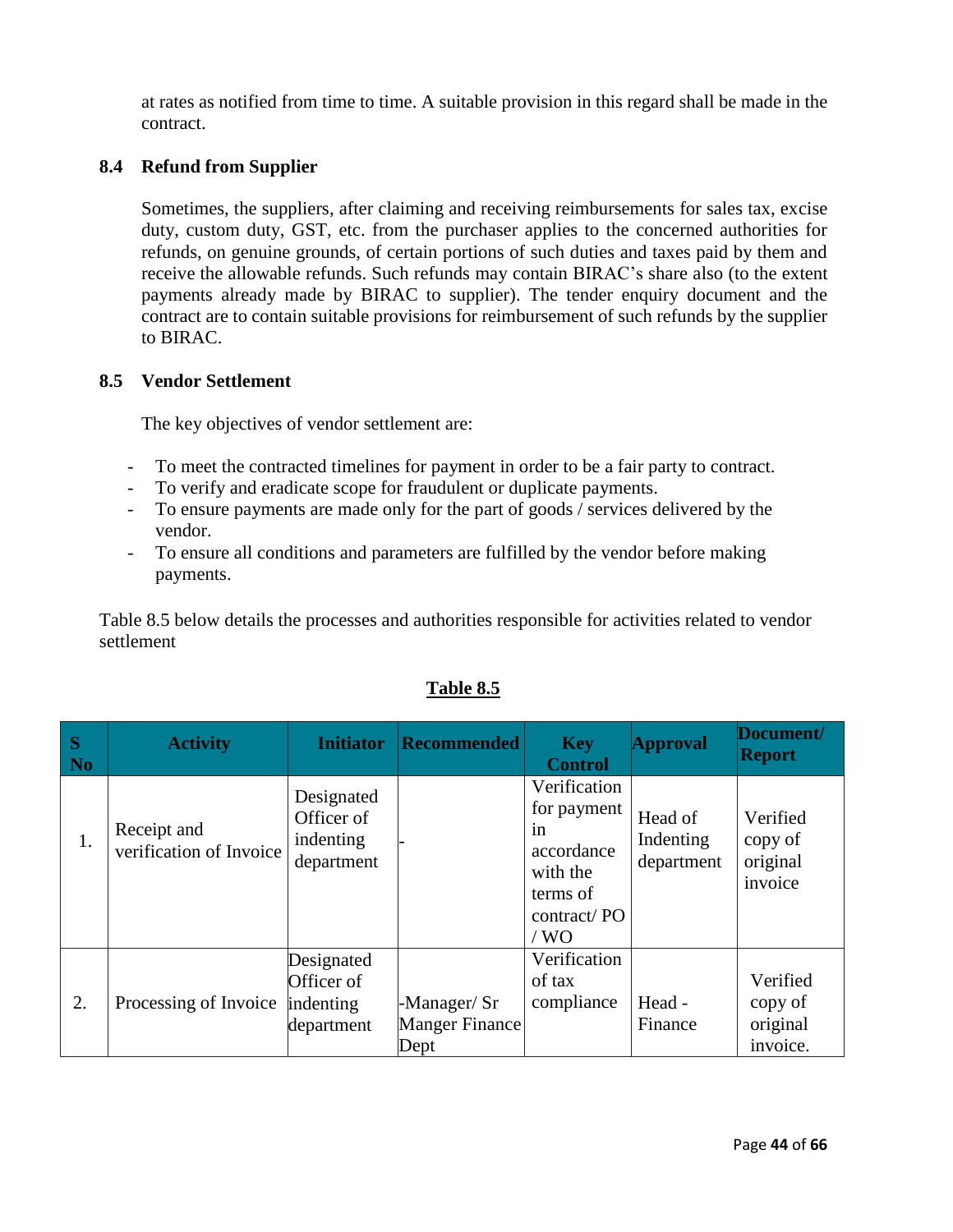at rates as notified from time to time. A suitable provision in this regard shall be made in the contract.

### 8.4 Refund from Supplier

Sometimes, the suppliers, after claiming and receiving reimbursements for sales tax, excise duty, custom duty, GST, etc. from the purchaser applies to the concerned authorities for refunds, on genuine grounds, of certain portions of such duties and taxes paid by them and receive the allowable refunds. Such refunds may contain BIRAC's share also (to the extent payments already made by BIRAC to supplier). The tender enquiry document and the contract are to contain suitable provisions for reimbursement of such refunds by the supplier to BIRAC.

### 8.5 Vendor Settlement

The key objectives of vendor settlement are:

- To meet the contracted timelines for payment in order to be a fair party to contract.
- To verify and eradicate scope for fraudulent or duplicate payments.
- To ensure payments are made only for the part of goods / services delivered by the vendor.
- To ensure all conditions and parameters are fulfilled by the vendor before making payments.

Table 8.5 below details the processes and authorities responsible for activities related to vendor settlement

**Table 8.5**

| S No | Activity | Initiator | Recommended | Key Control | Approval | Document/ Report |
|---|---|---|---|---|---|---|
| 1. | Receipt and verification of Invoice | Designated Officer of indenting department | - | Verification for payment in accordance with the terms of contract/ PO / WO | Head of Indenting department | Verified copy of original invoice |
| 2. | Processing of Invoice | Designated Officer of indenting department | -Manager/ Sr Manger Finance Dept | Verification of tax compliance | Head - Finance | Verified copy of original invoice. |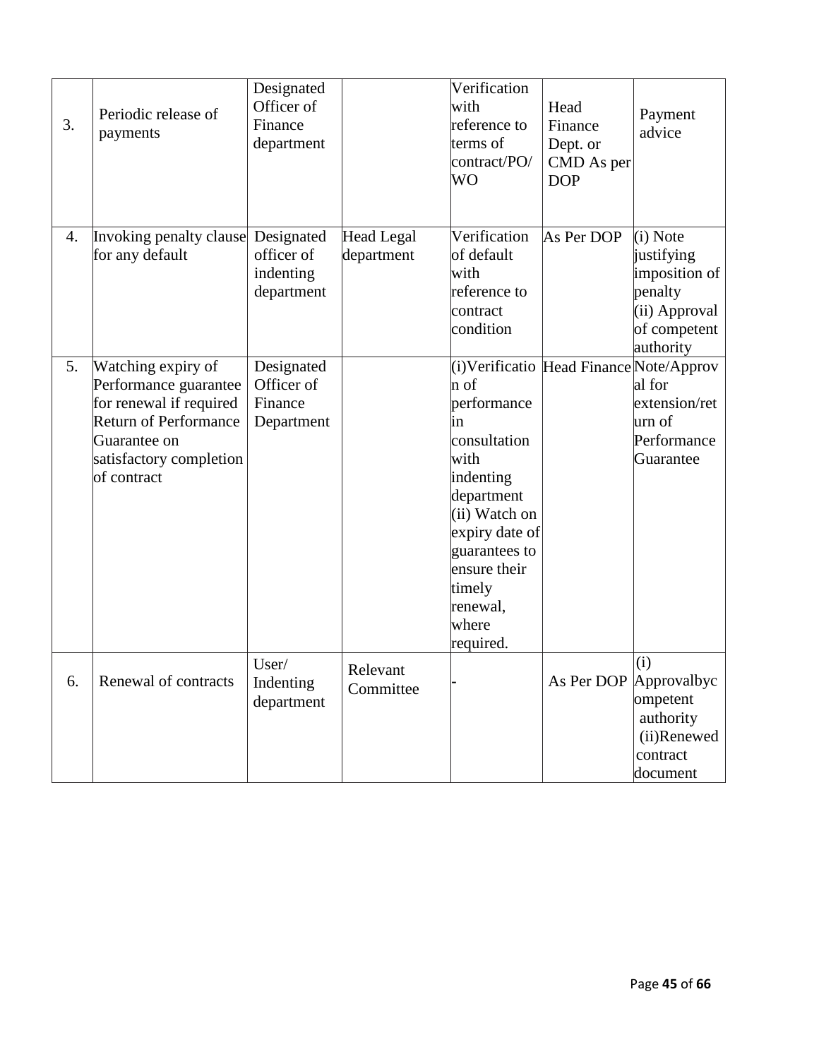| 3. | Periodic release of payments | Designated Officer of Finance department | | Verification with reference to terms of contract/PO/ WO | Head Finance Dept. or CMD As per DOP | Payment advice |
|---|---|---|---|---|---|---|
| 4. | Invoking penalty clause for any default | Designated officer of indenting department | Head Legal department | Verification of default with reference to contract condition | As Per DOP | (i) Note justifying imposition of penalty (ii) Approval of competent authority |
| 5. | Watching expiry of Performance guarantee for renewal if required Return of Performance Guarantee on satisfactory completion of contract | Designated Officer of Finance Department | | (i)Verification of performance in consultation with indenting department (ii) Watch on expiry date of guarantees to ensure their timely renewal, where required. | Head Finance | Note/Approval for extension/return of Performance Guarantee |
| 6. | Renewal of contracts | User/ Indenting department | Relevant Committee | - | As Per DOP | (i) Approvalbycompetent authority (ii)Renewed contract document |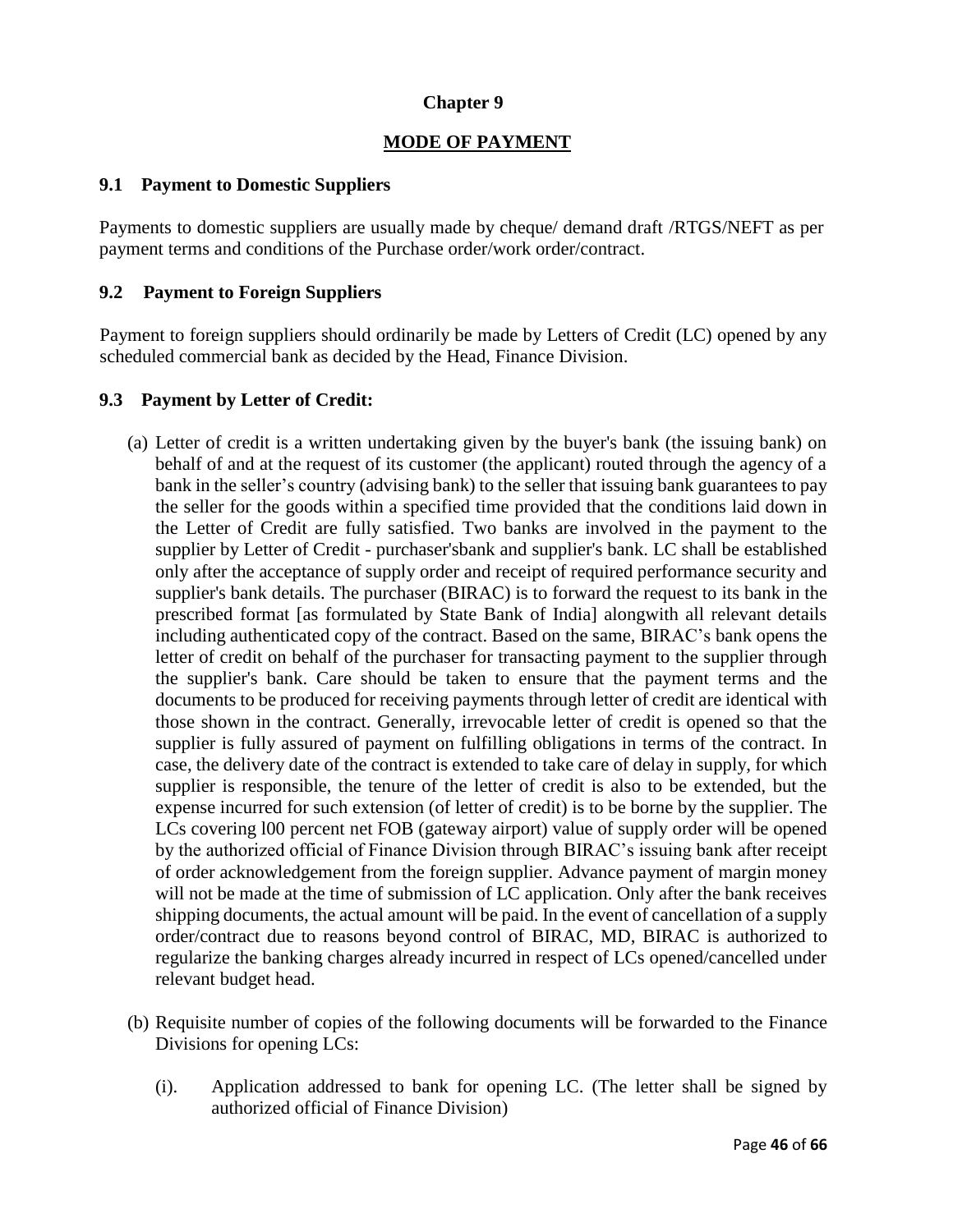# Chapter 9

## MODE OF PAYMENT

### 9.1 Payment to Domestic Suppliers

Payments to domestic suppliers are usually made by cheque/ demand draft /RTGS/NEFT as per payment terms and conditions of the Purchase order/work order/contract.

### 9.2 Payment to Foreign Suppliers

Payment to foreign suppliers should ordinarily be made by Letters of Credit (LC) opened by any scheduled commercial bank as decided by the Head, Finance Division.

### 9.3 Payment by Letter of Credit:

(a) Letter of credit is a written undertaking given by the buyer's bank (the issuing bank) on behalf of and at the request of its customer (the applicant) routed through the agency of a bank in the seller's country (advising bank) to the seller that issuing bank guarantees to pay the seller for the goods within a specified time provided that the conditions laid down in the Letter of Credit are fully satisfied. Two banks are involved in the payment to the supplier by Letter of Credit - purchaser'sbank and supplier's bank. LC shall be established only after the acceptance of supply order and receipt of required performance security and supplier's bank details. The purchaser (BIRAC) is to forward the request to its bank in the prescribed format [as formulated by State Bank of India] alongwith all relevant details including authenticated copy of the contract. Based on the same, BIRAC's bank opens the letter of credit on behalf of the purchaser for transacting payment to the supplier through the supplier's bank. Care should be taken to ensure that the payment terms and the documents to be produced for receiving payments through letter of credit are identical with those shown in the contract. Generally, irrevocable letter of credit is opened so that the supplier is fully assured of payment on fulfilling obligations in terms of the contract. In case, the delivery date of the contract is extended to take care of delay in supply, for which supplier is responsible, the tenure of the letter of credit is also to be extended, but the expense incurred for such extension (of letter of credit) is to be borne by the supplier. The LCs covering l00 percent net FOB (gateway airport) value of supply order will be opened by the authorized official of Finance Division through BIRAC's issuing bank after receipt of order acknowledgement from the foreign supplier. Advance payment of margin money will not be made at the time of submission of LC application. Only after the bank receives shipping documents, the actual amount will be paid. In the event of cancellation of a supply order/contract due to reasons beyond control of BIRAC, MD, BIRAC is authorized to regularize the banking charges already incurred in respect of LCs opened/cancelled under relevant budget head.

(b) Requisite number of copies of the following documents will be forwarded to the Finance Divisions for opening LCs:

   (i). Application addressed to bank for opening LC. (The letter shall be signed by authorized official of Finance Division)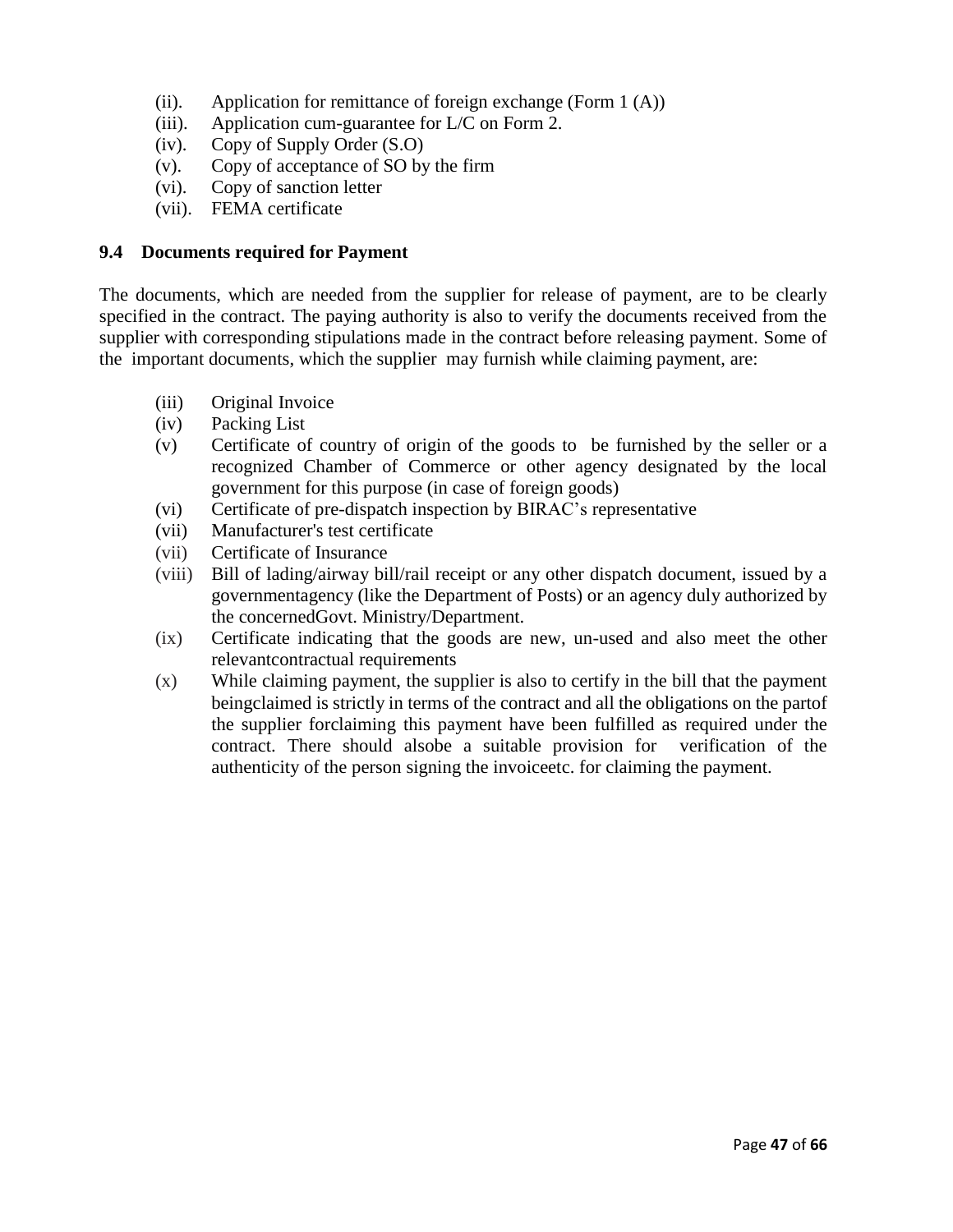- (ii). Application for remittance of foreign exchange (Form 1 (A))
- (iii). Application cum-guarantee for L/C on Form 2.
- (iv). Copy of Supply Order (S.O)
- (v). Copy of acceptance of SO by the firm
- (vi). Copy of sanction letter
- (vii). FEMA certificate

### 9.4 Documents required for Payment

The documents, which are needed from the supplier for release of payment, are to be clearly specified in the contract. The paying authority is also to verify the documents received from the supplier with corresponding stipulations made in the contract before releasing payment. Some of the important documents, which the supplier may furnish while claiming payment, are:

- (iii) Original Invoice
- (iv) Packing List
- (v) Certificate of country of origin of the goods to be furnished by the seller or a recognized Chamber of Commerce or other agency designated by the local government for this purpose (in case of foreign goods)
- (vi) Certificate of pre-dispatch inspection by BIRAC's representative
- (vii) Manufacturer's test certificate
- (vii) Certificate of Insurance
- (viii) Bill of lading/airway bill/rail receipt or any other dispatch document, issued by a governmentagency (like the Department of Posts) or an agency duly authorized by the concernedGovt. Ministry/Department.
- (ix) Certificate indicating that the goods are new, un-used and also meet the other relevantcontractual requirements
- (x) While claiming payment, the supplier is also to certify in the bill that the payment beingclaimed is strictly in terms of the contract and all the obligations on the partof the supplier forclaiming this payment have been fulfilled as required under the contract. There should alsobe a suitable provision for verification of the authenticity of the person signing the invoiceetc. for claiming the payment.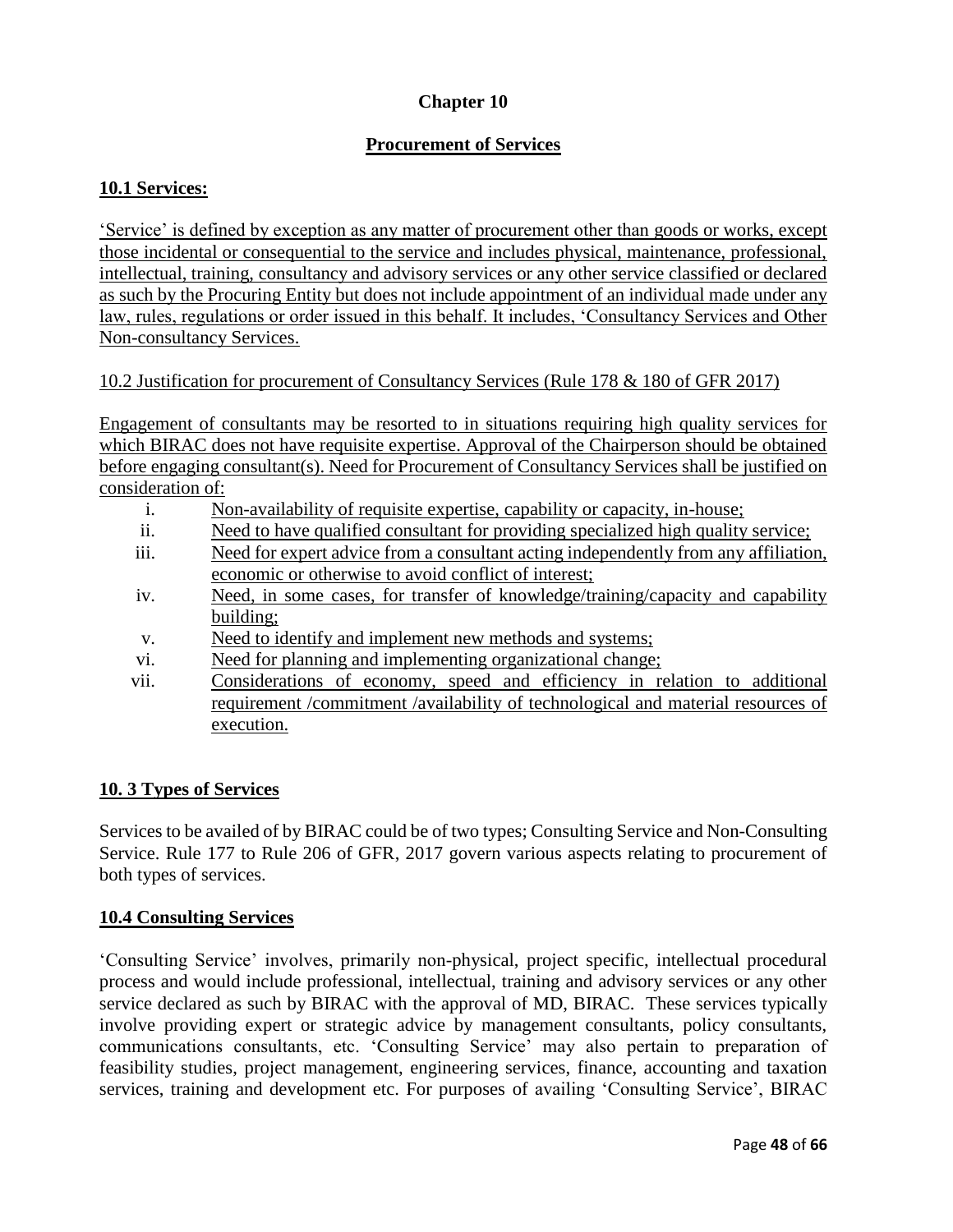# Chapter 10

## Procurement of Services

### 10.1 Services:

'Service' is defined by exception as any matter of procurement other than goods or works, except those incidental or consequential to the service and includes physical, maintenance, professional, intellectual, training, consultancy and advisory services or any other service classified or declared as such by the Procuring Entity but does not include appointment of an individual made under any law, rules, regulations or order issued in this behalf. It includes, 'Consultancy Services and Other Non-consultancy Services.

10.2 Justification for procurement of Consultancy Services (Rule 178 & 180 of GFR 2017)

Engagement of consultants may be resorted to in situations requiring high quality services for which BIRAC does not have requisite expertise. Approval of the Chairperson should be obtained before engaging consultant(s). Need for Procurement of Consultancy Services shall be justified on consideration of:

i. Non-availability of requisite expertise, capability or capacity, in-house;
ii. Need to have qualified consultant for providing specialized high quality service;
iii. Need for expert advice from a consultant acting independently from any affiliation, economic or otherwise to avoid conflict of interest;
iv. Need, in some cases, for transfer of knowledge/training/capacity and capability building;
v. Need to identify and implement new methods and systems;
vi. Need for planning and implementing organizational change;
vii. Considerations of economy, speed and efficiency in relation to additional requirement /commitment /availability of technological and material resources of execution.

### 10. 3 Types of Services

Services to be availed of by BIRAC could be of two types; Consulting Service and Non-Consulting Service. Rule 177 to Rule 206 of GFR, 2017 govern various aspects relating to procurement of both types of services.

### 10.4 Consulting Services

'Consulting Service' involves, primarily non-physical, project specific, intellectual procedural process and would include professional, intellectual, training and advisory services or any other service declared as such by BIRAC with the approval of MD, BIRAC. These services typically involve providing expert or strategic advice by management consultants, policy consultants, communications consultants, etc. 'Consulting Service' may also pertain to preparation of feasibility studies, project management, engineering services, finance, accounting and taxation services, training and development etc. For purposes of availing 'Consulting Service', BIRAC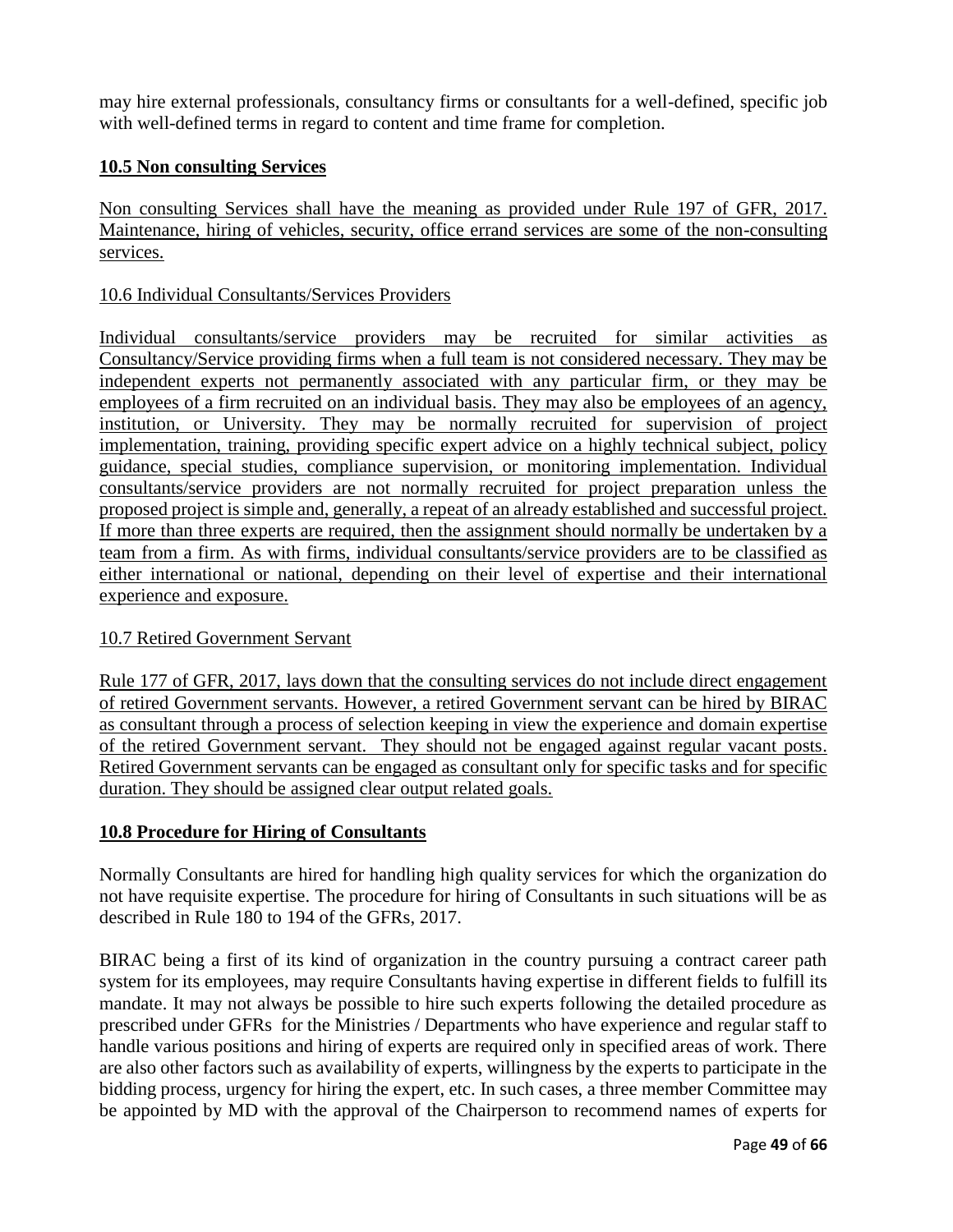may hire external professionals, consultancy firms or consultants for a well-defined, specific job with well-defined terms in regard to content and time frame for completion.

### 10.5 Non consulting Services

Non consulting Services shall have the meaning as provided under Rule 197 of GFR, 2017. Maintenance, hiring of vehicles, security, office errand services are some of the non-consulting services.

### 10.6 Individual Consultants/Services Providers

Individual consultants/service providers may be recruited for similar activities as Consultancy/Service providing firms when a full team is not considered necessary. They may be independent experts not permanently associated with any particular firm, or they may be employees of a firm recruited on an individual basis. They may also be employees of an agency, institution, or University. They may be normally recruited for supervision of project implementation, training, providing specific expert advice on a highly technical subject, policy guidance, special studies, compliance supervision, or monitoring implementation. Individual consultants/service providers are not normally recruited for project preparation unless the proposed project is simple and, generally, a repeat of an already established and successful project. If more than three experts are required, then the assignment should normally be undertaken by a team from a firm. As with firms, individual consultants/service providers are to be classified as either international or national, depending on their level of expertise and their international experience and exposure.

### 10.7 Retired Government Servant

Rule 177 of GFR, 2017, lays down that the consulting services do not include direct engagement of retired Government servants. However, a retired Government servant can be hired by BIRAC as consultant through a process of selection keeping in view the experience and domain expertise of the retired Government servant. They should not be engaged against regular vacant posts. Retired Government servants can be engaged as consultant only for specific tasks and for specific duration. They should be assigned clear output related goals.

### 10.8 Procedure for Hiring of Consultants

Normally Consultants are hired for handling high quality services for which the organization do not have requisite expertise. The procedure for hiring of Consultants in such situations will be as described in Rule 180 to 194 of the GFRs, 2017.

BIRAC being a first of its kind of organization in the country pursuing a contract career path system for its employees, may require Consultants having expertise in different fields to fulfill its mandate. It may not always be possible to hire such experts following the detailed procedure as prescribed under GFRs for the Ministries / Departments who have experience and regular staff to handle various positions and hiring of experts are required only in specified areas of work. There are also other factors such as availability of experts, willingness by the experts to participate in the bidding process, urgency for hiring the expert, etc. In such cases, a three member Committee may be appointed by MD with the approval of the Chairperson to recommend names of experts for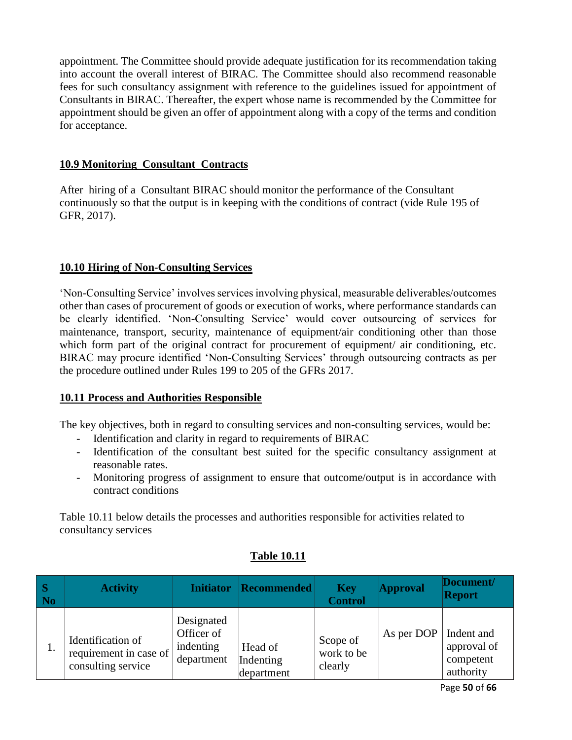appointment. The Committee should provide adequate justification for its recommendation taking into account the overall interest of BIRAC. The Committee should also recommend reasonable fees for such consultancy assignment with reference to the guidelines issued for appointment of Consultants in BIRAC. Thereafter, the expert whose name is recommended by the Committee for appointment should be given an offer of appointment along with a copy of the terms and condition for acceptance.

### 10.9 Monitoring Consultant Contracts

After hiring of a Consultant BIRAC should monitor the performance of the Consultant continuously so that the output is in keeping with the conditions of contract (vide Rule 195 of GFR, 2017).

### 10.10 Hiring of Non-Consulting Services

'Non-Consulting Service' involves services involving physical, measurable deliverables/outcomes other than cases of procurement of goods or execution of works, where performance standards can be clearly identified. 'Non-Consulting Service' would cover outsourcing of services for maintenance, transport, security, maintenance of equipment/air conditioning other than those which form part of the original contract for procurement of equipment/ air conditioning, etc. BIRAC may procure identified 'Non-Consulting Services' through outsourcing contracts as per the procedure outlined under Rules 199 to 205 of the GFRs 2017.

### 10.11 Process and Authorities Responsible

The key objectives, both in regard to consulting services and non-consulting services, would be:

- Identification and clarity in regard to requirements of BIRAC
- Identification of the consultant best suited for the specific consultancy assignment at reasonable rates.
- Monitoring progress of assignment to ensure that outcome/output is in accordance with contract conditions

Table 10.11 below details the processes and authorities responsible for activities related to consultancy services

**Table 10.11**

| S No | Activity | Initiator | Recommended | Key Control | Approval | Document/ Report |
|---|---|---|---|---|---|---|
| 1. | Identification of requirement in case of consulting service | Designated Officer of indenting department | Head of Indenting department | Scope of work to be clearly | As per DOP | Indent and approval of competent authority |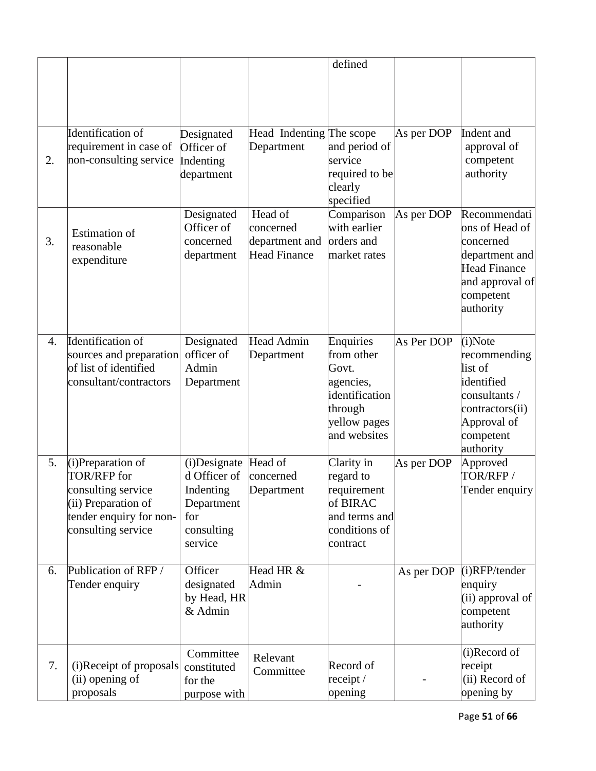| | | | | defined | | |
|---|---|---|---|---|---|---|
| 2. | Identification of requirement in case of non-consulting service | Designated Officer of Indenting department | Head Indenting Department | The scope and period of service required to be clearly specified | As per DOP | Indent and approval of competent authority |
| 3. | Estimation of reasonable expenditure | Designated Officer of concerned department | Head of concerned department and Head Finance | Comparison with earlier orders and market rates | As per DOP | Recommendations of Head of concerned department and Head Finance and approval of competent authority |
| 4. | Identification of sources and preparation of list of identified consultant/contractors | Designated officer of Admin Department | Head Admin Department | Enquiries from other Govt. agencies, identification through yellow pages and websites | As Per DOP | (i)Note recommending list of identified consultants / contractors(ii) Approval of competent authority |
| 5. | (i)Preparation of TOR/RFP for consulting service (ii) Preparation of tender enquiry for non-consulting service | (i)Designated Officer of Indenting Department for consulting service | Head of concerned Department | Clarity in regard to requirement of BIRAC and terms and conditions of contract | As per DOP | Approved TOR/RFP / Tender enquiry |
| 6. | Publication of RFP / Tender enquiry | Officer designated by Head, HR & Admin | Head HR & Admin | - | As per DOP | (i)RFP/tender enquiry (ii) approval of competent authority |
| 7. | (i)Receipt of proposals (ii) opening of proposals | Committee constituted for the purpose with | Relevant Committee | Record of receipt / opening | - | (i)Record of receipt (ii) Record of opening by |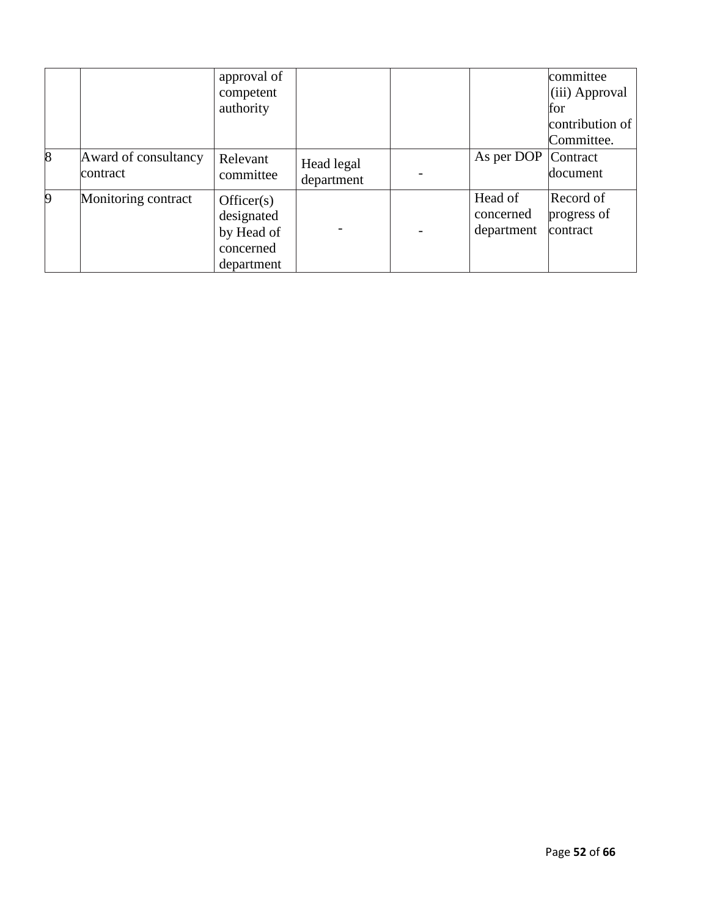| | | | | | | |
|---|---|---|---|---|---|---|
| | | approval of competent authority | | | | committee (iii) Approval for contribution of Committee. |
| 8 | Award of consultancy contract | Relevant committee | Head legal department | - | As per DOP | Contract document |
| 9 | Monitoring contract | Officer(s) designated by Head of concerned department | - | - | Head of concerned department | Record of progress of contract |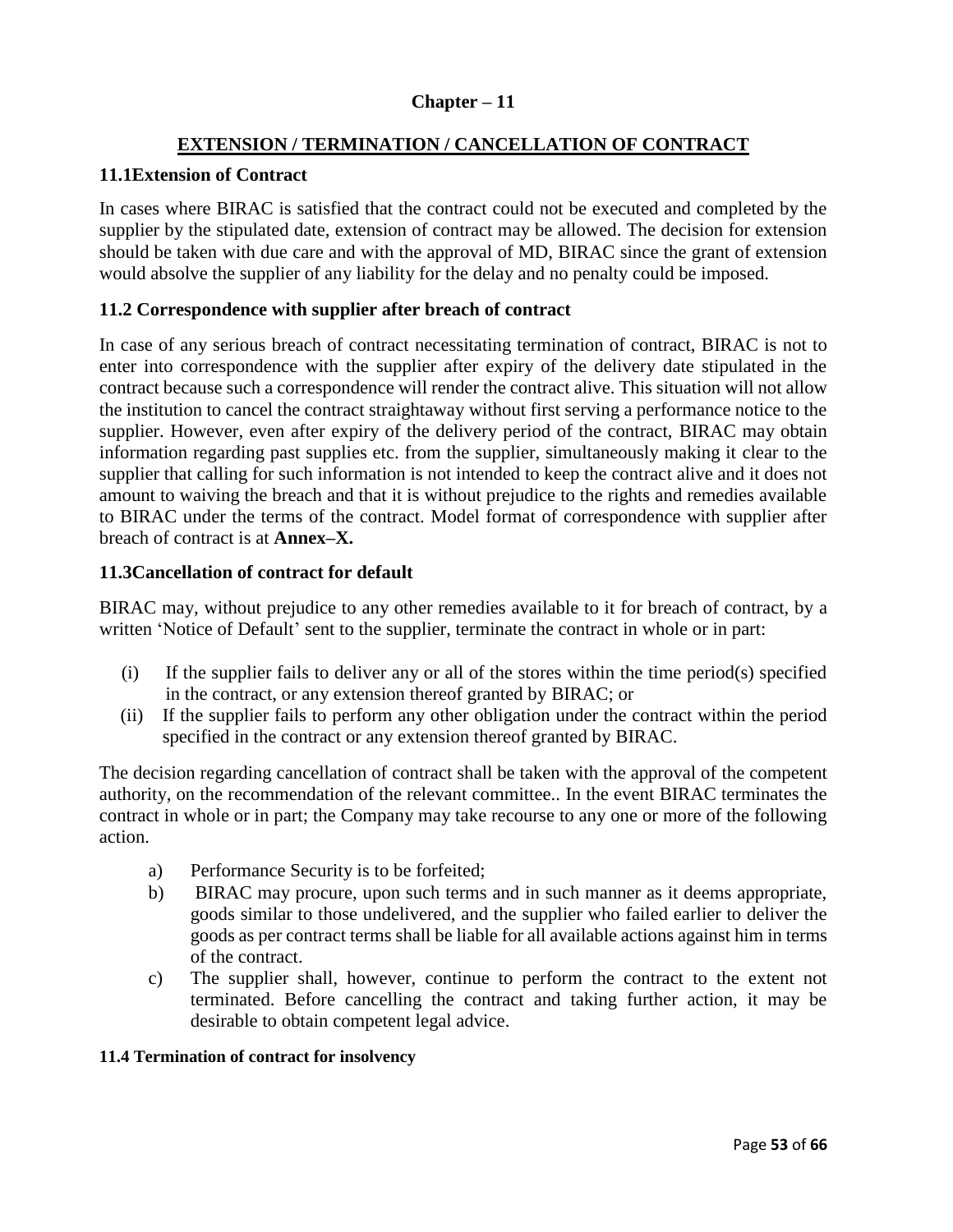# Chapter – 11

## EXTENSION / TERMINATION / CANCELLATION OF CONTRACT

### 11.1Extension of Contract

In cases where BIRAC is satisfied that the contract could not be executed and completed by the supplier by the stipulated date, extension of contract may be allowed. The decision for extension should be taken with due care and with the approval of MD, BIRAC since the grant of extension would absolve the supplier of any liability for the delay and no penalty could be imposed.

### 11.2 Correspondence with supplier after breach of contract

In case of any serious breach of contract necessitating termination of contract, BIRAC is not to enter into correspondence with the supplier after expiry of the delivery date stipulated in the contract because such a correspondence will render the contract alive. This situation will not allow the institution to cancel the contract straightaway without first serving a performance notice to the supplier. However, even after expiry of the delivery period of the contract, BIRAC may obtain information regarding past supplies etc. from the supplier, simultaneously making it clear to the supplier that calling for such information is not intended to keep the contract alive and it does not amount to waiving the breach and that it is without prejudice to the rights and remedies available to BIRAC under the terms of the contract. Model format of correspondence with supplier after breach of contract is at **Annex–X.**

### 11.3Cancellation of contract for default

BIRAC may, without prejudice to any other remedies available to it for breach of contract, by a written 'Notice of Default' sent to the supplier, terminate the contract in whole or in part:

(i) If the supplier fails to deliver any or all of the stores within the time period(s) specified in the contract, or any extension thereof granted by BIRAC; or
(ii) If the supplier fails to perform any other obligation under the contract within the period specified in the contract or any extension thereof granted by BIRAC.

The decision regarding cancellation of contract shall be taken with the approval of the competent authority, on the recommendation of the relevant committee.. In the event BIRAC terminates the contract in whole or in part; the Company may take recourse to any one or more of the following action.

a) Performance Security is to be forfeited;
b) BIRAC may procure, upon such terms and in such manner as it deems appropriate, goods similar to those undelivered, and the supplier who failed earlier to deliver the goods as per contract terms shall be liable for all available actions against him in terms of the contract.
c) The supplier shall, however, continue to perform the contract to the extent not terminated. Before cancelling the contract and taking further action, it may be desirable to obtain competent legal advice.

#### 11.4 Termination of contract for insolvency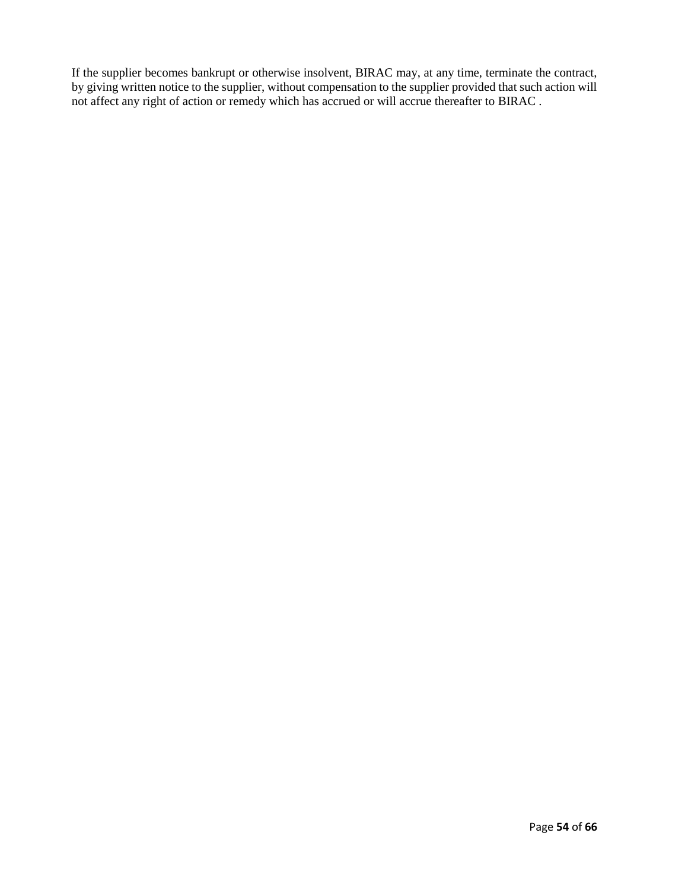If the supplier becomes bankrupt or otherwise insolvent, BIRAC may, at any time, terminate the contract, by giving written notice to the supplier, without compensation to the supplier provided that such action will not affect any right of action or remedy which has accrued or will accrue thereafter to BIRAC .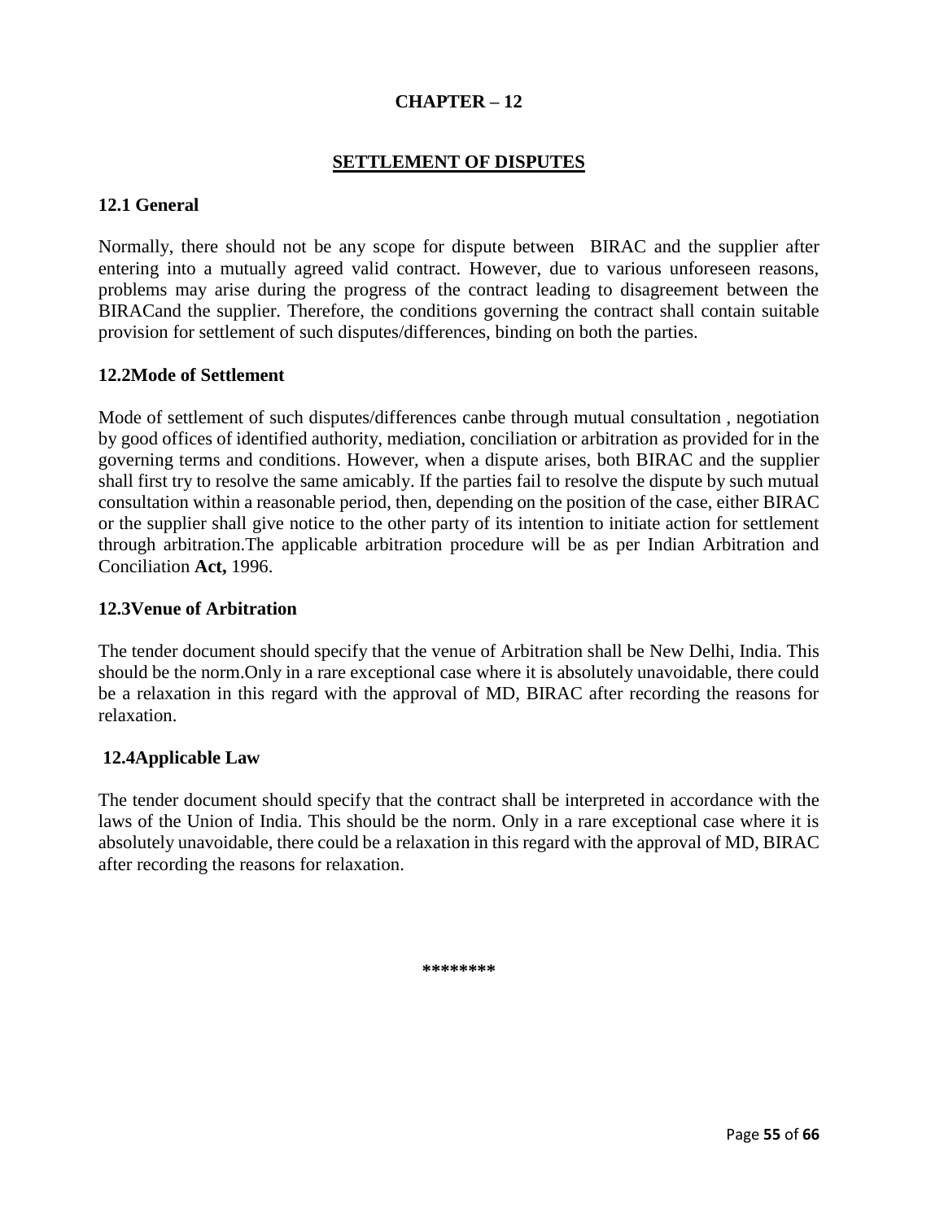# CHAPTER – 12

## SETTLEMENT OF DISPUTES

### 12.1 General

Normally, there should not be any scope for dispute between BIRAC and the supplier after entering into a mutually agreed valid contract. However, due to various unforeseen reasons, problems may arise during the progress of the contract leading to disagreement between the BIRACand the supplier. Therefore, the conditions governing the contract shall contain suitable provision for settlement of such disputes/differences, binding on both the parties.

### 12.2Mode of Settlement

Mode of settlement of such disputes/differences canbe through mutual consultation , negotiation by good offices of identified authority, mediation, conciliation or arbitration as provided for in the governing terms and conditions. However, when a dispute arises, both BIRAC and the supplier shall first try to resolve the same amicably. If the parties fail to resolve the dispute by such mutual consultation within a reasonable period, then, depending on the position of the case, either BIRAC or the supplier shall give notice to the other party of its intention to initiate action for settlement through arbitration.The applicable arbitration procedure will be as per Indian Arbitration and Conciliation **Act,** 1996.

### 12.3Venue of Arbitration

The tender document should specify that the venue of Arbitration shall be New Delhi, India. This should be the norm.Only in a rare exceptional case where it is absolutely unavoidable, there could be a relaxation in this regard with the approval of MD, BIRAC after recording the reasons for relaxation.

### 12.4Applicable Law

The tender document should specify that the contract shall be interpreted in accordance with the laws of the Union of India. This should be the norm. Only in a rare exceptional case where it is absolutely unavoidable, there could be a relaxation in this regard with the approval of MD, BIRAC after recording the reasons for relaxation.

********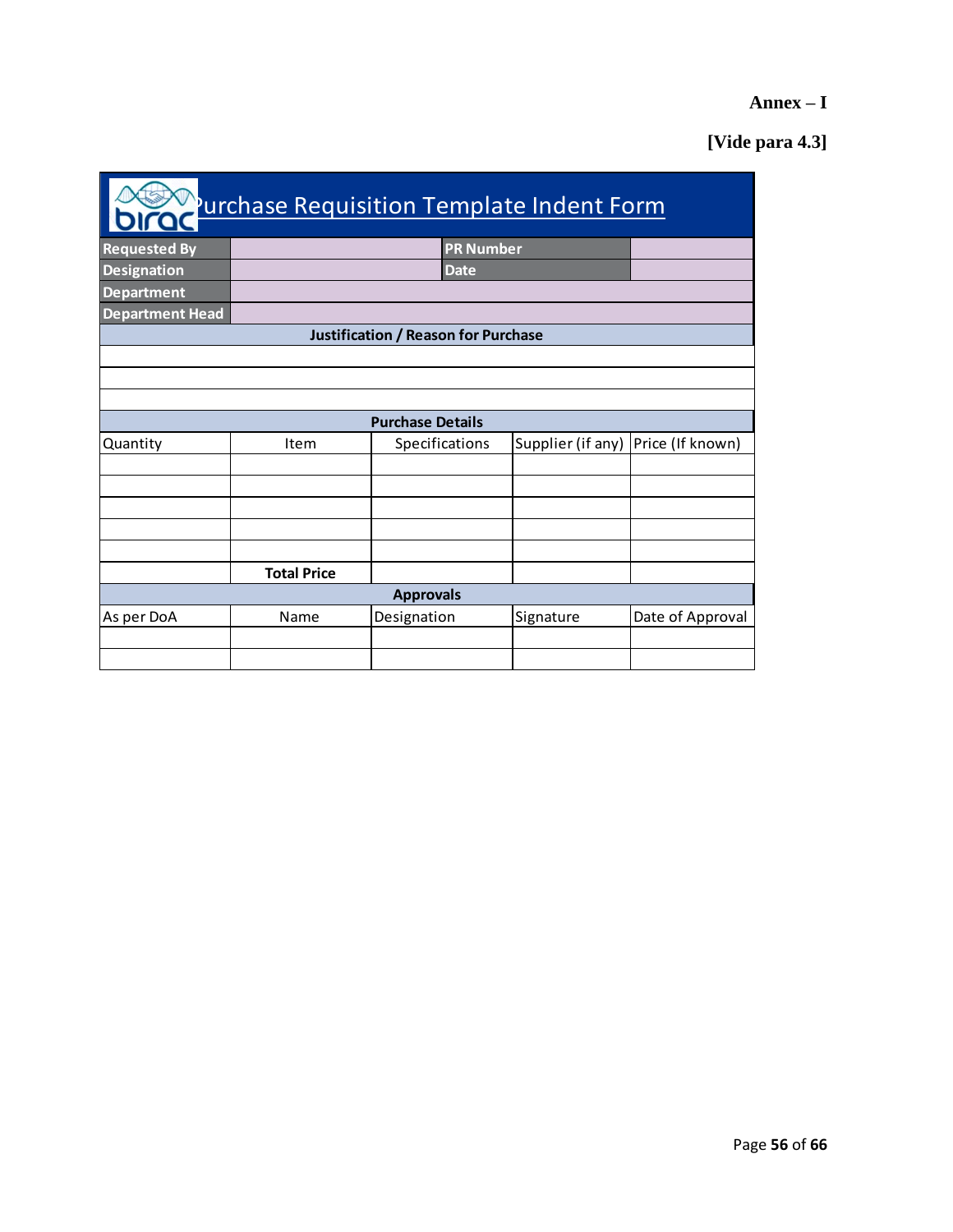**Annex – I**

**[Vide para 4.3]**

# Purchase Requisition Template Indent Form

| | | | | |
|---|---|---|---|---|
| **Requested By** | | | **PR Number** | |
| **Designation** | | | **Date** | |
| **Department** | | | | |
| **Department Head** | | | | |
| **Justification / Reason for Purchase** | | | | |
| | | | | |
| | | | | |
| | | | | |
| **Purchase Details** | | | | |
| Quantity | Item | Specifications | Supplier (if any) | Price (If known) |
| | | | | |
| | | | | |
| | | | | |
| | | | | |
| | | | | |
| | **Total Price** | | | |
| **Approvals** | | | | |
| As per DoA | Name | Designation | Signature | Date of Approval |
| | | | | |
| | | | | |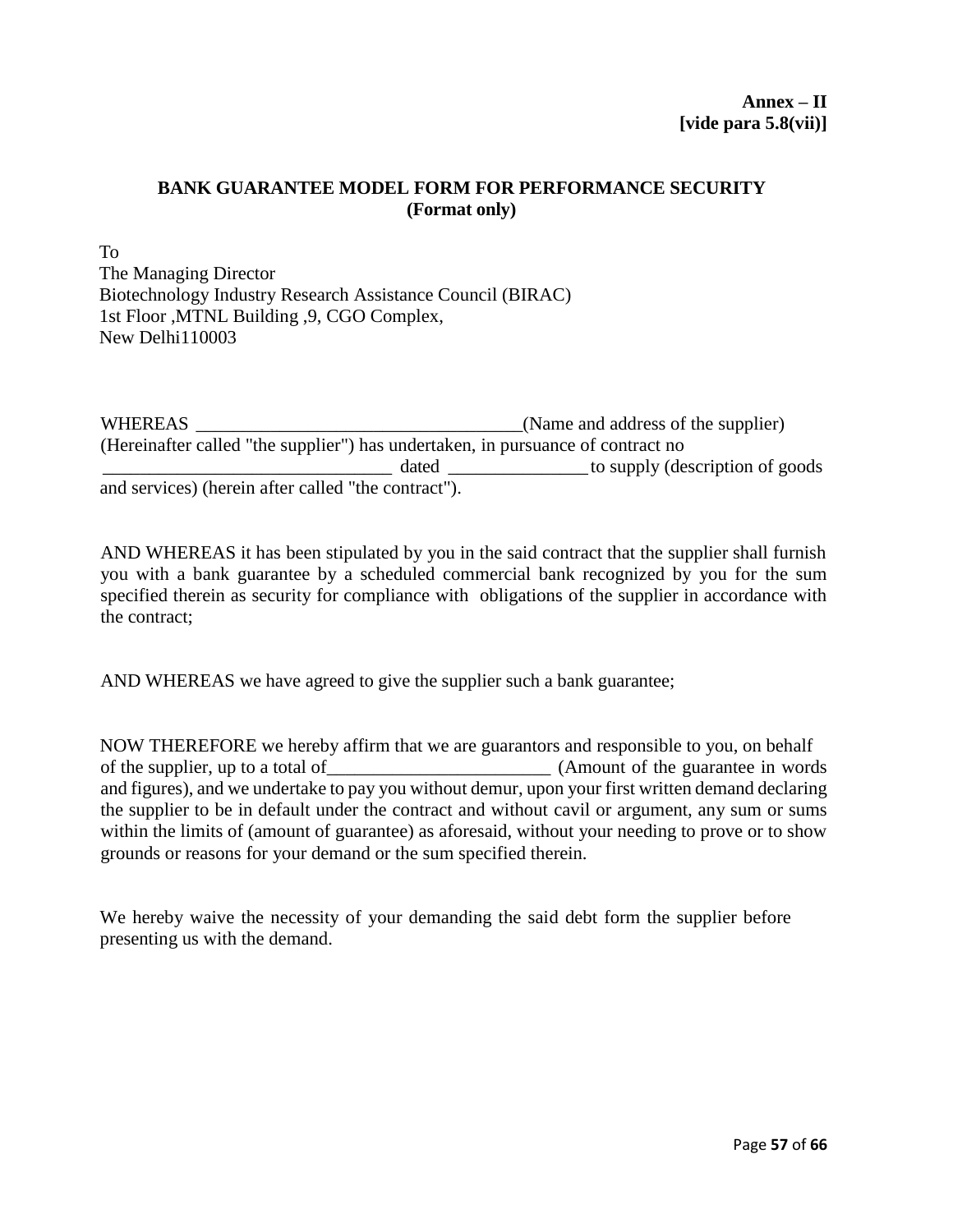**Annex – II**
**[vide para 5.8(vii)]**

## BANK GUARANTEE MODEL FORM FOR PERFORMANCE SECURITY
**(Format only)**

To
The Managing Director
Biotechnology Industry Research Assistance Council (BIRAC)
1st Floor ,MTNL Building ,9, CGO Complex,
New Delhi110003

WHEREAS ___________________________________(Name and address of the supplier) (Hereinafter called "the supplier") has undertaken, in pursuance of contract no _______________________________ dated _______________ to supply (description of goods and services) (herein after called "the contract").

AND WHEREAS it has been stipulated by you in the said contract that the supplier shall furnish you with a bank guarantee by a scheduled commercial bank recognized by you for the sum specified therein as security for compliance with obligations of the supplier in accordance with the contract;

AND WHEREAS we have agreed to give the supplier such a bank guarantee;

NOW THEREFORE we hereby affirm that we are guarantors and responsible to you, on behalf of the supplier, up to a total of________________________ (Amount of the guarantee in words and figures), and we undertake to pay you without demur, upon your first written demand declaring the supplier to be in default under the contract and without cavil or argument, any sum or sums within the limits of (amount of guarantee) as aforesaid, without your needing to prove or to show grounds or reasons for your demand or the sum specified therein.

We hereby waive the necessity of your demanding the said debt form the supplier before presenting us with the demand.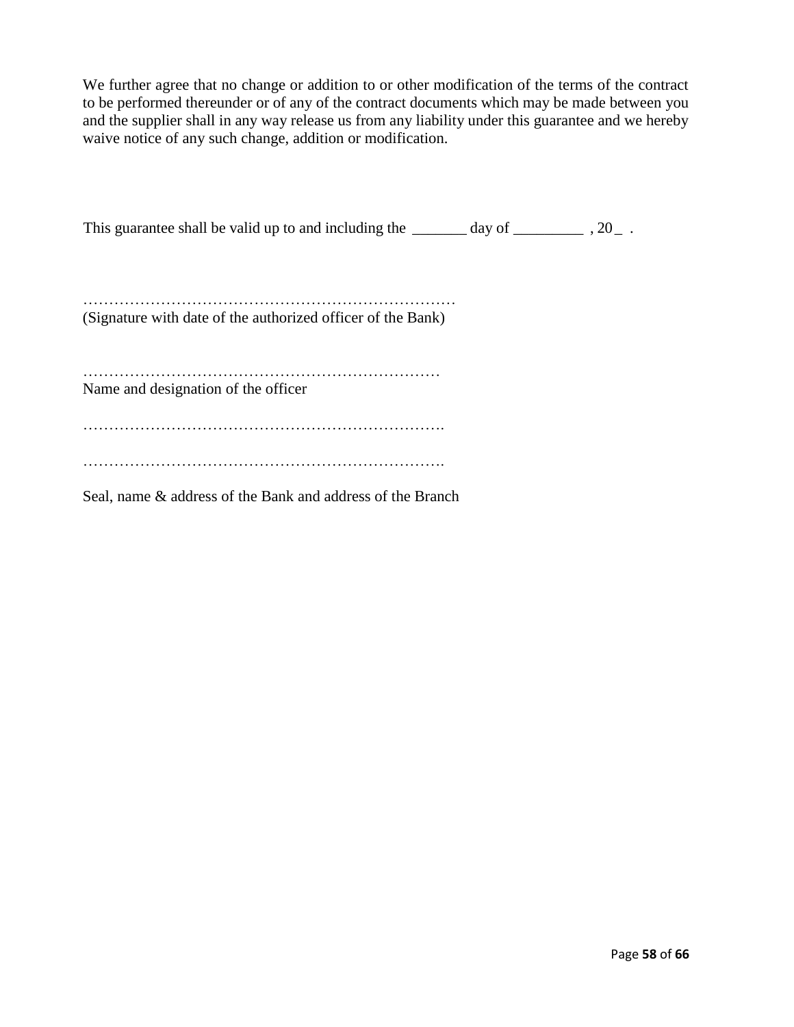We further agree that no change or addition to or other modification of the terms of the contract to be performed thereunder or of any of the contract documents which may be made between you and the supplier shall in any way release us from any liability under this guarantee and we hereby waive notice of any such change, addition or modification.

This guarantee shall be valid up to and including the _______ day of _________ , 20_ .

………………………………………………………………
(Signature with date of the authorized officer of the Bank)

……………………………………………………………
Name and designation of the officer

…………………………………………………………….

…………………………………………………………….

Seal, name & address of the Bank and address of the Branch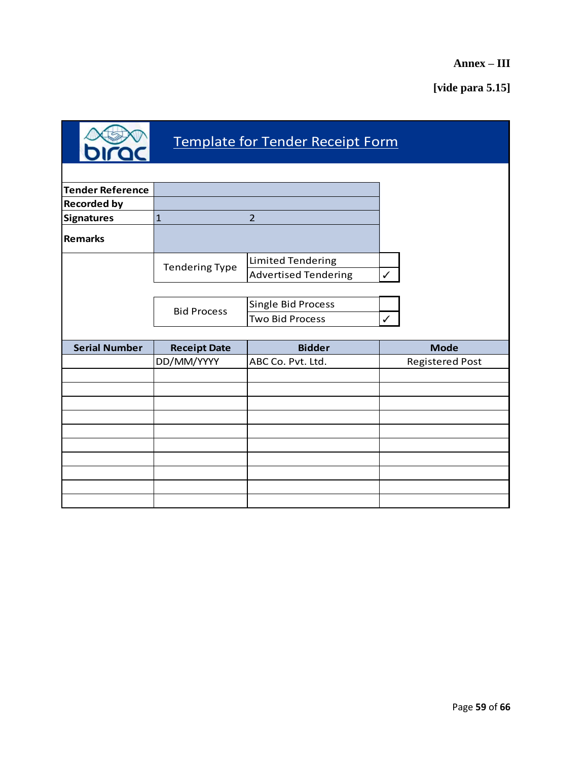**Annex – III**

**[vide para 5.15]**

## Template for Tender Receipt Form

| | | | |
|---|---|---|---|
| **Tender Reference** | | | |
| **Recorded by** | | | |
| **Signatures** | 1 | 2 | |
| **Remarks** | | | |

| | | |
|---|---|---|
| Tendering Type | Limited Tendering | |
| | Advertised Tendering | ✓ |

| | | |
|---|---|---|
| Bid Process | Single Bid Process | |
| | Two Bid Process | ✓ |

| Serial Number | Receipt Date | Bidder | Mode |
|---|---|---|---|
| | DD/MM/YYYY | ABC Co. Pvt. Ltd. | Registered Post |
| | | | |
| | | | |
| | | | |
| | | | |
| | | | |
| | | | |
| | | | |
| | | | |
| | | | |
| | | | |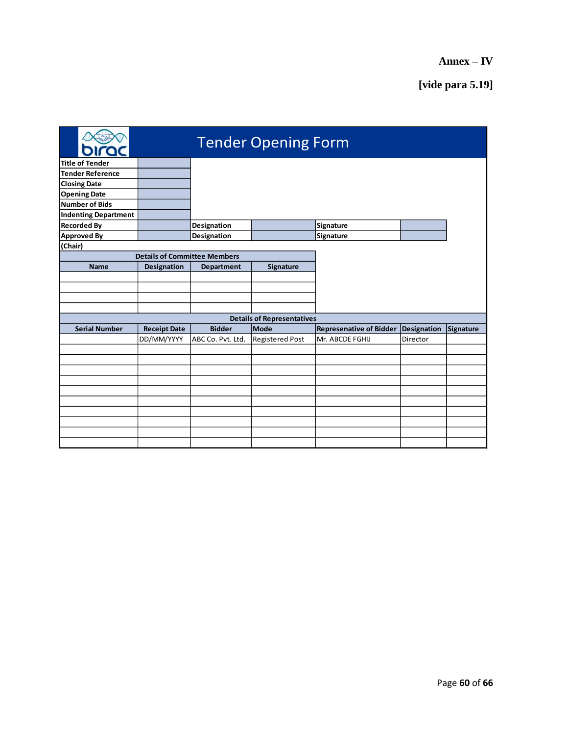**Annex – IV**

**[vide para 5.19]**

# Tender Opening Form

| | | | | | | |
|---|---|---|---|---|---|---|
| **Title of Tender** | | | | | | |
| **Tender Reference** | | | | | | |
| **Closing Date** | | | | | | |
| **Opening Date** | | | | | | |
| **Number of Bids** | | | | | | |
| **Indenting Department** | | | | | | |
| **Recorded By** | | **Designation** | | **Signature** | | |
| **Approved By (Chair)** | | **Designation** | | **Signature** | | |

**Details of Committee Members**

| Name | Designation | Department | Signature |
|---|---|---|---|
| | | | |
| | | | |
| | | | |
| | | | |

**Details of Representatives**

| Serial Number | Receipt Date | Bidder | Mode | Represenative of Bidder | Designation | Signature |
|---|---|---|---|---|---|---|
| | DD/MM/YYYY | ABC Co. Pvt. Ltd. | Registered Post | Mr. ABCDE FGHIJ | Director | |
| | | | | | | |
| | | | | | | |
| | | | | | | |
| | | | | | | |
| | | | | | | |
| | | | | | | |
| | | | | | | |
| | | | | | | |
| | | | | | | |
| | | | | | | |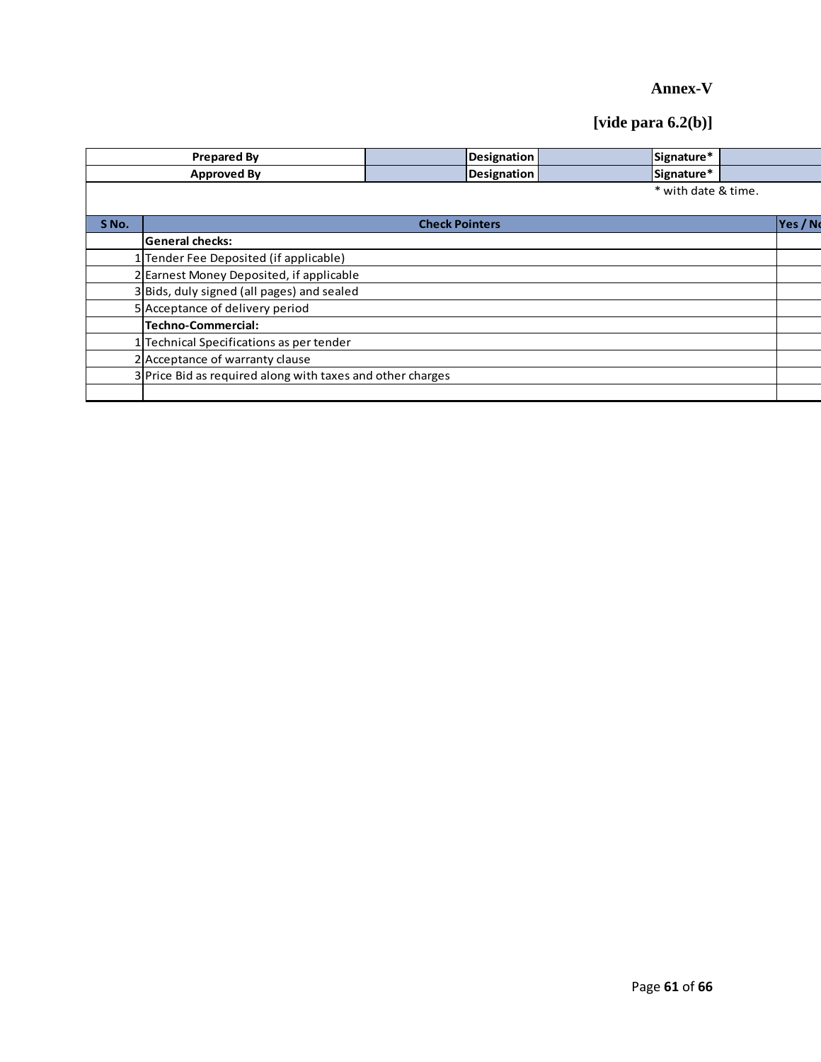**Annex-V**

**[vide para 6.2(b)]**

| Prepared By | | Designation | | Signature* | |
|---|---|---|---|---|---|
| Approved By | | Designation | | Signature* | |

\* with date & time.

| S No. | Check Pointers | Yes / No |
|---|---|---|
| | **General checks:** | |
| 1 | Tender Fee Deposited (if applicable) | |
| 2 | Earnest Money Deposited, if applicable | |
| 3 | Bids, duly signed (all pages) and sealed | |
| 5 | Acceptance of delivery period | |
| | **Techno-Commercial:** | |
| 1 | Technical Specifications as per tender | |
| 2 | Acceptance of warranty clause | |
| 3 | Price Bid as required along with taxes and other charges | |
| | | |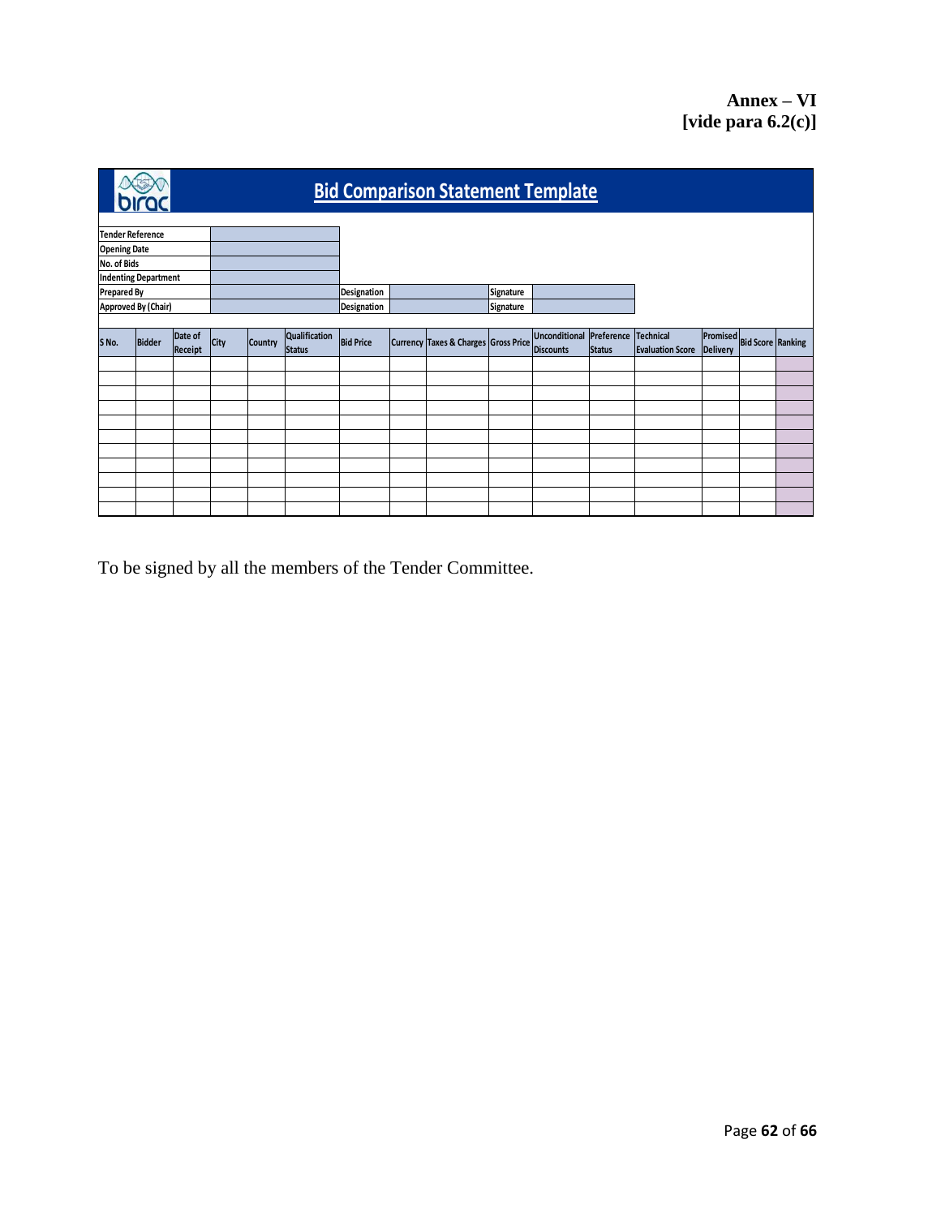**Annex – VI**
**[vide para 6.2(c)]**

# Bid Comparison Statement Template

| | | | | | |
|---|---|---|---|---|---|
| Tender Reference | | | | | |
| Opening Date | | | | | |
| No. of Bids | | | | | |
| Indenting Department | | | | | |
| Prepared By | | Designation | | Signature | |
| Approved By (Chair) | | Designation | | Signature | |

| S No. | Bidder | Date of Receipt | City | Country | Qualification Status | Bid Price | Currency | Taxes & Charges | Gross Price | Unconditional Discounts | Preference Status | Technical Evaluation Score | Promised Delivery | Bid Score | Ranking |
|---|---|---|---|---|---|---|---|---|---|---|---|---|---|---|---|
| | | | | | | | | | | | | | | | |
| | | | | | | | | | | | | | | | |
| | | | | | | | | | | | | | | | |
| | | | | | | | | | | | | | | | |
| | | | | | | | | | | | | | | | |
| | | | | | | | | | | | | | | | |
| | | | | | | | | | | | | | | | |
| | | | | | | | | | | | | | | | |
| | | | | | | | | | | | | | | | |
| | | | | | | | | | | | | | | | |
| | | | | | | | | | | | | | | | |

To be signed by all the members of the Tender Committee.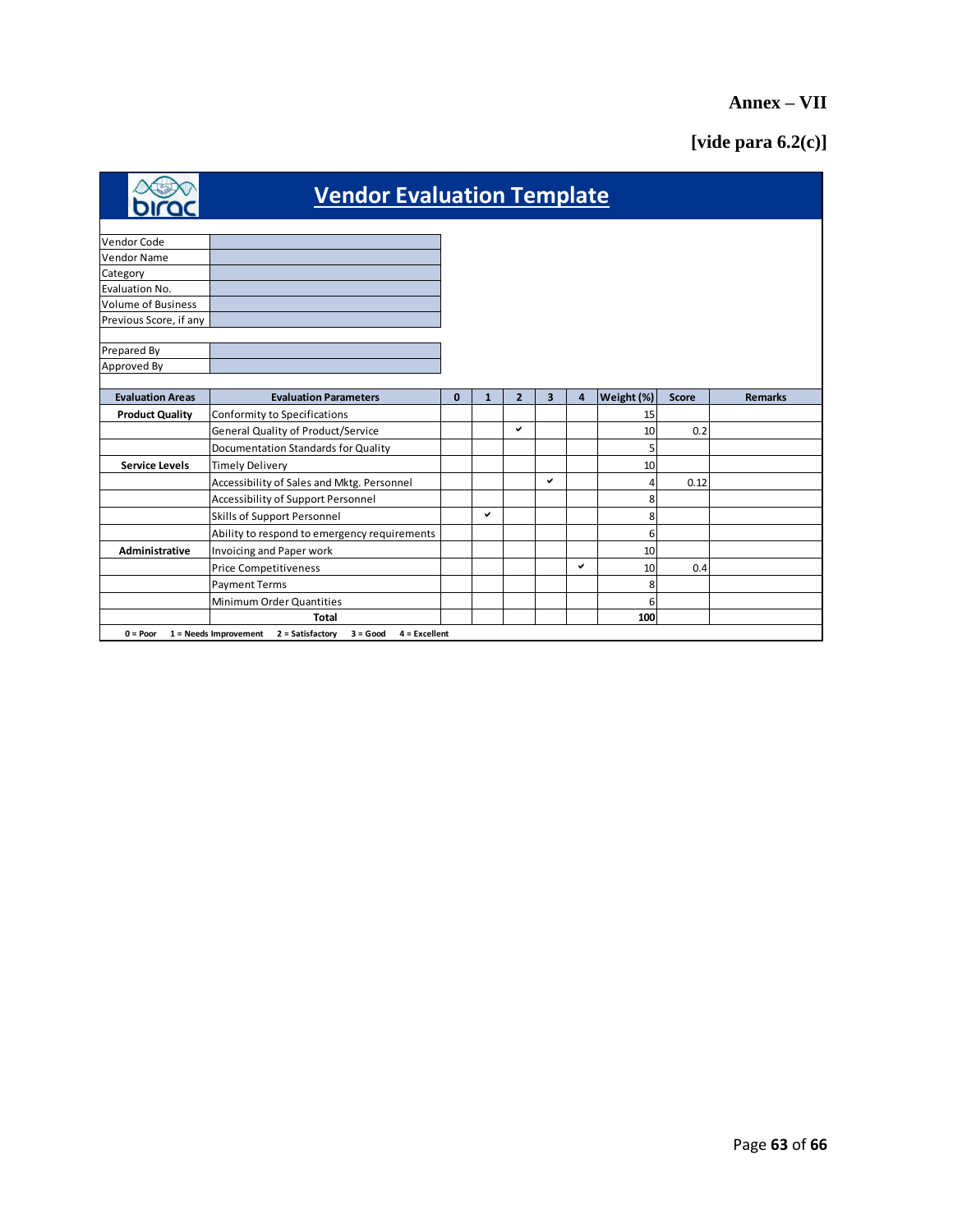**Annex – VII**

**[vide para 6.2(c)]**

# Vendor Evaluation Template

| | |
|---|---|
| Vendor Code | |
| Vendor Name | |
| Category | |
| Evaluation No. | |
| Volume of Business | |
| Previous Score, if any | |

| | |
|---|---|
| Prepared By | |
| Approved By | |

| Evaluation Areas | Evaluation Parameters | 0 | 1 | 2 | 3 | 4 | Weight (%) | Score | Remarks |
|---|---|---|---|---|---|---|---|---|---|
| **Product Quality** | Conformity to Specifications | | | | | | 15 | | |
| | General Quality of Product/Service | | | ✔ | | | 10 | 0.2 | |
| | Documentation Standards for Quality | | | | | | 5 | | |
| **Service Levels** | Timely Delivery | | | | | | 10 | | |
| | Accessibility of Sales and Mktg. Personnel | | | | ✔ | | 4 | 0.12 | |
| | Accessibility of Support Personnel | | | | | | 8 | | |
| | Skills of Support Personnel | | ✔ | | | | 8 | | |
| | Ability to respond to emergency requirements | | | | | | 6 | | |
| **Administrative** | Invoicing and Paper work | | | | | | 10 | | |
| | Price Competitiveness | | | | | ✔ | 10 | 0.4 | |
| | Payment Terms | | | | | | 8 | | |
| | Minimum Order Quantities | | | | | | 6 | | |
| | **Total** | | | | | | **100** | | |

**0 = Poor  1 = Needs Improvement  2 = Satisfactory  3 = Good  4 = Excellent**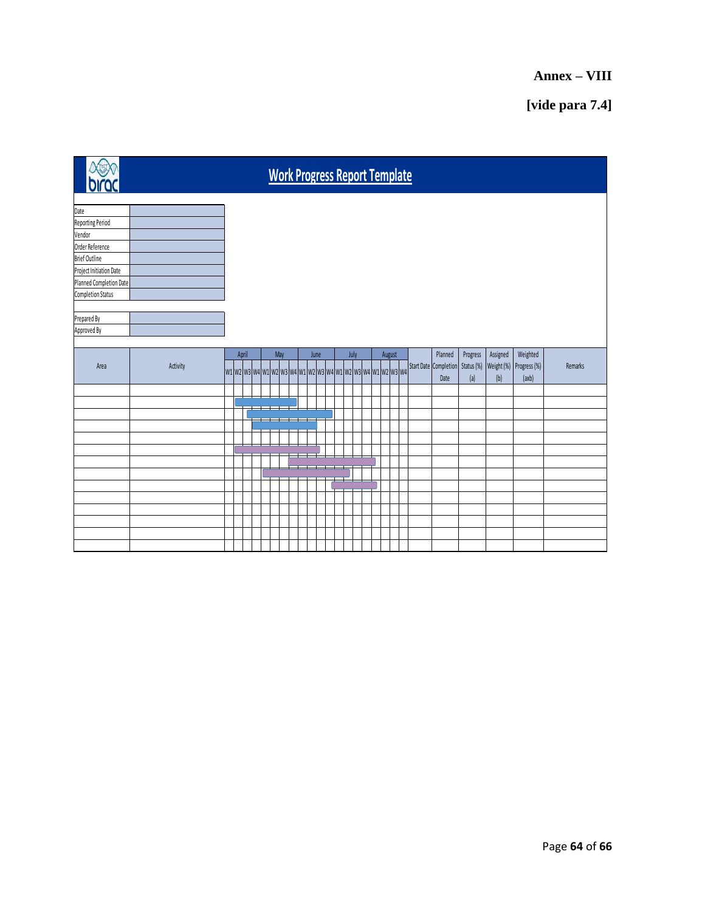**Annex – VIII**

**[vide para 7.4]**

# Work Progress Report Template

| | |
|---|---|
| Date | |
| Reporting Period | |
| Vendor | |
| Order Reference | |
| Brief Outline | |
| Project Initiation Date | |
| Planned Completion Date | |
| Completion Status | |
| | |
| Prepared By | |
| Approved By | |

| Area | Activity | April | | | | May | | | | June | | | | July | | | | August | | | | Start Date | Planned Completion Date | Progress Status (%) (a) | Assigned Weight (%) (b) | Weighted Progress (%) (axb) | Remarks |
|---|---|---|---|---|---|---|---|---|---|---|---|---|---|---|---|---|---|---|---|---|---|---|---|---|---|---|---|
| | | W1 | W2 | W3 | W4 | W1 | W2 | W3 | W4 | W1 | W2 | W3 | W4 | W1 | W2 | W3 | W4 | W1 | W2 | W3 | W4 | | | | | | |
| | | | | | | | | | | | | | | | | | | | | | | | | | | | |
| | | | | | | | | | | | | | | | | | | | | | | | | | | | |
| | | | | | | | | | | | | | | | | | | | | | | | | | | | |
| | | | | | | | | | | | | | | | | | | | | | | | | | | | |
| | | | | | | | | | | | | | | | | | | | | | | | | | | | |
| | | | | | | | | | | | | | | | | | | | | | | | | | | | |
| | | | | | | | | | | | | | | | | | | | | | | | | | | | |
| | | | | | | | | | | | | | | | | | | | | | | | | | | | |
| | | | | | | | | | | | | | | | | | | | | | | | | | | | |
| | | | | | | | | | | | | | | | | | | | | | | | | | | | |
| | | | | | | | | | | | | | | | | | | | | | | | | | | | |
| | | | | | | | | | | | | | | | | | | | | | | | | | | | |
| | | | | | | | | | | | | | | | | | | | | | | | | | | | |
| | | | | | | | | | | | | | | | | | | | | | | | | | | | |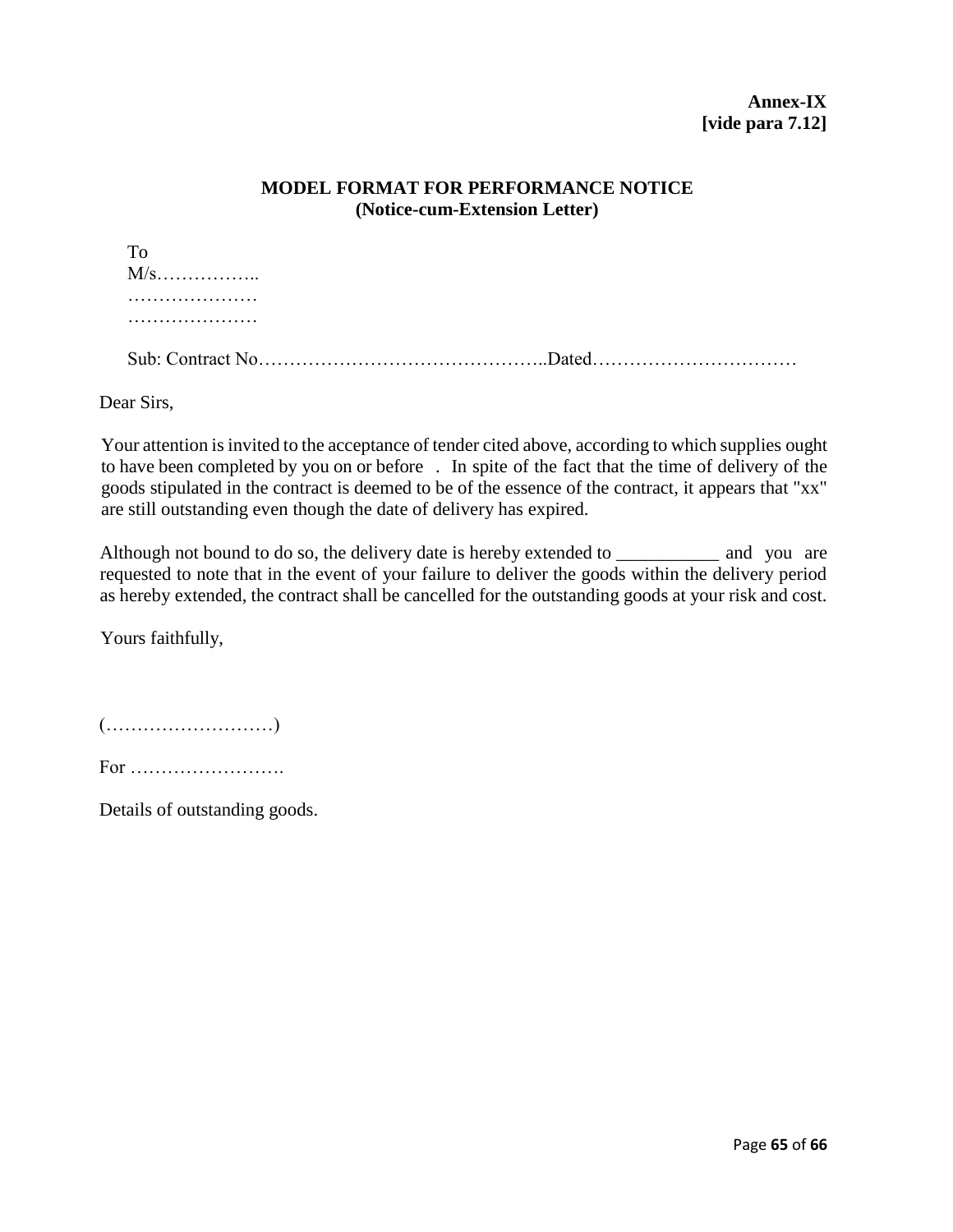**Annex-IX**
**[vide para 7.12]**

**MODEL FORMAT FOR PERFORMANCE NOTICE**
**(Notice-cum-Extension Letter)**

To
M/s……………..
…………………
…………………

Sub: Contract No………………………………………..Dated……………………………

Dear Sirs,

Your attention is invited to the acceptance of tender cited above, according to which supplies ought to have been completed by you on or before . In spite of the fact that the time of delivery of the goods stipulated in the contract is deemed to be of the essence of the contract, it appears that "xx" are still outstanding even though the date of delivery has expired.

Although not bound to do so, the delivery date is hereby extended to ___________ and you are requested to note that in the event of your failure to deliver the goods within the delivery period as hereby extended, the contract shall be cancelled for the outstanding goods at your risk and cost.

Yours faithfully,

(………………………)

For …………………….

Details of outstanding goods.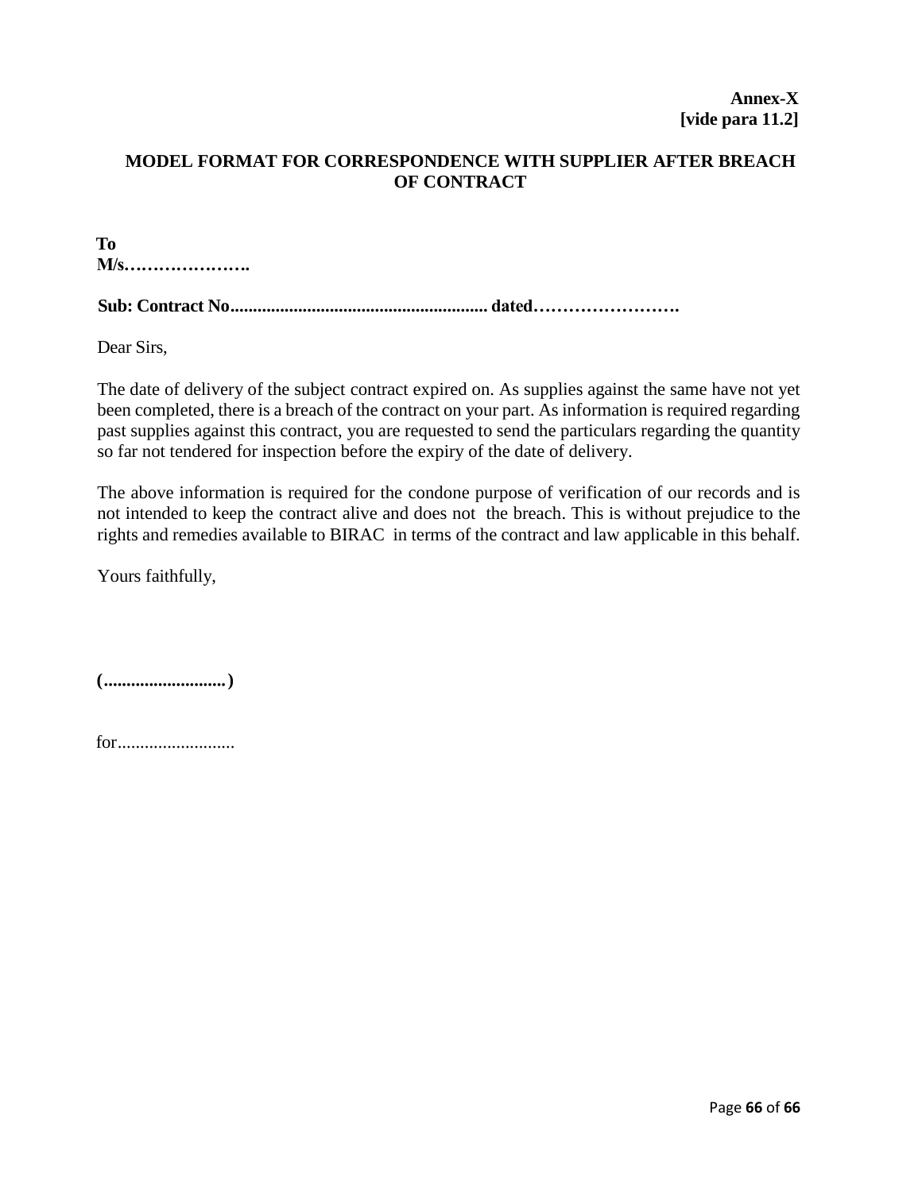**Annex-X**
**[vide para 11.2]**

## MODEL FORMAT FOR CORRESPONDENCE WITH SUPPLIER AFTER BREACH OF CONTRACT

**To**
**M/s………………….**

**Sub: Contract No......................................................... dated…………………….**

Dear Sirs,

The date of delivery of the subject contract expired on. As supplies against the same have not yet been completed, there is a breach of the contract on your part. As information is required regarding past supplies against this contract, you are requested to send the particulars regarding the quantity so far not tendered for inspection before the expiry of the date of delivery.

The above information is required for the condone purpose of verification of our records and is not intended to keep the contract alive and does not the breach. This is without prejudice to the rights and remedies available to BIRAC in terms of the contract and law applicable in this behalf.

Yours faithfully,

**(...........................)**

for..........................